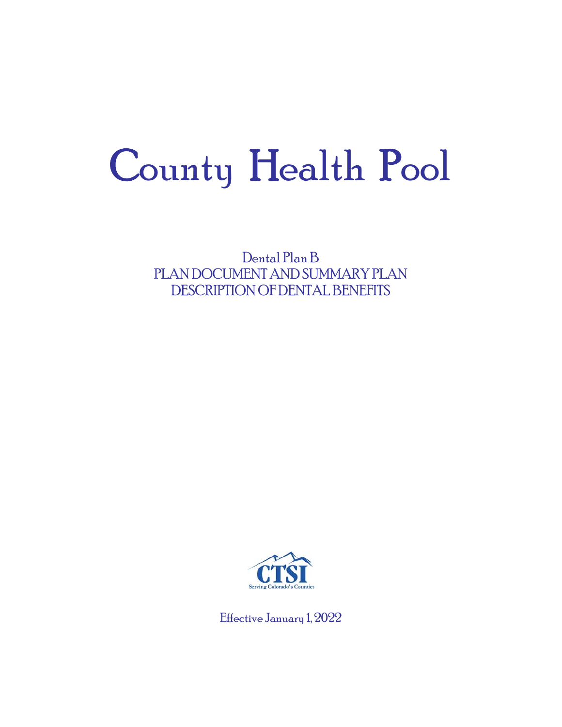# County Health Pool

Dental Plan B

PLAN DOCUMENT AND SUMMARY PLAN DESCRIPTION OF DENTAL BENEFITS

CTSI

Serving Colorado's Counties

Effective January 1, 2022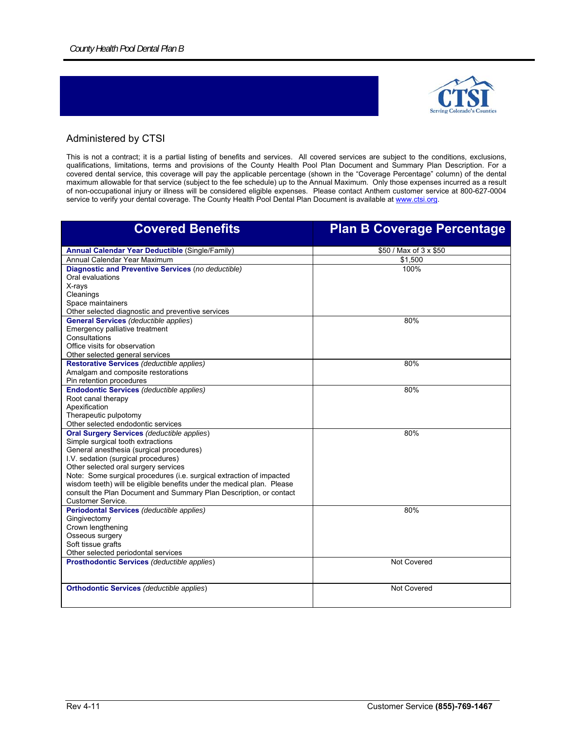Administered by CTSI

This is not a contract; it is a partial listing of benefits and services. All covered services are subject to the conditions, exclusions, qualifications, limitations, terms and provisions of the County Health Pool Plan Document and Summary Plan Description. For a covered dental service, this coverage will pay the applicable percentage (shown in the "Coverage Percentage" column) of the dental maximum allowable for that service (subject to the fee schedule) up to the Annual Maximum. Only those expenses incurred as a result of non-occupational injury or illness will be considered eligible expenses. Please contact Anthem customer service at 800-627-0004 service to verify your dental coverage. The County Health Pool Dental Plan Document is available at www.ctsi.org.

| Covered Benefits | Plan B Coverage Percentage |
|---|---|
| **Annual Calendar Year Deductible** (Single/Family) | $50 / Max of 3 x $50 |
| Annual Calendar Year Maximum | $1,500 |
| **Diagnostic and Preventive Services** (*no deductible*)<br>Oral evaluations<br>X-rays<br>Cleanings<br>Space maintainers<br>Other selected diagnostic and preventive services | 100% |
| **General Services** (*deductible applies*)<br>Emergency palliative treatment<br>Consultations<br>Office visits for observation<br>Other selected general services | 80% |
| **Restorative Services** (*deductible applies*)<br>Amalgam and composite restorations<br>Pin retention procedures | 80% |
| **Endodontic Services** (*deductible applies*)<br>Root canal therapy<br>Apexification<br>Therapeutic pulpotomy<br>Other selected endodontic services | 80% |
| **Oral Surgery Services** (*deductible applies*)<br>Simple surgical tooth extractions<br>General anesthesia (surgical procedures)<br>I.V. sedation (surgical procedures)<br>Other selected oral surgery services<br>Note: Some surgical procedures (i.e. surgical extraction of impacted wisdom teeth) will be eligible benefits under the medical plan. Please consult the Plan Document and Summary Plan Description, or contact Customer Service. | 80% |
| **Periodontal Services** (*deductible applies*)<br>Gingivectomy<br>Crown lengthening<br>Osseous surgery<br>Soft tissue grafts<br>Other selected periodontal services | 80% |
| **Prosthodontic Services** (*deductible applies*) | Not Covered |
| **Orthodontic Services** (*deductible applies*) | Not Covered |

Rev 4-11

Customer Service **(855)-769-1467**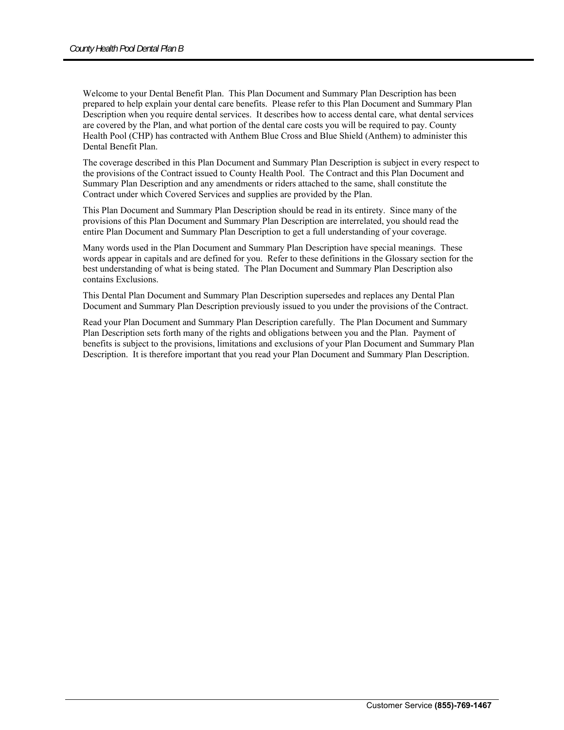Welcome to your Dental Benefit Plan. This Plan Document and Summary Plan Description has been prepared to help explain your dental care benefits. Please refer to this Plan Document and Summary Plan Description when you require dental services. It describes how to access dental care, what dental services are covered by the Plan, and what portion of the dental care costs you will be required to pay. County Health Pool (CHP) has contracted with Anthem Blue Cross and Blue Shield (Anthem) to administer this Dental Benefit Plan.

The coverage described in this Plan Document and Summary Plan Description is subject in every respect to the provisions of the Contract issued to County Health Pool. The Contract and this Plan Document and Summary Plan Description and any amendments or riders attached to the same, shall constitute the Contract under which Covered Services and supplies are provided by the Plan.

This Plan Document and Summary Plan Description should be read in its entirety. Since many of the provisions of this Plan Document and Summary Plan Description are interrelated, you should read the entire Plan Document and Summary Plan Description to get a full understanding of your coverage.

Many words used in the Plan Document and Summary Plan Description have special meanings. These words appear in capitals and are defined for you. Refer to these definitions in the Glossary section for the best understanding of what is being stated. The Plan Document and Summary Plan Description also contains Exclusions.

This Dental Plan Document and Summary Plan Description supersedes and replaces any Dental Plan Document and Summary Plan Description previously issued to you under the provisions of the Contract.

Read your Plan Document and Summary Plan Description carefully. The Plan Document and Summary Plan Description sets forth many of the rights and obligations between you and the Plan. Payment of benefits is subject to the provisions, limitations and exclusions of your Plan Document and Summary Plan Description. It is therefore important that you read your Plan Document and Summary Plan Description.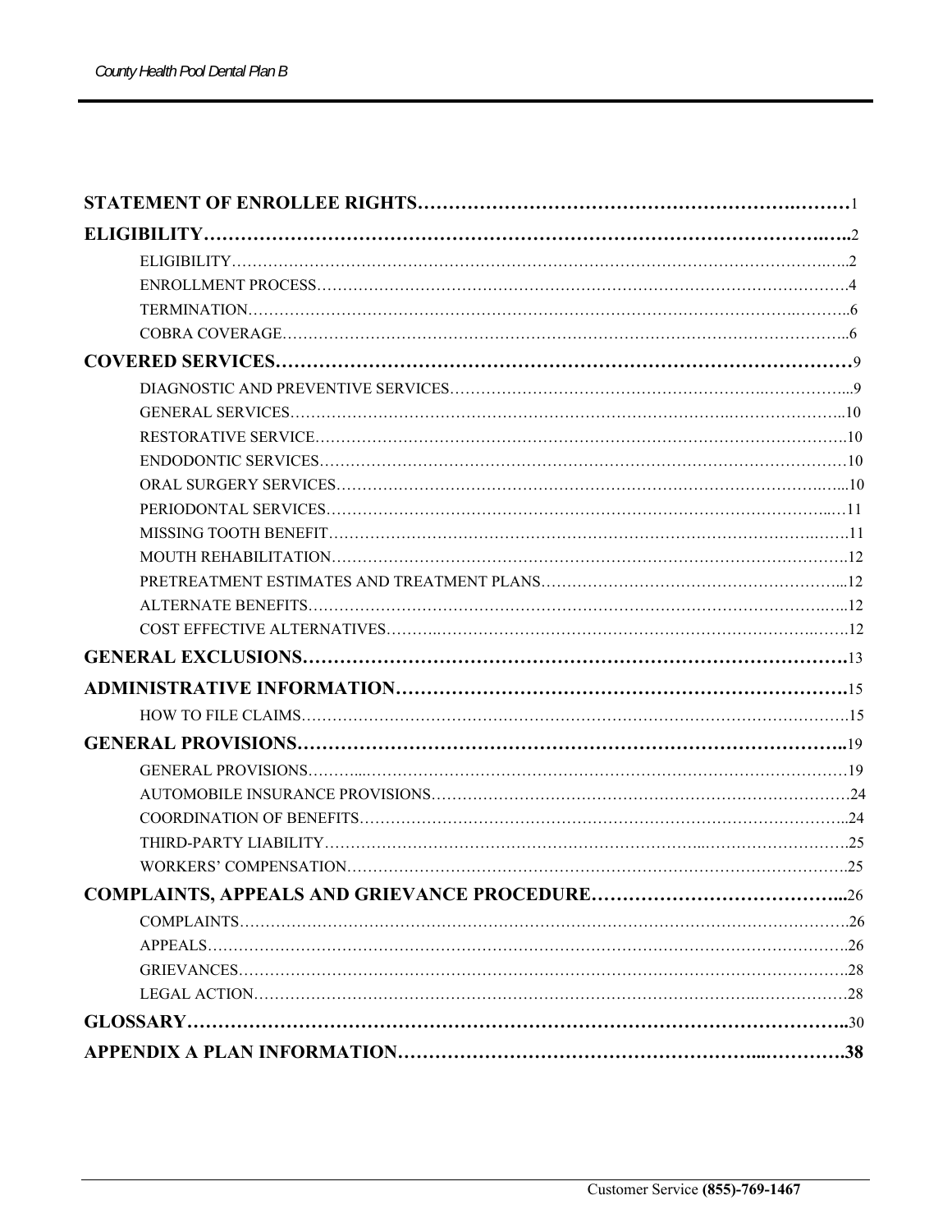**STATEMENT OF ENROLLEE RIGHTS……………………………………………………….………1**

**ELIGIBILITY…………………………………………………………………………………….…..2**

- ELIGIBILITY……………………………………………………………………………………….…..2
- ENROLLMENT PROCESS………………………………………………………………………………4
- TERMINATION…………………………………………………………………………….………..6
- COBRA COVERAGE……………………………………………………………………………..6

**COVERED SERVICES………………………………………………………………………………9**

- DIAGNOSTIC AND PREVENTIVE SERVICES…………………………………………….……………...9
- GENERAL SERVICES……………………………………………………………….………………..10
- RESTORATIVE SERVICE……………………………………………………………………………..10
- ENDODONTIC SERVICES……………………………………………………………………………10
- ORAL SURGERY SERVICES……………………………………………………………………..…...10
- PERIODONTAL SERVICES……………………………………………………………………...…11
- MISSING TOOTH BENEFIT……………………………………………………………………….……11
- MOUTH REHABILITATION………………………………………………………………………….12
- PRETREATMENT ESTIMATES AND TREATMENT PLANS…………………………………………...12
- ALTERNATE BENEFITS……………………………………………………………………….…..12
- COST EFFECTIVE ALTERNATIVES……….………………………………………………….…….12

**GENERAL EXCLUSIONS…………………………………………………………………………13**

**ADMINISTRATIVE INFORMATION………………………………………………………………15**

- HOW TO FILE CLAIMS………………………………………………………………………………15

**GENERAL PROVISIONS……………………………………………………………………………..19**

- GENERAL PROVISIONS………...…………………………………………………………………19
- AUTOMOBILE INSURANCE PROVISIONS……………………………………………………………24
- COORDINATION OF BENEFITS…………………………………………………………………..24
- THIRD-PARTY LIABILITY……………………………………………………...…………………….25
- WORKERS' COMPENSATION……………………………………………………………………….25

**COMPLAINTS, APPEALS AND GRIEVANCE PROCEDURE…………………………………...26**

- COMPLAINTS……………………………………………………………………………………….26
- APPEALS…………………………………………………………………………………………….26
- GRIEVANCES……………………………………………………………………………………….28
- LEGAL ACTION……………………………………………………………………….………………28

**GLOSSARY……………………………………………………………………………………………..30**

**APPENDIX A PLAN INFORMATION…………………………………………………...………….38**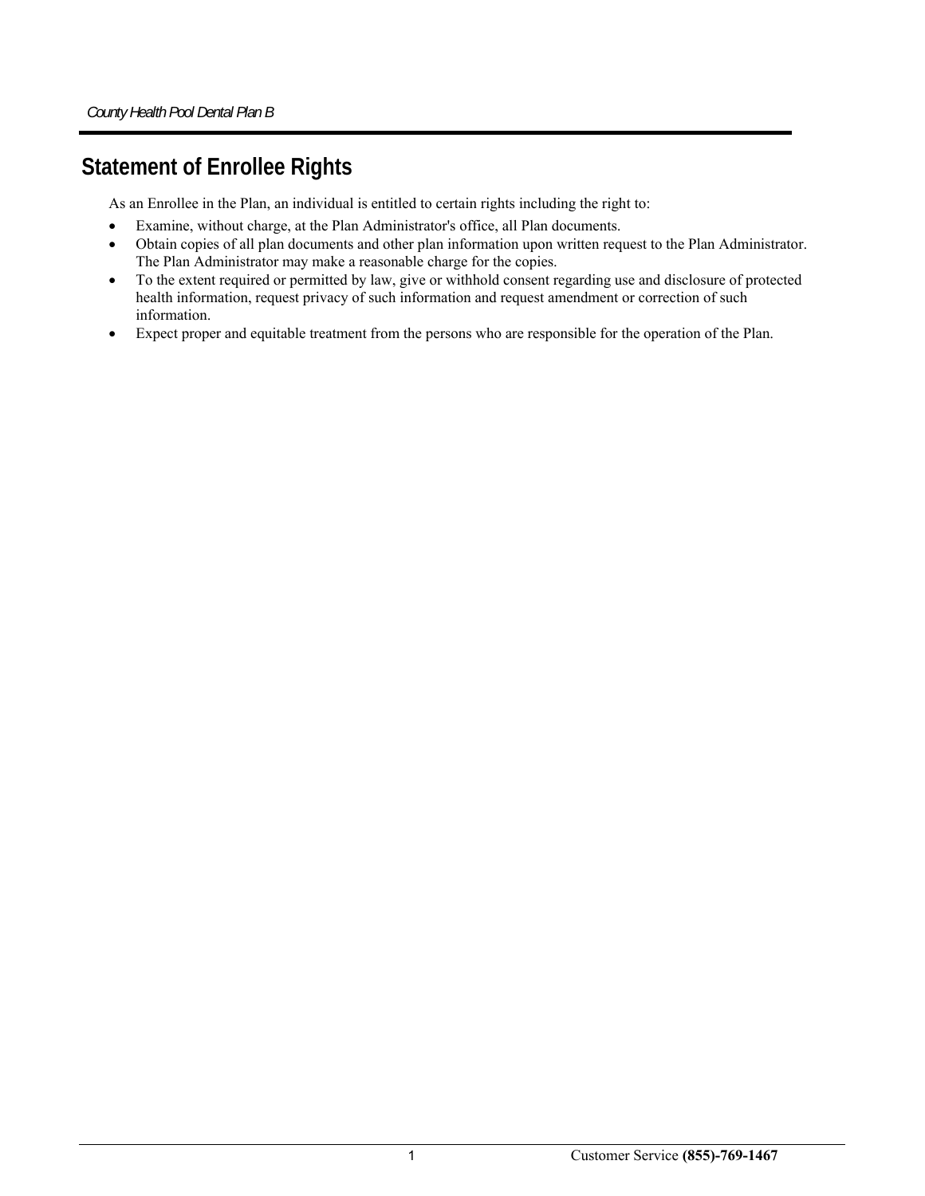## Statement of Enrollee Rights

As an Enrollee in the Plan, an individual is entitled to certain rights including the right to:

- Examine, without charge, at the Plan Administrator's office, all Plan documents.
- Obtain copies of all plan documents and other plan information upon written request to the Plan Administrator. The Plan Administrator may make a reasonable charge for the copies.
- To the extent required or permitted by law, give or withhold consent regarding use and disclosure of protected health information, request privacy of such information and request amendment or correction of such information.
- Expect proper and equitable treatment from the persons who are responsible for the operation of the Plan.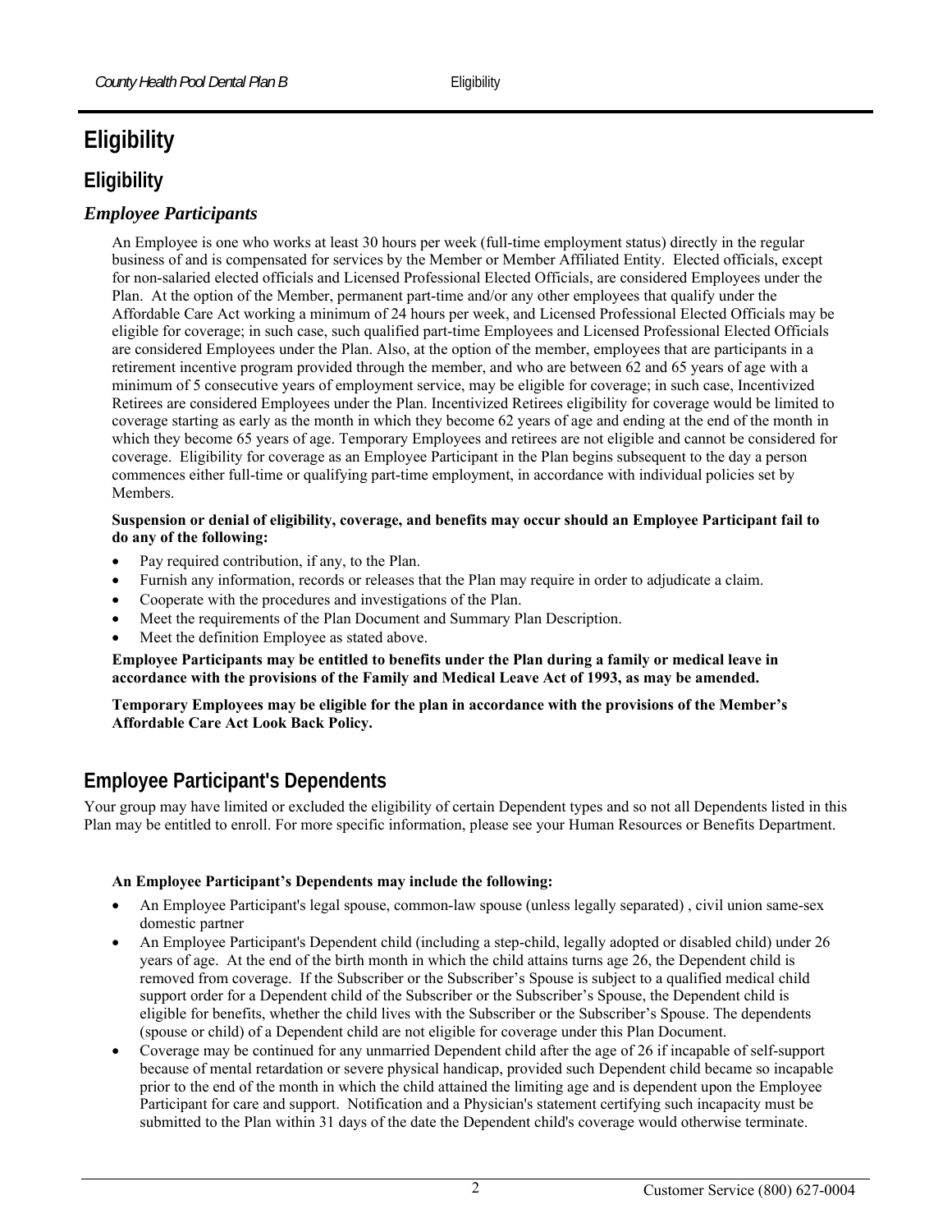# Eligibility

## Eligibility

### *Employee Participants*

An Employee is one who works at least 30 hours per week (full-time employment status) directly in the regular business of and is compensated for services by the Member or Member Affiliated Entity. Elected officials, except for non-salaried elected officials and Licensed Professional Elected Officials, are considered Employees under the Plan. At the option of the Member, permanent part-time and/or any other employees that qualify under the Affordable Care Act working a minimum of 24 hours per week, and Licensed Professional Elected Officials may be eligible for coverage; in such case, such qualified part-time Employees and Licensed Professional Elected Officials are considered Employees under the Plan. Also, at the option of the member, employees that are participants in a retirement incentive program provided through the member, and who are between 62 and 65 years of age with a minimum of 5 consecutive years of employment service, may be eligible for coverage; in such case, Incentivized Retirees are considered Employees under the Plan. Incentivized Retirees eligibility for coverage would be limited to coverage starting as early as the month in which they become 62 years of age and ending at the end of the month in which they become 65 years of age. Temporary Employees and retirees are not eligible and cannot be considered for coverage. Eligibility for coverage as an Employee Participant in the Plan begins subsequent to the day a person commences either full-time or qualifying part-time employment, in accordance with individual policies set by Members.

**Suspension or denial of eligibility, coverage, and benefits may occur should an Employee Participant fail to do any of the following:**

- Pay required contribution, if any, to the Plan.
- Furnish any information, records or releases that the Plan may require in order to adjudicate a claim.
- Cooperate with the procedures and investigations of the Plan.
- Meet the requirements of the Plan Document and Summary Plan Description.
- Meet the definition Employee as stated above.

**Employee Participants may be entitled to benefits under the Plan during a family or medical leave in accordance with the provisions of the Family and Medical Leave Act of 1993, as may be amended.**

**Temporary Employees may be eligible for the plan in accordance with the provisions of the Member's Affordable Care Act Look Back Policy.**

## Employee Participant's Dependents

Your group may have limited or excluded the eligibility of certain Dependent types and so not all Dependents listed in this Plan may be entitled to enroll. For more specific information, please see your Human Resources or Benefits Department.

**An Employee Participant's Dependents may include the following:**

- An Employee Participant's legal spouse, common-law spouse (unless legally separated) , civil union same-sex domestic partner
- An Employee Participant's Dependent child (including a step-child, legally adopted or disabled child) under 26 years of age. At the end of the birth month in which the child attains turns age 26, the Dependent child is removed from coverage. If the Subscriber or the Subscriber's Spouse is subject to a qualified medical child support order for a Dependent child of the Subscriber or the Subscriber's Spouse, the Dependent child is eligible for benefits, whether the child lives with the Subscriber or the Subscriber's Spouse. The dependents (spouse or child) of a Dependent child are not eligible for coverage under this Plan Document.
- Coverage may be continued for any unmarried Dependent child after the age of 26 if incapable of self-support because of mental retardation or severe physical handicap, provided such Dependent child became so incapable prior to the end of the month in which the child attained the limiting age and is dependent upon the Employee Participant for care and support. Notification and a Physician's statement certifying such incapacity must be submitted to the Plan within 31 days of the date the Dependent child's coverage would otherwise terminate.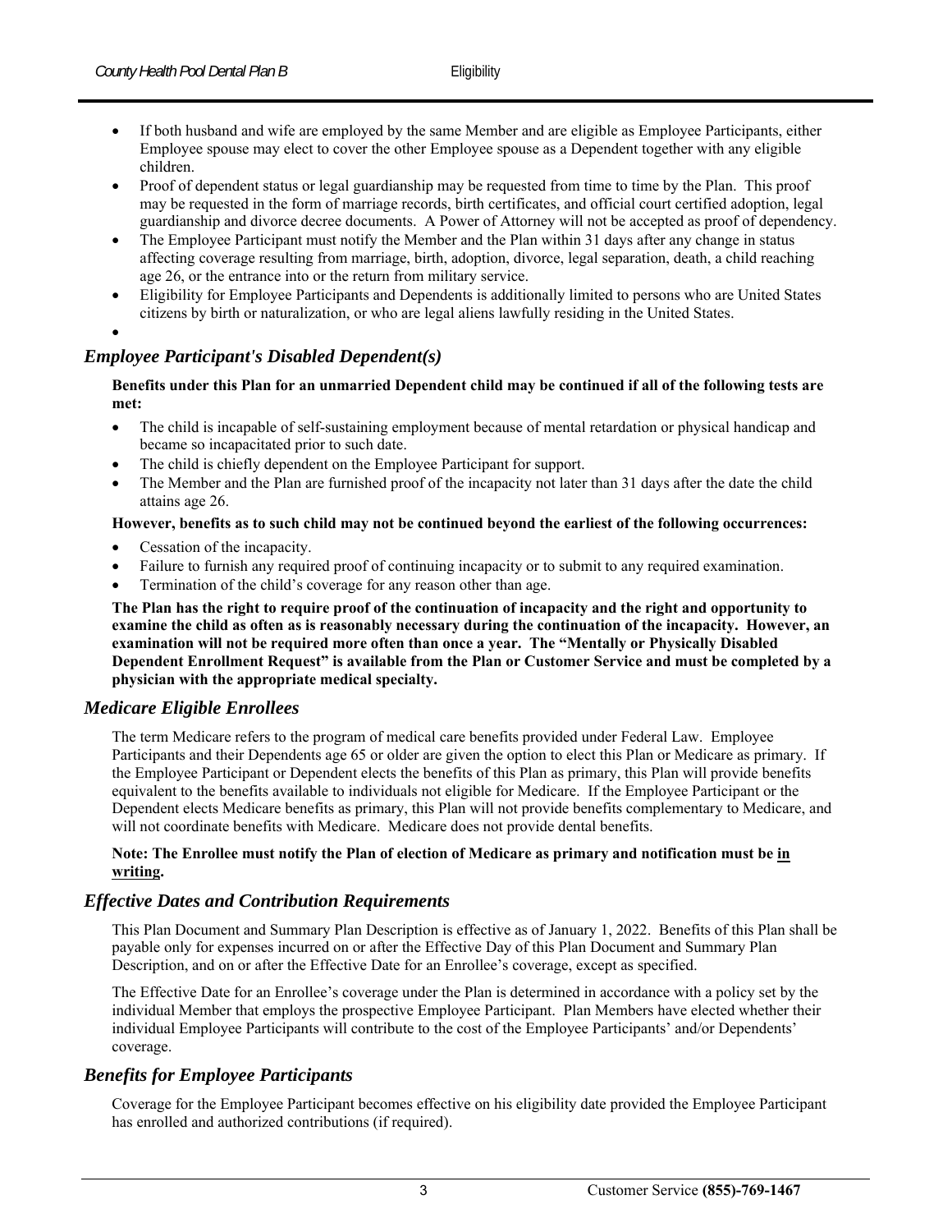- If both husband and wife are employed by the same Member and are eligible as Employee Participants, either Employee spouse may elect to cover the other Employee spouse as a Dependent together with any eligible children.
- Proof of dependent status or legal guardianship may be requested from time to time by the Plan. This proof may be requested in the form of marriage records, birth certificates, and official court certified adoption, legal guardianship and divorce decree documents. A Power of Attorney will not be accepted as proof of dependency.
- The Employee Participant must notify the Member and the Plan within 31 days after any change in status affecting coverage resulting from marriage, birth, adoption, divorce, legal separation, death, a child reaching age 26, or the entrance into or the return from military service.
- Eligibility for Employee Participants and Dependents is additionally limited to persons who are United States citizens by birth or naturalization, or who are legal aliens lawfully residing in the United States.

## *Employee Participant's Disabled Dependent(s)*

**Benefits under this Plan for an unmarried Dependent child may be continued if all of the following tests are met:**

- The child is incapable of self-sustaining employment because of mental retardation or physical handicap and became so incapacitated prior to such date.
- The child is chiefly dependent on the Employee Participant for support.
- The Member and the Plan are furnished proof of the incapacity not later than 31 days after the date the child attains age 26.

**However, benefits as to such child may not be continued beyond the earliest of the following occurrences:**

- Cessation of the incapacity.
- Failure to furnish any required proof of continuing incapacity or to submit to any required examination.
- Termination of the child's coverage for any reason other than age.

**The Plan has the right to require proof of the continuation of incapacity and the right and opportunity to examine the child as often as is reasonably necessary during the continuation of the incapacity. However, an examination will not be required more often than once a year. The "Mentally or Physically Disabled Dependent Enrollment Request" is available from the Plan or Customer Service and must be completed by a physician with the appropriate medical specialty.**

## *Medicare Eligible Enrollees*

The term Medicare refers to the program of medical care benefits provided under Federal Law. Employee Participants and their Dependents age 65 or older are given the option to elect this Plan or Medicare as primary. If the Employee Participant or Dependent elects the benefits of this Plan as primary, this Plan will provide benefits equivalent to the benefits available to individuals not eligible for Medicare. If the Employee Participant or the Dependent elects Medicare benefits as primary, this Plan will not provide benefits complementary to Medicare, and will not coordinate benefits with Medicare. Medicare does not provide dental benefits.

**Note: The Enrollee must notify the Plan of election of Medicare as primary and notification must be in writing.**

## *Effective Dates and Contribution Requirements*

This Plan Document and Summary Plan Description is effective as of January 1, 2022. Benefits of this Plan shall be payable only for expenses incurred on or after the Effective Day of this Plan Document and Summary Plan Description, and on or after the Effective Date for an Enrollee's coverage, except as specified.

The Effective Date for an Enrollee's coverage under the Plan is determined in accordance with a policy set by the individual Member that employs the prospective Employee Participant. Plan Members have elected whether their individual Employee Participants will contribute to the cost of the Employee Participants' and/or Dependents' coverage.

## *Benefits for Employee Participants*

Coverage for the Employee Participant becomes effective on his eligibility date provided the Employee Participant has enrolled and authorized contributions (if required).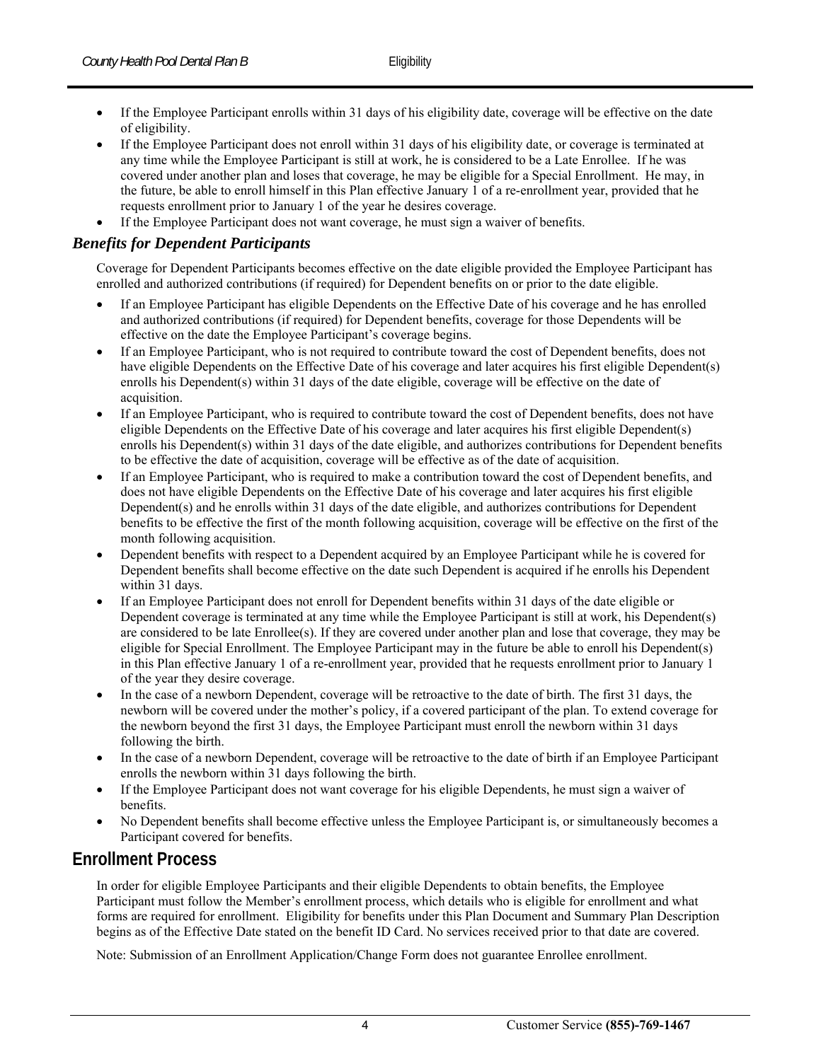- If the Employee Participant enrolls within 31 days of his eligibility date, coverage will be effective on the date of eligibility.
- If the Employee Participant does not enroll within 31 days of his eligibility date, or coverage is terminated at any time while the Employee Participant is still at work, he is considered to be a Late Enrollee. If he was covered under another plan and loses that coverage, he may be eligible for a Special Enrollment. He may, in the future, be able to enroll himself in this Plan effective January 1 of a re-enrollment year, provided that he requests enrollment prior to January 1 of the year he desires coverage.
- If the Employee Participant does not want coverage, he must sign a waiver of benefits.

### *Benefits for Dependent Participants*

Coverage for Dependent Participants becomes effective on the date eligible provided the Employee Participant has enrolled and authorized contributions (if required) for Dependent benefits on or prior to the date eligible.

- If an Employee Participant has eligible Dependents on the Effective Date of his coverage and he has enrolled and authorized contributions (if required) for Dependent benefits, coverage for those Dependents will be effective on the date the Employee Participant's coverage begins.
- If an Employee Participant, who is not required to contribute toward the cost of Dependent benefits, does not have eligible Dependents on the Effective Date of his coverage and later acquires his first eligible Dependent(s) enrolls his Dependent(s) within 31 days of the date eligible, coverage will be effective on the date of acquisition.
- If an Employee Participant, who is required to contribute toward the cost of Dependent benefits, does not have eligible Dependents on the Effective Date of his coverage and later acquires his first eligible Dependent(s) enrolls his Dependent(s) within 31 days of the date eligible, and authorizes contributions for Dependent benefits to be effective the date of acquisition, coverage will be effective as of the date of acquisition.
- If an Employee Participant, who is required to make a contribution toward the cost of Dependent benefits, and does not have eligible Dependents on the Effective Date of his coverage and later acquires his first eligible Dependent(s) and he enrolls within 31 days of the date eligible, and authorizes contributions for Dependent benefits to be effective the first of the month following acquisition, coverage will be effective on the first of the month following acquisition.
- Dependent benefits with respect to a Dependent acquired by an Employee Participant while he is covered for Dependent benefits shall become effective on the date such Dependent is acquired if he enrolls his Dependent within 31 days.
- If an Employee Participant does not enroll for Dependent benefits within 31 days of the date eligible or Dependent coverage is terminated at any time while the Employee Participant is still at work, his Dependent(s) are considered to be late Enrollee(s). If they are covered under another plan and lose that coverage, they may be eligible for Special Enrollment. The Employee Participant may in the future be able to enroll his Dependent(s) in this Plan effective January 1 of a re-enrollment year, provided that he requests enrollment prior to January 1 of the year they desire coverage.
- In the case of a newborn Dependent, coverage will be retroactive to the date of birth. The first 31 days, the newborn will be covered under the mother's policy, if a covered participant of the plan. To extend coverage for the newborn beyond the first 31 days, the Employee Participant must enroll the newborn within 31 days following the birth.
- In the case of a newborn Dependent, coverage will be retroactive to the date of birth if an Employee Participant enrolls the newborn within 31 days following the birth.
- If the Employee Participant does not want coverage for his eligible Dependents, he must sign a waiver of benefits.
- No Dependent benefits shall become effective unless the Employee Participant is, or simultaneously becomes a Participant covered for benefits.

## Enrollment Process

In order for eligible Employee Participants and their eligible Dependents to obtain benefits, the Employee Participant must follow the Member's enrollment process, which details who is eligible for enrollment and what forms are required for enrollment. Eligibility for benefits under this Plan Document and Summary Plan Description begins as of the Effective Date stated on the benefit ID Card. No services received prior to that date are covered.

Note: Submission of an Enrollment Application/Change Form does not guarantee Enrollee enrollment.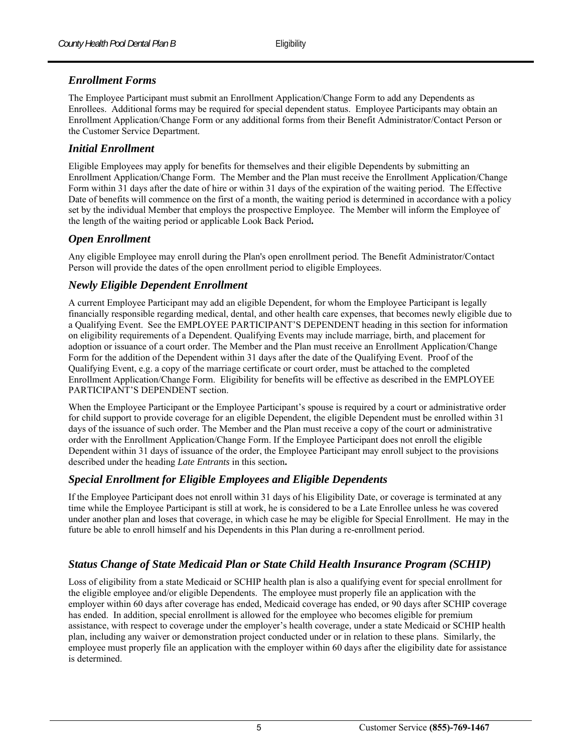### *Enrollment Forms*

The Employee Participant must submit an Enrollment Application/Change Form to add any Dependents as Enrollees. Additional forms may be required for special dependent status. Employee Participants may obtain an Enrollment Application/Change Form or any additional forms from their Benefit Administrator/Contact Person or the Customer Service Department.

### *Initial Enrollment*

Eligible Employees may apply for benefits for themselves and their eligible Dependents by submitting an Enrollment Application/Change Form. The Member and the Plan must receive the Enrollment Application/Change Form within 31 days after the date of hire or within 31 days of the expiration of the waiting period. The Effective Date of benefits will commence on the first of a month, the waiting period is determined in accordance with a policy set by the individual Member that employs the prospective Employee. The Member will inform the Employee of the length of the waiting period or applicable Look Back Period**.**

### *Open Enrollment*

Any eligible Employee may enroll during the Plan's open enrollment period. The Benefit Administrator/Contact Person will provide the dates of the open enrollment period to eligible Employees.

### *Newly Eligible Dependent Enrollment*

A current Employee Participant may add an eligible Dependent, for whom the Employee Participant is legally financially responsible regarding medical, dental, and other health care expenses, that becomes newly eligible due to a Qualifying Event. See the EMPLOYEE PARTICIPANT'S DEPENDENT heading in this section for information on eligibility requirements of a Dependent. Qualifying Events may include marriage, birth, and placement for adoption or issuance of a court order. The Member and the Plan must receive an Enrollment Application/Change Form for the addition of the Dependent within 31 days after the date of the Qualifying Event. Proof of the Qualifying Event, e.g. a copy of the marriage certificate or court order, must be attached to the completed Enrollment Application/Change Form. Eligibility for benefits will be effective as described in the EMPLOYEE PARTICIPANT'S DEPENDENT section.

When the Employee Participant or the Employee Participant's spouse is required by a court or administrative order for child support to provide coverage for an eligible Dependent, the eligible Dependent must be enrolled within 31 days of the issuance of such order. The Member and the Plan must receive a copy of the court or administrative order with the Enrollment Application/Change Form. If the Employee Participant does not enroll the eligible Dependent within 31 days of issuance of the order, the Employee Participant may enroll subject to the provisions described under the heading *Late Entrants* in this section**.**

### *Special Enrollment for Eligible Employees and Eligible Dependents*

If the Employee Participant does not enroll within 31 days of his Eligibility Date, or coverage is terminated at any time while the Employee Participant is still at work, he is considered to be a Late Enrollee unless he was covered under another plan and loses that coverage, in which case he may be eligible for Special Enrollment. He may in the future be able to enroll himself and his Dependents in this Plan during a re-enrollment period.

### *Status Change of State Medicaid Plan or State Child Health Insurance Program (SCHIP)*

Loss of eligibility from a state Medicaid or SCHIP health plan is also a qualifying event for special enrollment for the eligible employee and/or eligible Dependents. The employee must properly file an application with the employer within 60 days after coverage has ended, Medicaid coverage has ended, or 90 days after SCHIP coverage has ended. In addition, special enrollment is allowed for the employee who becomes eligible for premium assistance, with respect to coverage under the employer's health coverage, under a state Medicaid or SCHIP health plan, including any waiver or demonstration project conducted under or in relation to these plans. Similarly, the employee must properly file an application with the employer within 60 days after the eligibility date for assistance is determined.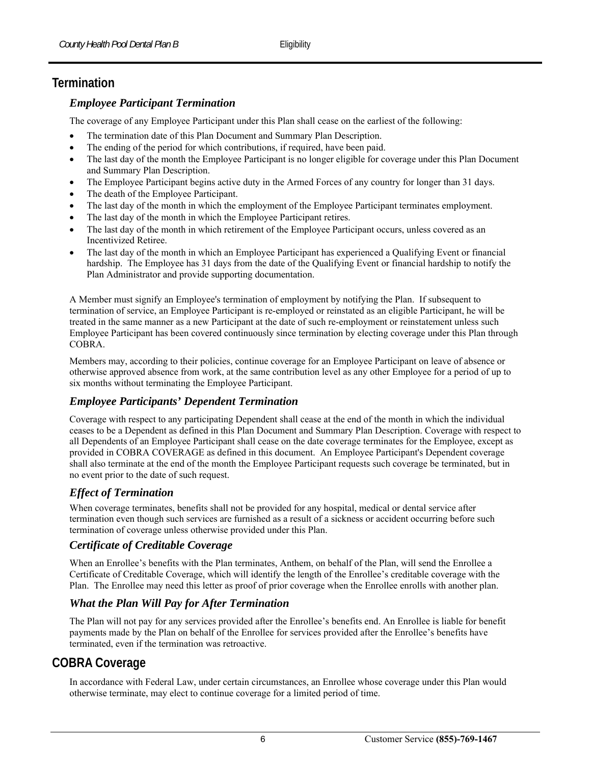## Termination

### *Employee Participant Termination*

The coverage of any Employee Participant under this Plan shall cease on the earliest of the following:

- The termination date of this Plan Document and Summary Plan Description.
- The ending of the period for which contributions, if required, have been paid.
- The last day of the month the Employee Participant is no longer eligible for coverage under this Plan Document and Summary Plan Description.
- The Employee Participant begins active duty in the Armed Forces of any country for longer than 31 days.
- The death of the Employee Participant.
- The last day of the month in which the employment of the Employee Participant terminates employment.
- The last day of the month in which the Employee Participant retires.
- The last day of the month in which retirement of the Employee Participant occurs, unless covered as an Incentivized Retiree.
- The last day of the month in which an Employee Participant has experienced a Qualifying Event or financial hardship. The Employee has 31 days from the date of the Qualifying Event or financial hardship to notify the Plan Administrator and provide supporting documentation.

A Member must signify an Employee's termination of employment by notifying the Plan. If subsequent to termination of service, an Employee Participant is re-employed or reinstated as an eligible Participant, he will be treated in the same manner as a new Participant at the date of such re-employment or reinstatement unless such Employee Participant has been covered continuously since termination by electing coverage under this Plan through COBRA.

Members may, according to their policies, continue coverage for an Employee Participant on leave of absence or otherwise approved absence from work, at the same contribution level as any other Employee for a period of up to six months without terminating the Employee Participant.

### *Employee Participants' Dependent Termination*

Coverage with respect to any participating Dependent shall cease at the end of the month in which the individual ceases to be a Dependent as defined in this Plan Document and Summary Plan Description. Coverage with respect to all Dependents of an Employee Participant shall cease on the date coverage terminates for the Employee, except as provided in COBRA COVERAGE as defined in this document. An Employee Participant's Dependent coverage shall also terminate at the end of the month the Employee Participant requests such coverage be terminated, but in no event prior to the date of such request.

### *Effect of Termination*

When coverage terminates, benefits shall not be provided for any hospital, medical or dental service after termination even though such services are furnished as a result of a sickness or accident occurring before such termination of coverage unless otherwise provided under this Plan.

### *Certificate of Creditable Coverage*

When an Enrollee's benefits with the Plan terminates, Anthem, on behalf of the Plan, will send the Enrollee a Certificate of Creditable Coverage, which will identify the length of the Enrollee's creditable coverage with the Plan. The Enrollee may need this letter as proof of prior coverage when the Enrollee enrolls with another plan.

### *What the Plan Will Pay for After Termination*

The Plan will not pay for any services provided after the Enrollee's benefits end. An Enrollee is liable for benefit payments made by the Plan on behalf of the Enrollee for services provided after the Enrollee's benefits have terminated, even if the termination was retroactive.

## COBRA Coverage

In accordance with Federal Law, under certain circumstances, an Enrollee whose coverage under this Plan would otherwise terminate, may elect to continue coverage for a limited period of time.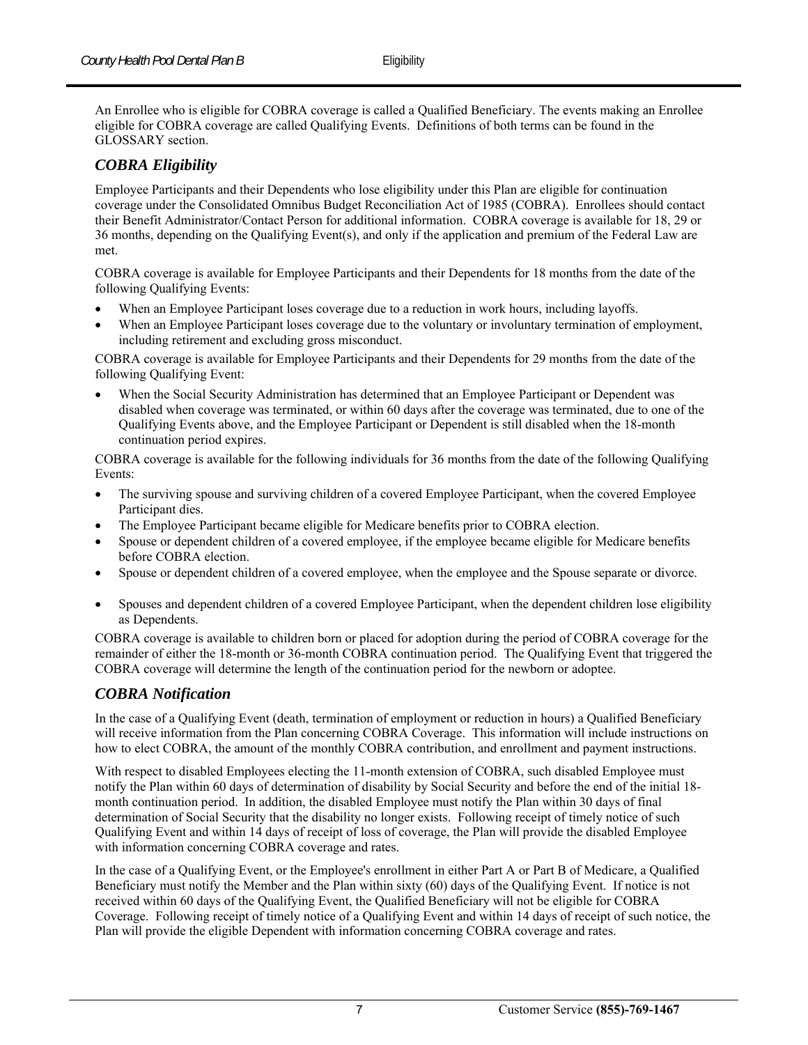An Enrollee who is eligible for COBRA coverage is called a Qualified Beneficiary. The events making an Enrollee eligible for COBRA coverage are called Qualifying Events. Definitions of both terms can be found in the GLOSSARY section.

## *COBRA Eligibility*

Employee Participants and their Dependents who lose eligibility under this Plan are eligible for continuation coverage under the Consolidated Omnibus Budget Reconciliation Act of 1985 (COBRA). Enrollees should contact their Benefit Administrator/Contact Person for additional information. COBRA coverage is available for 18, 29 or 36 months, depending on the Qualifying Event(s), and only if the application and premium of the Federal Law are met.

COBRA coverage is available for Employee Participants and their Dependents for 18 months from the date of the following Qualifying Events:

- When an Employee Participant loses coverage due to a reduction in work hours, including layoffs.
- When an Employee Participant loses coverage due to the voluntary or involuntary termination of employment, including retirement and excluding gross misconduct.

COBRA coverage is available for Employee Participants and their Dependents for 29 months from the date of the following Qualifying Event:

- When the Social Security Administration has determined that an Employee Participant or Dependent was disabled when coverage was terminated, or within 60 days after the coverage was terminated, due to one of the Qualifying Events above, and the Employee Participant or Dependent is still disabled when the 18-month continuation period expires.

COBRA coverage is available for the following individuals for 36 months from the date of the following Qualifying Events:

- The surviving spouse and surviving children of a covered Employee Participant, when the covered Employee Participant dies.
- The Employee Participant became eligible for Medicare benefits prior to COBRA election.
- Spouse or dependent children of a covered employee, if the employee became eligible for Medicare benefits before COBRA election.
- Spouse or dependent children of a covered employee, when the employee and the Spouse separate or divorce.
- Spouses and dependent children of a covered Employee Participant, when the dependent children lose eligibility as Dependents.

COBRA coverage is available to children born or placed for adoption during the period of COBRA coverage for the remainder of either the 18-month or 36-month COBRA continuation period. The Qualifying Event that triggered the COBRA coverage will determine the length of the continuation period for the newborn or adoptee.

## *COBRA Notification*

In the case of a Qualifying Event (death, termination of employment or reduction in hours) a Qualified Beneficiary will receive information from the Plan concerning COBRA Coverage. This information will include instructions on how to elect COBRA, the amount of the monthly COBRA contribution, and enrollment and payment instructions.

With respect to disabled Employees electing the 11-month extension of COBRA, such disabled Employee must notify the Plan within 60 days of determination of disability by Social Security and before the end of the initial 18-month continuation period. In addition, the disabled Employee must notify the Plan within 30 days of final determination of Social Security that the disability no longer exists. Following receipt of timely notice of such Qualifying Event and within 14 days of receipt of loss of coverage, the Plan will provide the disabled Employee with information concerning COBRA coverage and rates.

In the case of a Qualifying Event, or the Employee's enrollment in either Part A or Part B of Medicare, a Qualified Beneficiary must notify the Member and the Plan within sixty (60) days of the Qualifying Event. If notice is not received within 60 days of the Qualifying Event, the Qualified Beneficiary will not be eligible for COBRA Coverage. Following receipt of timely notice of a Qualifying Event and within 14 days of receipt of such notice, the Plan will provide the eligible Dependent with information concerning COBRA coverage and rates.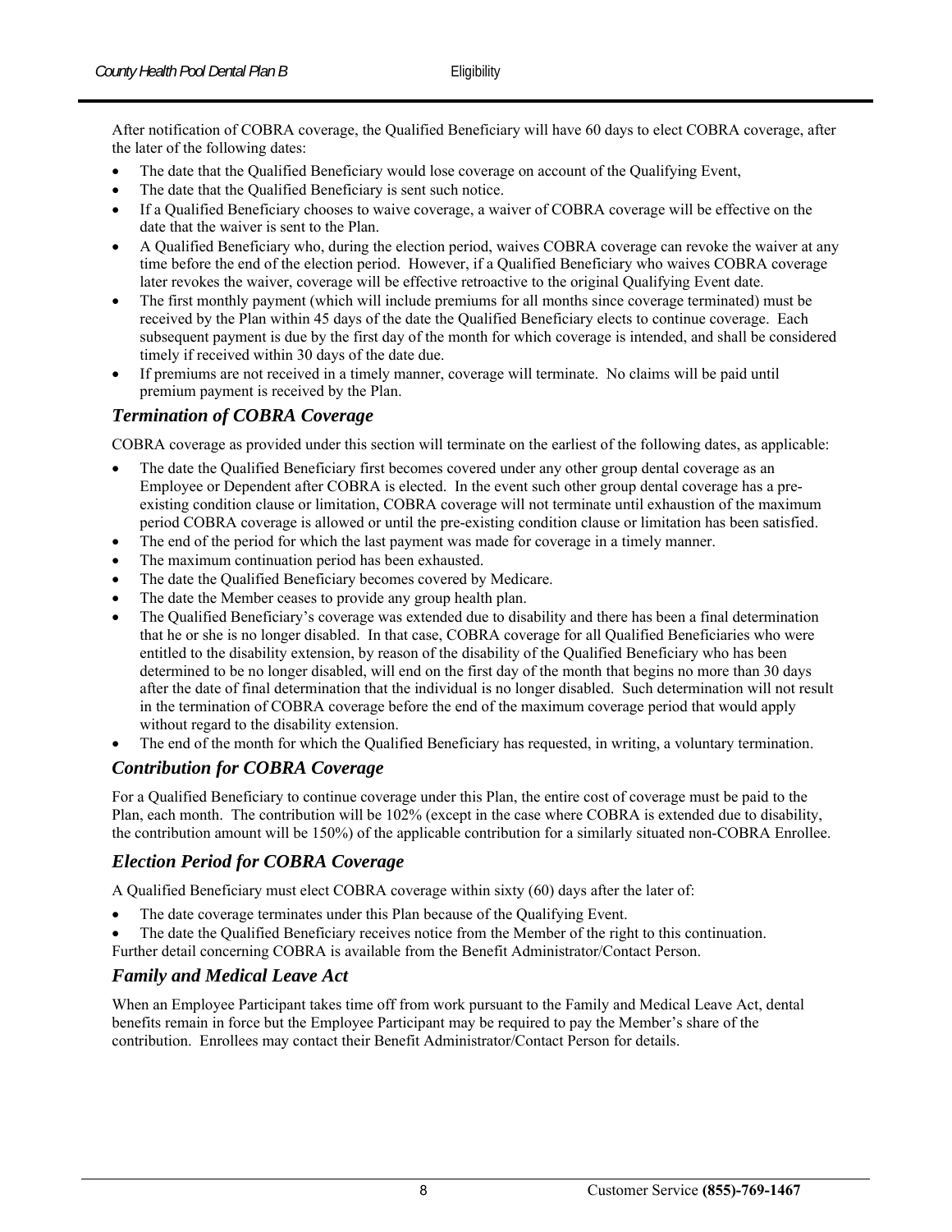After notification of COBRA coverage, the Qualified Beneficiary will have 60 days to elect COBRA coverage, after the later of the following dates:

- The date that the Qualified Beneficiary would lose coverage on account of the Qualifying Event,
- The date that the Qualified Beneficiary is sent such notice.
- If a Qualified Beneficiary chooses to waive coverage, a waiver of COBRA coverage will be effective on the date that the waiver is sent to the Plan.
- A Qualified Beneficiary who, during the election period, waives COBRA coverage can revoke the waiver at any time before the end of the election period. However, if a Qualified Beneficiary who waives COBRA coverage later revokes the waiver, coverage will be effective retroactive to the original Qualifying Event date.
- The first monthly payment (which will include premiums for all months since coverage terminated) must be received by the Plan within 45 days of the date the Qualified Beneficiary elects to continue coverage. Each subsequent payment is due by the first day of the month for which coverage is intended, and shall be considered timely if received within 30 days of the date due.
- If premiums are not received in a timely manner, coverage will terminate. No claims will be paid until premium payment is received by the Plan.

### *Termination of COBRA Coverage*

COBRA coverage as provided under this section will terminate on the earliest of the following dates, as applicable:

- The date the Qualified Beneficiary first becomes covered under any other group dental coverage as an Employee or Dependent after COBRA is elected. In the event such other group dental coverage has a pre-existing condition clause or limitation, COBRA coverage will not terminate until exhaustion of the maximum period COBRA coverage is allowed or until the pre-existing condition clause or limitation has been satisfied.
- The end of the period for which the last payment was made for coverage in a timely manner.
- The maximum continuation period has been exhausted.
- The date the Qualified Beneficiary becomes covered by Medicare.
- The date the Member ceases to provide any group health plan.
- The Qualified Beneficiary's coverage was extended due to disability and there has been a final determination that he or she is no longer disabled. In that case, COBRA coverage for all Qualified Beneficiaries who were entitled to the disability extension, by reason of the disability of the Qualified Beneficiary who has been determined to be no longer disabled, will end on the first day of the month that begins no more than 30 days after the date of final determination that the individual is no longer disabled. Such determination will not result in the termination of COBRA coverage before the end of the maximum coverage period that would apply without regard to the disability extension.
- The end of the month for which the Qualified Beneficiary has requested, in writing, a voluntary termination.

### *Contribution for COBRA Coverage*

For a Qualified Beneficiary to continue coverage under this Plan, the entire cost of coverage must be paid to the Plan, each month. The contribution will be 102% (except in the case where COBRA is extended due to disability, the contribution amount will be 150%) of the applicable contribution for a similarly situated non-COBRA Enrollee.

### *Election Period for COBRA Coverage*

A Qualified Beneficiary must elect COBRA coverage within sixty (60) days after the later of:

- The date coverage terminates under this Plan because of the Qualifying Event.
- The date the Qualified Beneficiary receives notice from the Member of the right to this continuation.

Further detail concerning COBRA is available from the Benefit Administrator/Contact Person.

### *Family and Medical Leave Act*

When an Employee Participant takes time off from work pursuant to the Family and Medical Leave Act, dental benefits remain in force but the Employee Participant may be required to pay the Member's share of the contribution. Enrollees may contact their Benefit Administrator/Contact Person for details.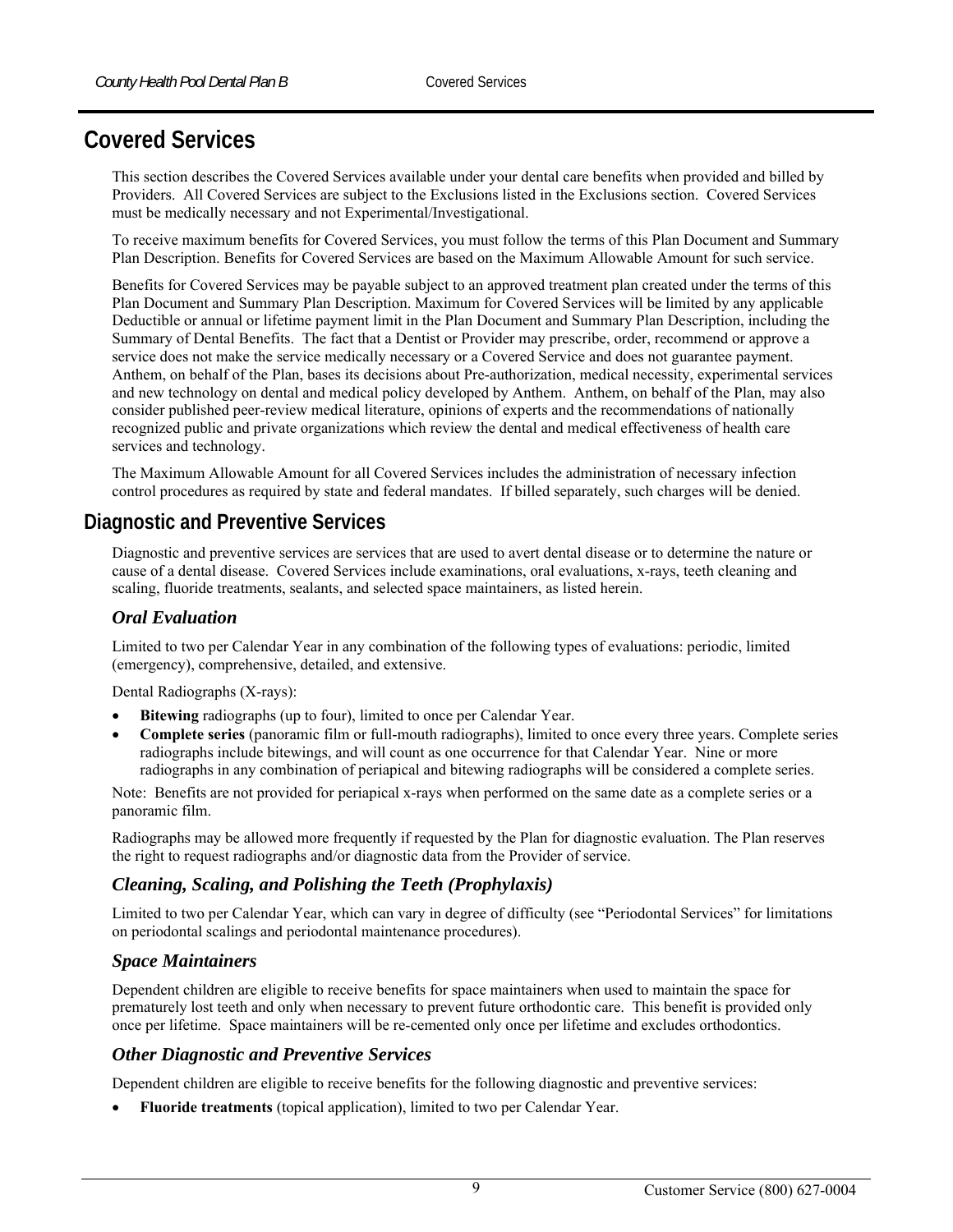# Covered Services

This section describes the Covered Services available under your dental care benefits when provided and billed by Providers. All Covered Services are subject to the Exclusions listed in the Exclusions section. Covered Services must be medically necessary and not Experimental/Investigational.

To receive maximum benefits for Covered Services, you must follow the terms of this Plan Document and Summary Plan Description. Benefits for Covered Services are based on the Maximum Allowable Amount for such service.

Benefits for Covered Services may be payable subject to an approved treatment plan created under the terms of this Plan Document and Summary Plan Description. Maximum for Covered Services will be limited by any applicable Deductible or annual or lifetime payment limit in the Plan Document and Summary Plan Description, including the Summary of Dental Benefits. The fact that a Dentist or Provider may prescribe, order, recommend or approve a service does not make the service medically necessary or a Covered Service and does not guarantee payment. Anthem, on behalf of the Plan, bases its decisions about Pre-authorization, medical necessity, experimental services and new technology on dental and medical policy developed by Anthem. Anthem, on behalf of the Plan, may also consider published peer-review medical literature, opinions of experts and the recommendations of nationally recognized public and private organizations which review the dental and medical effectiveness of health care services and technology.

The Maximum Allowable Amount for all Covered Services includes the administration of necessary infection control procedures as required by state and federal mandates. If billed separately, such charges will be denied.

## Diagnostic and Preventive Services

Diagnostic and preventive services are services that are used to avert dental disease or to determine the nature or cause of a dental disease. Covered Services include examinations, oral evaluations, x-rays, teeth cleaning and scaling, fluoride treatments, sealants, and selected space maintainers, as listed herein.

### *Oral Evaluation*

Limited to two per Calendar Year in any combination of the following types of evaluations: periodic, limited (emergency), comprehensive, detailed, and extensive.

Dental Radiographs (X-rays):

- **Bitewing** radiographs (up to four), limited to once per Calendar Year.
- **Complete series** (panoramic film or full-mouth radiographs), limited to once every three years. Complete series radiographs include bitewings, and will count as one occurrence for that Calendar Year. Nine or more radiographs in any combination of periapical and bitewing radiographs will be considered a complete series.

Note: Benefits are not provided for periapical x-rays when performed on the same date as a complete series or a panoramic film.

Radiographs may be allowed more frequently if requested by the Plan for diagnostic evaluation. The Plan reserves the right to request radiographs and/or diagnostic data from the Provider of service.

### *Cleaning, Scaling, and Polishing the Teeth (Prophylaxis)*

Limited to two per Calendar Year, which can vary in degree of difficulty (see "Periodontal Services" for limitations on periodontal scalings and periodontal maintenance procedures).

### *Space Maintainers*

Dependent children are eligible to receive benefits for space maintainers when used to maintain the space for prematurely lost teeth and only when necessary to prevent future orthodontic care. This benefit is provided only once per lifetime. Space maintainers will be re-cemented only once per lifetime and excludes orthodontics.

### *Other Diagnostic and Preventive Services*

Dependent children are eligible to receive benefits for the following diagnostic and preventive services:

- **Fluoride treatments** (topical application), limited to two per Calendar Year.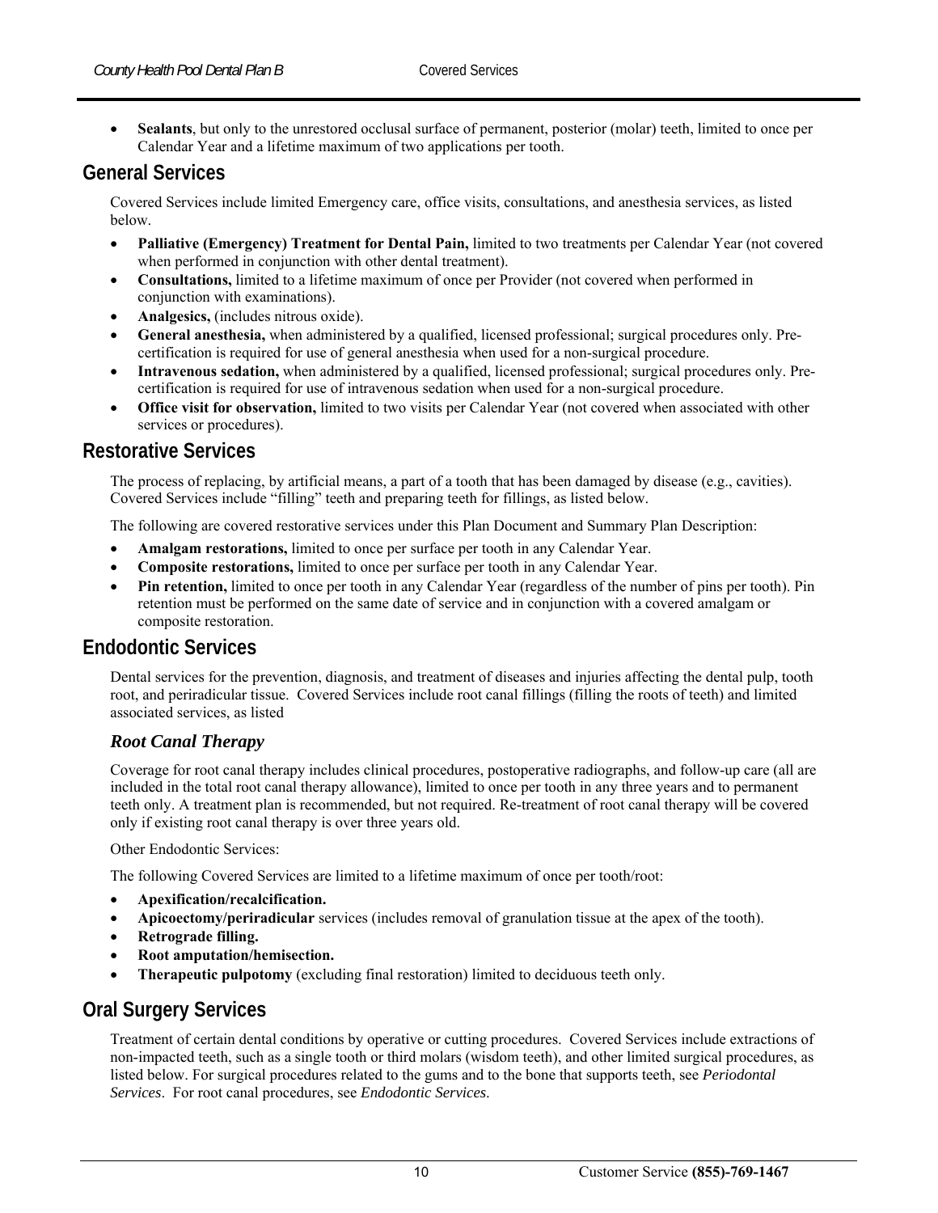- **Sealants**, but only to the unrestored occlusal surface of permanent, posterior (molar) teeth, limited to once per Calendar Year and a lifetime maximum of two applications per tooth.

## General Services

Covered Services include limited Emergency care, office visits, consultations, and anesthesia services, as listed below.

- **Palliative (Emergency) Treatment for Dental Pain,** limited to two treatments per Calendar Year (not covered when performed in conjunction with other dental treatment).
- **Consultations,** limited to a lifetime maximum of once per Provider (not covered when performed in conjunction with examinations).
- **Analgesics,** (includes nitrous oxide).
- **General anesthesia,** when administered by a qualified, licensed professional; surgical procedures only. Pre-certification is required for use of general anesthesia when used for a non-surgical procedure.
- **Intravenous sedation,** when administered by a qualified, licensed professional; surgical procedures only. Pre-certification is required for use of intravenous sedation when used for a non-surgical procedure.
- **Office visit for observation,** limited to two visits per Calendar Year (not covered when associated with other services or procedures).

## Restorative Services

The process of replacing, by artificial means, a part of a tooth that has been damaged by disease (e.g., cavities). Covered Services include "filling" teeth and preparing teeth for fillings, as listed below.

The following are covered restorative services under this Plan Document and Summary Plan Description:

- **Amalgam restorations,** limited to once per surface per tooth in any Calendar Year.
- **Composite restorations,** limited to once per surface per tooth in any Calendar Year.
- **Pin retention,** limited to once per tooth in any Calendar Year (regardless of the number of pins per tooth). Pin retention must be performed on the same date of service and in conjunction with a covered amalgam or composite restoration.

## Endodontic Services

Dental services for the prevention, diagnosis, and treatment of diseases and injuries affecting the dental pulp, tooth root, and periradicular tissue. Covered Services include root canal fillings (filling the roots of teeth) and limited associated services, as listed

### *Root Canal Therapy*

Coverage for root canal therapy includes clinical procedures, postoperative radiographs, and follow-up care (all are included in the total root canal therapy allowance), limited to once per tooth in any three years and to permanent teeth only. A treatment plan is recommended, but not required. Re-treatment of root canal therapy will be covered only if existing root canal therapy is over three years old.

Other Endodontic Services:

The following Covered Services are limited to a lifetime maximum of once per tooth/root:

- **Apexification/recalcification.**
- **Apicoectomy/periradicular** services (includes removal of granulation tissue at the apex of the tooth).
- **Retrograde filling.**
- **Root amputation/hemisection.**
- **Therapeutic pulpotomy** (excluding final restoration) limited to deciduous teeth only.

## Oral Surgery Services

Treatment of certain dental conditions by operative or cutting procedures. Covered Services include extractions of non-impacted teeth, such as a single tooth or third molars (wisdom teeth), and other limited surgical procedures, as listed below. For surgical procedures related to the gums and to the bone that supports teeth, see *Periodontal Services*. For root canal procedures, see *Endodontic Services*.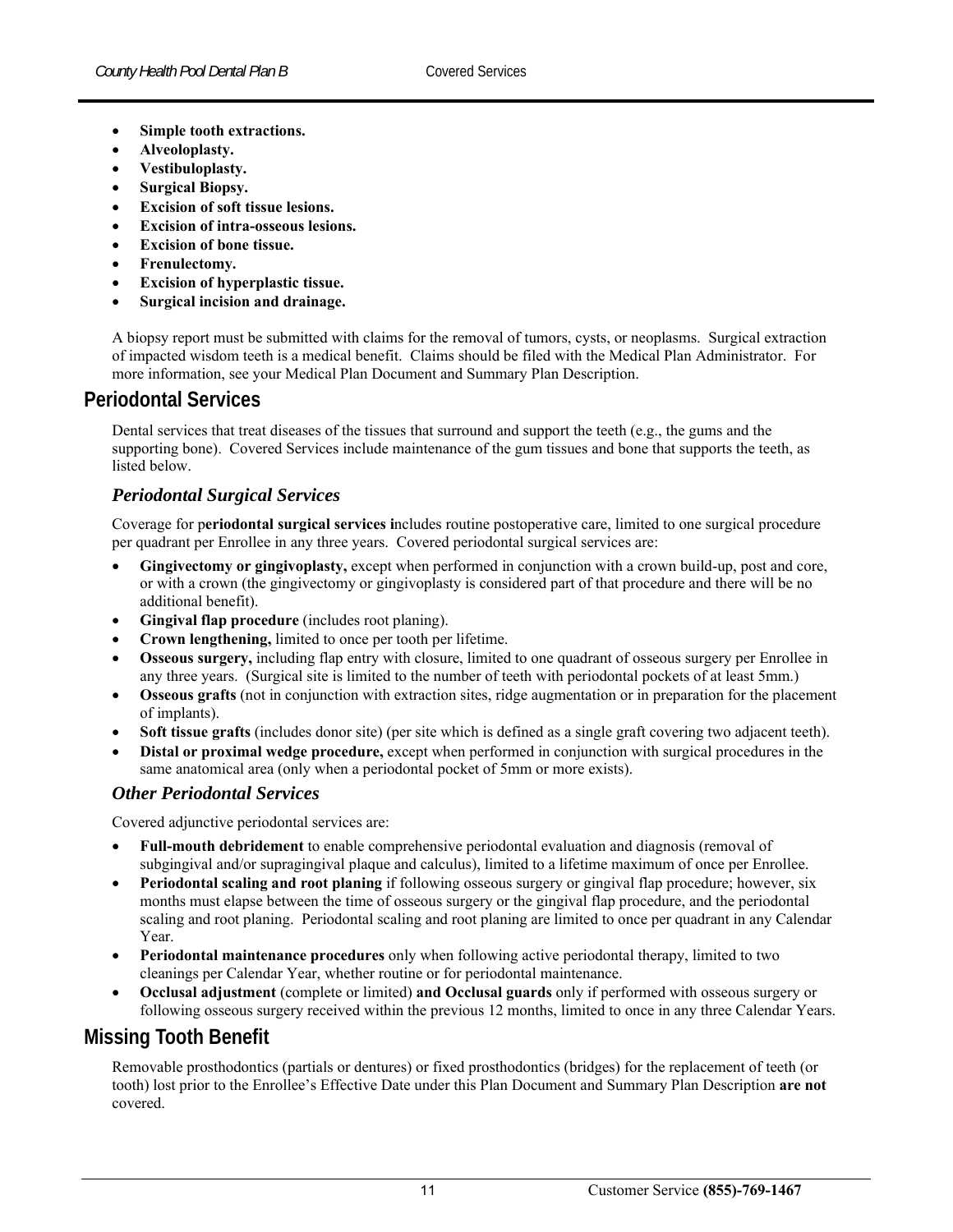- **Simple tooth extractions.**
- **Alveoloplasty.**
- **Vestibuloplasty.**
- **Surgical Biopsy.**
- **Excision of soft tissue lesions.**
- **Excision of intra-osseous lesions.**
- **Excision of bone tissue.**
- **Frenulectomy.**
- **Excision of hyperplastic tissue.**
- **Surgical incision and drainage.**

A biopsy report must be submitted with claims for the removal of tumors, cysts, or neoplasms. Surgical extraction of impacted wisdom teeth is a medical benefit. Claims should be filed with the Medical Plan Administrator. For more information, see your Medical Plan Document and Summary Plan Description.

## Periodontal Services

Dental services that treat diseases of the tissues that surround and support the teeth (e.g., the gums and the supporting bone). Covered Services include maintenance of the gum tissues and bone that supports the teeth, as listed below.

### *Periodontal Surgical Services*

Coverage for p**eriodontal surgical services i**ncludes routine postoperative care, limited to one surgical procedure per quadrant per Enrollee in any three years. Covered periodontal surgical services are:

- **Gingivectomy or gingivoplasty,** except when performed in conjunction with a crown build-up, post and core, or with a crown (the gingivectomy or gingivoplasty is considered part of that procedure and there will be no additional benefit).
- **Gingival flap procedure** (includes root planing).
- **Crown lengthening,** limited to once per tooth per lifetime.
- **Osseous surgery,** including flap entry with closure, limited to one quadrant of osseous surgery per Enrollee in any three years. (Surgical site is limited to the number of teeth with periodontal pockets of at least 5mm.)
- **Osseous grafts** (not in conjunction with extraction sites, ridge augmentation or in preparation for the placement of implants).
- **Soft tissue grafts** (includes donor site) (per site which is defined as a single graft covering two adjacent teeth).
- **Distal or proximal wedge procedure,** except when performed in conjunction with surgical procedures in the same anatomical area (only when a periodontal pocket of 5mm or more exists).

### *Other Periodontal Services*

Covered adjunctive periodontal services are:

- **Full-mouth debridement** to enable comprehensive periodontal evaluation and diagnosis (removal of subgingival and/or supragingival plaque and calculus), limited to a lifetime maximum of once per Enrollee.
- **Periodontal scaling and root planing** if following osseous surgery or gingival flap procedure; however, six months must elapse between the time of osseous surgery or the gingival flap procedure, and the periodontal scaling and root planing. Periodontal scaling and root planing are limited to once per quadrant in any Calendar Year.
- **Periodontal maintenance procedures** only when following active periodontal therapy, limited to two cleanings per Calendar Year, whether routine or for periodontal maintenance.
- **Occlusal adjustment** (complete or limited) **and Occlusal guards** only if performed with osseous surgery or following osseous surgery received within the previous 12 months, limited to once in any three Calendar Years.

## Missing Tooth Benefit

Removable prosthodontics (partials or dentures) or fixed prosthodontics (bridges) for the replacement of teeth (or tooth) lost prior to the Enrollee's Effective Date under this Plan Document and Summary Plan Description **are not** covered.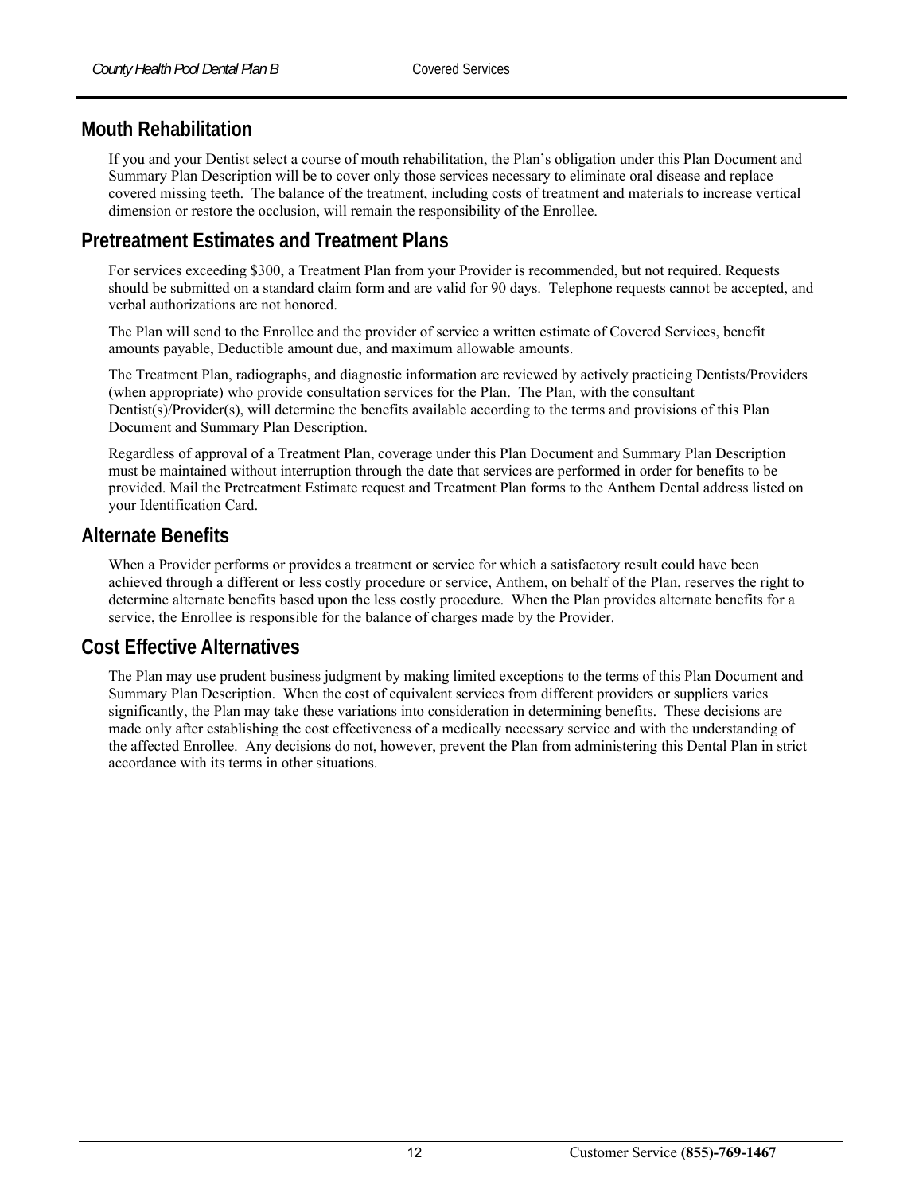## Mouth Rehabilitation

If you and your Dentist select a course of mouth rehabilitation, the Plan's obligation under this Plan Document and Summary Plan Description will be to cover only those services necessary to eliminate oral disease and replace covered missing teeth. The balance of the treatment, including costs of treatment and materials to increase vertical dimension or restore the occlusion, will remain the responsibility of the Enrollee.

## Pretreatment Estimates and Treatment Plans

For services exceeding $300, a Treatment Plan from your Provider is recommended, but not required. Requests should be submitted on a standard claim form and are valid for 90 days. Telephone requests cannot be accepted, and verbal authorizations are not honored.

The Plan will send to the Enrollee and the provider of service a written estimate of Covered Services, benefit amounts payable, Deductible amount due, and maximum allowable amounts.

The Treatment Plan, radiographs, and diagnostic information are reviewed by actively practicing Dentists/Providers (when appropriate) who provide consultation services for the Plan. The Plan, with the consultant Dentist(s)/Provider(s), will determine the benefits available according to the terms and provisions of this Plan Document and Summary Plan Description.

Regardless of approval of a Treatment Plan, coverage under this Plan Document and Summary Plan Description must be maintained without interruption through the date that services are performed in order for benefits to be provided. Mail the Pretreatment Estimate request and Treatment Plan forms to the Anthem Dental address listed on your Identification Card.

## Alternate Benefits

When a Provider performs or provides a treatment or service for which a satisfactory result could have been achieved through a different or less costly procedure or service, Anthem, on behalf of the Plan, reserves the right to determine alternate benefits based upon the less costly procedure. When the Plan provides alternate benefits for a service, the Enrollee is responsible for the balance of charges made by the Provider.

## Cost Effective Alternatives

The Plan may use prudent business judgment by making limited exceptions to the terms of this Plan Document and Summary Plan Description. When the cost of equivalent services from different providers or suppliers varies significantly, the Plan may take these variations into consideration in determining benefits. These decisions are made only after establishing the cost effectiveness of a medically necessary service and with the understanding of the affected Enrollee. Any decisions do not, however, prevent the Plan from administering this Dental Plan in strict accordance with its terms in other situations.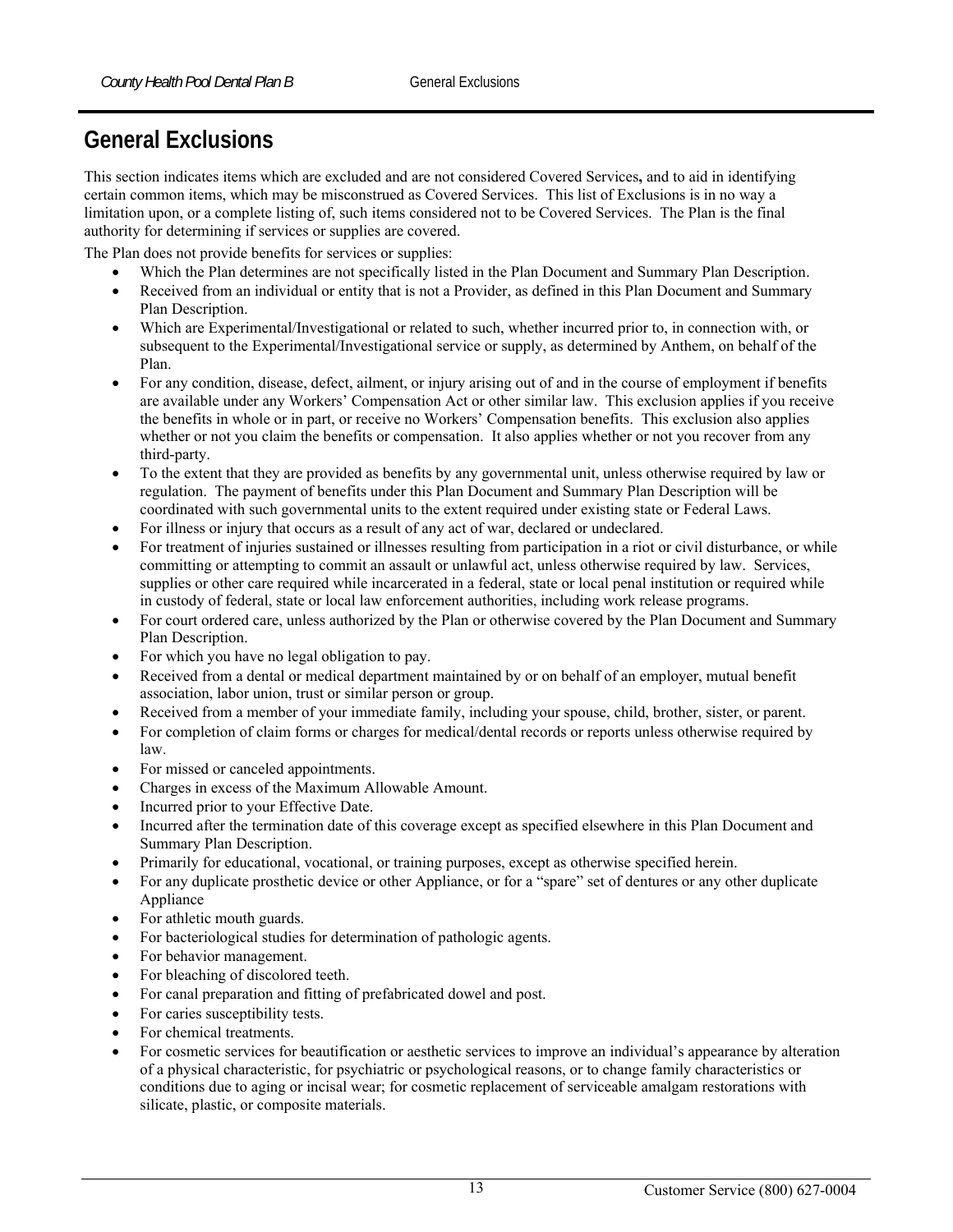# General Exclusions

This section indicates items which are excluded and are not considered Covered Services**,** and to aid in identifying certain common items, which may be misconstrued as Covered Services. This list of Exclusions is in no way a limitation upon, or a complete listing of, such items considered not to be Covered Services. The Plan is the final authority for determining if services or supplies are covered.

The Plan does not provide benefits for services or supplies:

- Which the Plan determines are not specifically listed in the Plan Document and Summary Plan Description.
- Received from an individual or entity that is not a Provider, as defined in this Plan Document and Summary Plan Description.
- Which are Experimental/Investigational or related to such, whether incurred prior to, in connection with, or subsequent to the Experimental/Investigational service or supply, as determined by Anthem, on behalf of the Plan.
- For any condition, disease, defect, ailment, or injury arising out of and in the course of employment if benefits are available under any Workers' Compensation Act or other similar law. This exclusion applies if you receive the benefits in whole or in part, or receive no Workers' Compensation benefits. This exclusion also applies whether or not you claim the benefits or compensation. It also applies whether or not you recover from any third-party.
- To the extent that they are provided as benefits by any governmental unit, unless otherwise required by law or regulation. The payment of benefits under this Plan Document and Summary Plan Description will be coordinated with such governmental units to the extent required under existing state or Federal Laws.
- For illness or injury that occurs as a result of any act of war, declared or undeclared.
- For treatment of injuries sustained or illnesses resulting from participation in a riot or civil disturbance, or while committing or attempting to commit an assault or unlawful act, unless otherwise required by law. Services, supplies or other care required while incarcerated in a federal, state or local penal institution or required while in custody of federal, state or local law enforcement authorities, including work release programs.
- For court ordered care, unless authorized by the Plan or otherwise covered by the Plan Document and Summary Plan Description.
- For which you have no legal obligation to pay.
- Received from a dental or medical department maintained by or on behalf of an employer, mutual benefit association, labor union, trust or similar person or group.
- Received from a member of your immediate family, including your spouse, child, brother, sister, or parent.
- For completion of claim forms or charges for medical/dental records or reports unless otherwise required by law.
- For missed or canceled appointments.
- Charges in excess of the Maximum Allowable Amount.
- Incurred prior to your Effective Date.
- Incurred after the termination date of this coverage except as specified elsewhere in this Plan Document and Summary Plan Description.
- Primarily for educational, vocational, or training purposes, except as otherwise specified herein.
- For any duplicate prosthetic device or other Appliance, or for a "spare" set of dentures or any other duplicate Appliance
- For athletic mouth guards.
- For bacteriological studies for determination of pathologic agents.
- For behavior management.
- For bleaching of discolored teeth.
- For canal preparation and fitting of prefabricated dowel and post.
- For caries susceptibility tests.
- For chemical treatments.
- For cosmetic services for beautification or aesthetic services to improve an individual's appearance by alteration of a physical characteristic, for psychiatric or psychological reasons, or to change family characteristics or conditions due to aging or incisal wear; for cosmetic replacement of serviceable amalgam restorations with silicate, plastic, or composite materials.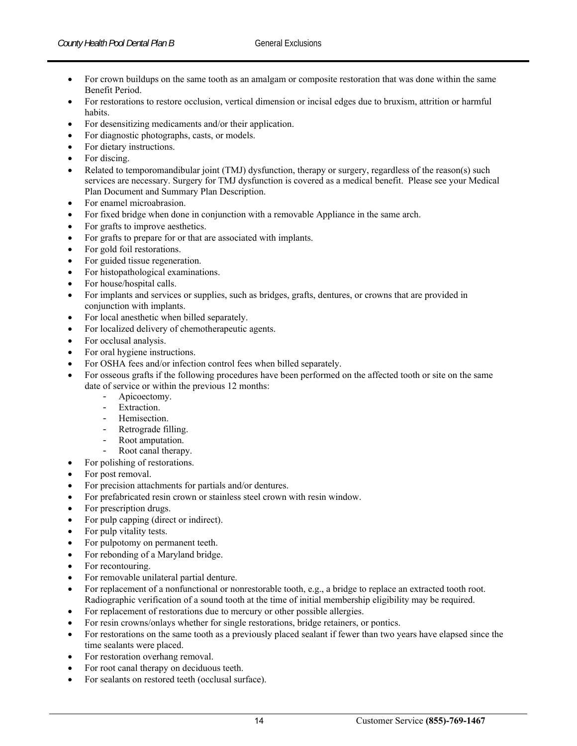- For crown buildups on the same tooth as an amalgam or composite restoration that was done within the same Benefit Period.
- For restorations to restore occlusion, vertical dimension or incisal edges due to bruxism, attrition or harmful habits.
- For desensitizing medicaments and/or their application.
- For diagnostic photographs, casts, or models.
- For dietary instructions.
- For discing.
- Related to temporomandibular joint (TMJ) dysfunction, therapy or surgery, regardless of the reason(s) such services are necessary. Surgery for TMJ dysfunction is covered as a medical benefit. Please see your Medical Plan Document and Summary Plan Description.
- For enamel microabrasion.
- For fixed bridge when done in conjunction with a removable Appliance in the same arch.
- For grafts to improve aesthetics.
- For grafts to prepare for or that are associated with implants.
- For gold foil restorations.
- For guided tissue regeneration.
- For histopathological examinations.
- For house/hospital calls.
- For implants and services or supplies, such as bridges, grafts, dentures, or crowns that are provided in conjunction with implants.
- For local anesthetic when billed separately.
- For localized delivery of chemotherapeutic agents.
- For occlusal analysis.
- For oral hygiene instructions.
- For OSHA fees and/or infection control fees when billed separately.
- For osseous grafts if the following procedures have been performed on the affected tooth or site on the same date of service or within the previous 12 months:
  - Apicoectomy.
  - Extraction.
  - Hemisection.
  - Retrograde filling.
  - Root amputation.
  - Root canal therapy.
- For polishing of restorations.
- For post removal.
- For precision attachments for partials and/or dentures.
- For prefabricated resin crown or stainless steel crown with resin window.
- For prescription drugs.
- For pulp capping (direct or indirect).
- For pulp vitality tests.
- For pulpotomy on permanent teeth.
- For rebonding of a Maryland bridge.
- For recontouring.
- For removable unilateral partial denture.
- For replacement of a nonfunctional or nonrestorable tooth, e.g., a bridge to replace an extracted tooth root. Radiographic verification of a sound tooth at the time of initial membership eligibility may be required.
- For replacement of restorations due to mercury or other possible allergies.
- For resin crowns/onlays whether for single restorations, bridge retainers, or pontics.
- For restorations on the same tooth as a previously placed sealant if fewer than two years have elapsed since the time sealants were placed.
- For restoration overhang removal.
- For root canal therapy on deciduous teeth.
- For sealants on restored teeth (occlusal surface).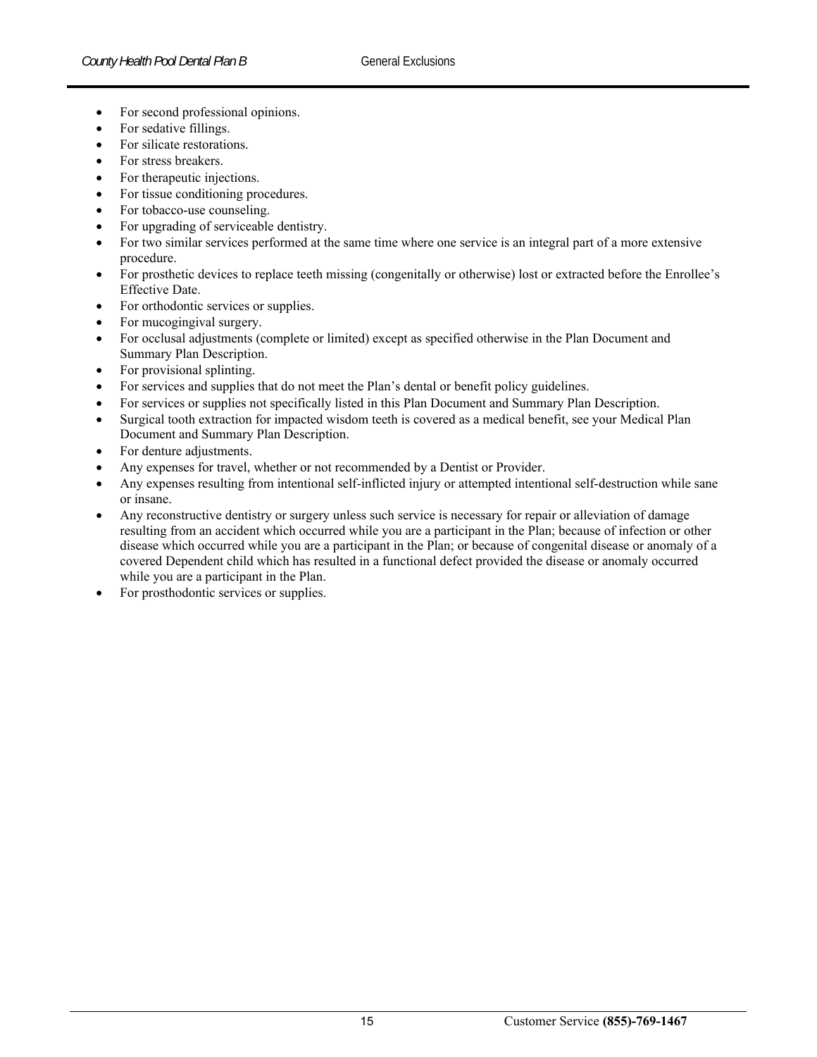- For second professional opinions.
- For sedative fillings.
- For silicate restorations.
- For stress breakers.
- For therapeutic injections.
- For tissue conditioning procedures.
- For tobacco-use counseling.
- For upgrading of serviceable dentistry.
- For two similar services performed at the same time where one service is an integral part of a more extensive procedure.
- For prosthetic devices to replace teeth missing (congenitally or otherwise) lost or extracted before the Enrollee's Effective Date.
- For orthodontic services or supplies.
- For mucogingival surgery.
- For occlusal adjustments (complete or limited) except as specified otherwise in the Plan Document and Summary Plan Description.
- For provisional splinting.
- For services and supplies that do not meet the Plan's dental or benefit policy guidelines.
- For services or supplies not specifically listed in this Plan Document and Summary Plan Description.
- Surgical tooth extraction for impacted wisdom teeth is covered as a medical benefit, see your Medical Plan Document and Summary Plan Description.
- For denture adjustments.
- Any expenses for travel, whether or not recommended by a Dentist or Provider.
- Any expenses resulting from intentional self-inflicted injury or attempted intentional self-destruction while sane or insane.
- Any reconstructive dentistry or surgery unless such service is necessary for repair or alleviation of damage resulting from an accident which occurred while you are a participant in the Plan; because of infection or other disease which occurred while you are a participant in the Plan; or because of congenital disease or anomaly of a covered Dependent child which has resulted in a functional defect provided the disease or anomaly occurred while you are a participant in the Plan.
- For prosthodontic services or supplies.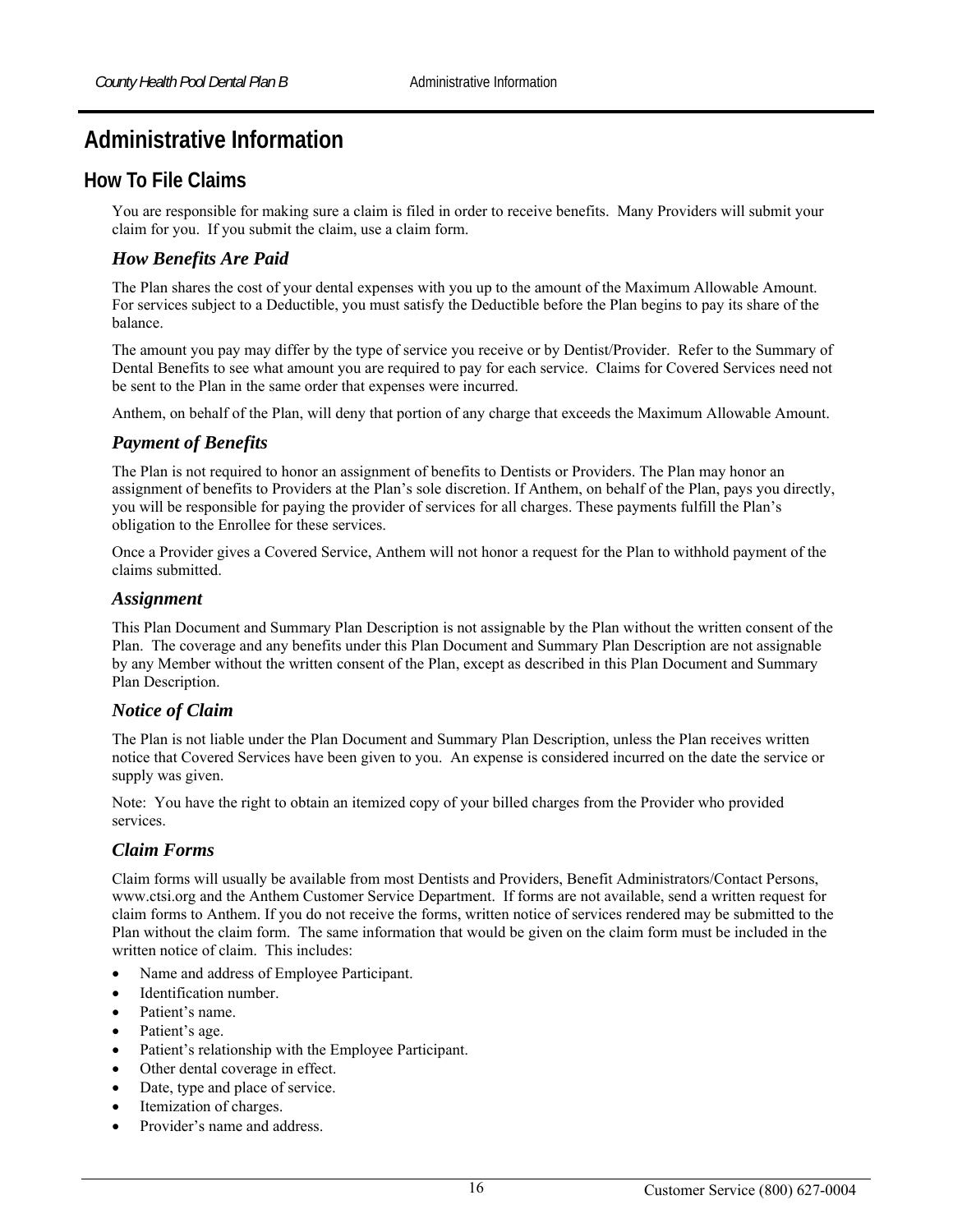# Administrative Information

## How To File Claims

You are responsible for making sure a claim is filed in order to receive benefits. Many Providers will submit your claim for you. If you submit the claim, use a claim form.

### *How Benefits Are Paid*

The Plan shares the cost of your dental expenses with you up to the amount of the Maximum Allowable Amount. For services subject to a Deductible, you must satisfy the Deductible before the Plan begins to pay its share of the balance.

The amount you pay may differ by the type of service you receive or by Dentist/Provider. Refer to the Summary of Dental Benefits to see what amount you are required to pay for each service. Claims for Covered Services need not be sent to the Plan in the same order that expenses were incurred.

Anthem, on behalf of the Plan, will deny that portion of any charge that exceeds the Maximum Allowable Amount.

### *Payment of Benefits*

The Plan is not required to honor an assignment of benefits to Dentists or Providers. The Plan may honor an assignment of benefits to Providers at the Plan's sole discretion. If Anthem, on behalf of the Plan, pays you directly, you will be responsible for paying the provider of services for all charges. These payments fulfill the Plan's obligation to the Enrollee for these services.

Once a Provider gives a Covered Service, Anthem will not honor a request for the Plan to withhold payment of the claims submitted.

### *Assignment*

This Plan Document and Summary Plan Description is not assignable by the Plan without the written consent of the Plan. The coverage and any benefits under this Plan Document and Summary Plan Description are not assignable by any Member without the written consent of the Plan, except as described in this Plan Document and Summary Plan Description.

### *Notice of Claim*

The Plan is not liable under the Plan Document and Summary Plan Description, unless the Plan receives written notice that Covered Services have been given to you. An expense is considered incurred on the date the service or supply was given.

Note: You have the right to obtain an itemized copy of your billed charges from the Provider who provided services.

### *Claim Forms*

Claim forms will usually be available from most Dentists and Providers, Benefit Administrators/Contact Persons, www.ctsi.org and the Anthem Customer Service Department. If forms are not available, send a written request for claim forms to Anthem. If you do not receive the forms, written notice of services rendered may be submitted to the Plan without the claim form. The same information that would be given on the claim form must be included in the written notice of claim. This includes:

- Name and address of Employee Participant.
- Identification number.
- Patient's name.
- Patient's age.
- Patient's relationship with the Employee Participant.
- Other dental coverage in effect.
- Date, type and place of service.
- Itemization of charges.
- Provider's name and address.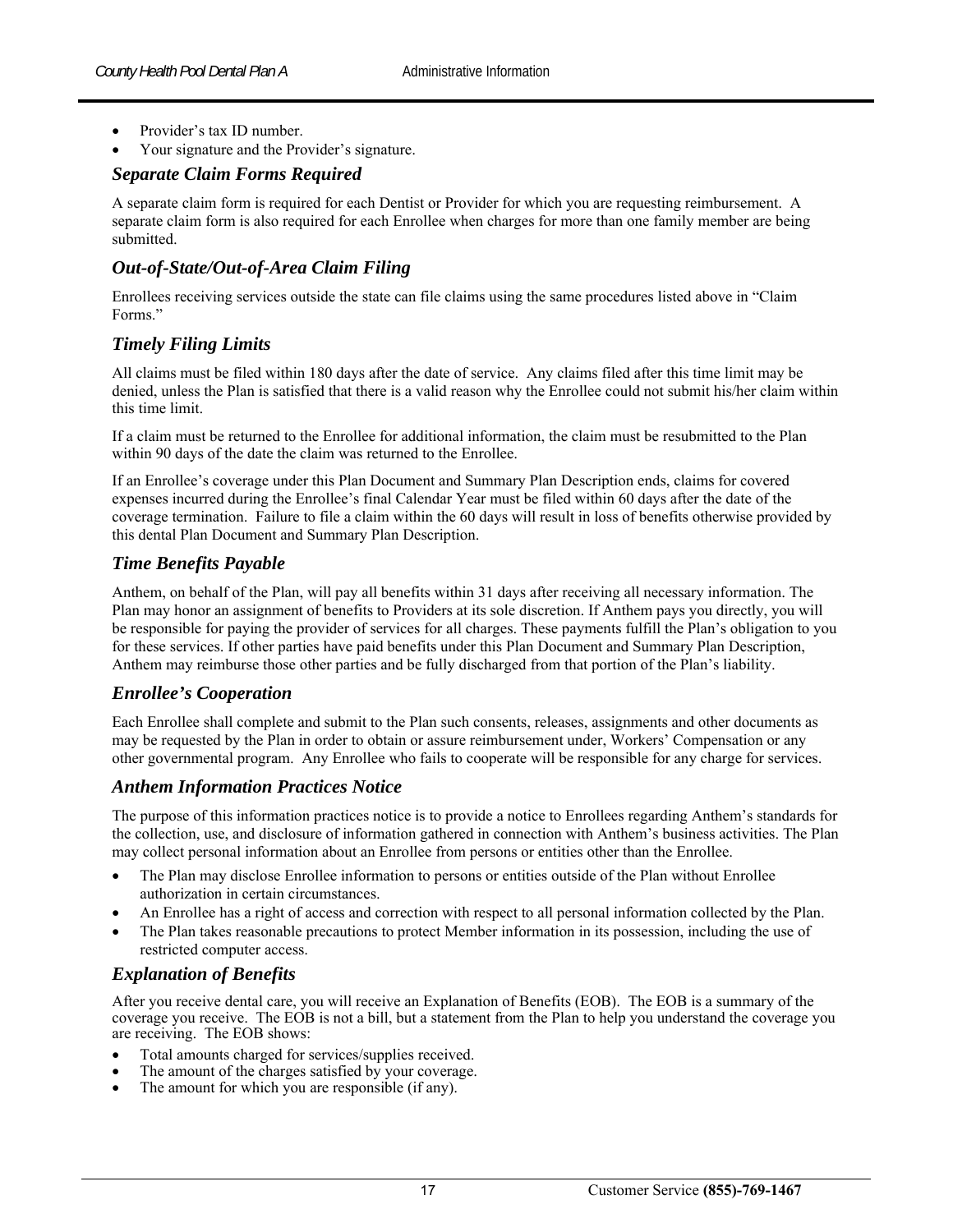- Provider's tax ID number.
- Your signature and the Provider's signature.

### Separate Claim Forms Required

A separate claim form is required for each Dentist or Provider for which you are requesting reimbursement. A separate claim form is also required for each Enrollee when charges for more than one family member are being submitted.

### Out-of-State/Out-of-Area Claim Filing

Enrollees receiving services outside the state can file claims using the same procedures listed above in "Claim Forms."

### Timely Filing Limits

All claims must be filed within 180 days after the date of service. Any claims filed after this time limit may be denied, unless the Plan is satisfied that there is a valid reason why the Enrollee could not submit his/her claim within this time limit.

If a claim must be returned to the Enrollee for additional information, the claim must be resubmitted to the Plan within 90 days of the date the claim was returned to the Enrollee.

If an Enrollee's coverage under this Plan Document and Summary Plan Description ends, claims for covered expenses incurred during the Enrollee's final Calendar Year must be filed within 60 days after the date of the coverage termination. Failure to file a claim within the 60 days will result in loss of benefits otherwise provided by this dental Plan Document and Summary Plan Description.

### Time Benefits Payable

Anthem, on behalf of the Plan, will pay all benefits within 31 days after receiving all necessary information. The Plan may honor an assignment of benefits to Providers at its sole discretion. If Anthem pays you directly, you will be responsible for paying the provider of services for all charges. These payments fulfill the Plan's obligation to you for these services. If other parties have paid benefits under this Plan Document and Summary Plan Description, Anthem may reimburse those other parties and be fully discharged from that portion of the Plan's liability.

### Enrollee's Cooperation

Each Enrollee shall complete and submit to the Plan such consents, releases, assignments and other documents as may be requested by the Plan in order to obtain or assure reimbursement under, Workers' Compensation or any other governmental program. Any Enrollee who fails to cooperate will be responsible for any charge for services.

### Anthem Information Practices Notice

The purpose of this information practices notice is to provide a notice to Enrollees regarding Anthem's standards for the collection, use, and disclosure of information gathered in connection with Anthem's business activities. The Plan may collect personal information about an Enrollee from persons or entities other than the Enrollee.

- The Plan may disclose Enrollee information to persons or entities outside of the Plan without Enrollee authorization in certain circumstances.
- An Enrollee has a right of access and correction with respect to all personal information collected by the Plan.
- The Plan takes reasonable precautions to protect Member information in its possession, including the use of restricted computer access.

### Explanation of Benefits

After you receive dental care, you will receive an Explanation of Benefits (EOB). The EOB is a summary of the coverage you receive. The EOB is not a bill, but a statement from the Plan to help you understand the coverage you are receiving. The EOB shows:

- Total amounts charged for services/supplies received.
- The amount of the charges satisfied by your coverage.
- The amount for which you are responsible (if any).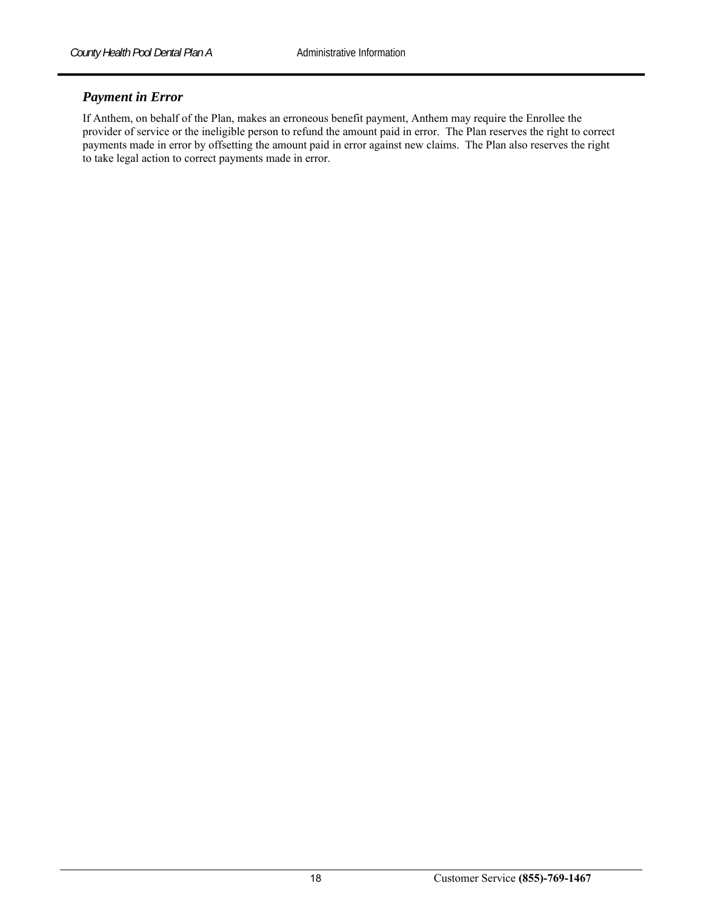### *Payment in Error*

If Anthem, on behalf of the Plan, makes an erroneous benefit payment, Anthem may require the Enrollee the provider of service or the ineligible person to refund the amount paid in error. The Plan reserves the right to correct payments made in error by offsetting the amount paid in error against new claims. The Plan also reserves the right to take legal action to correct payments made in error.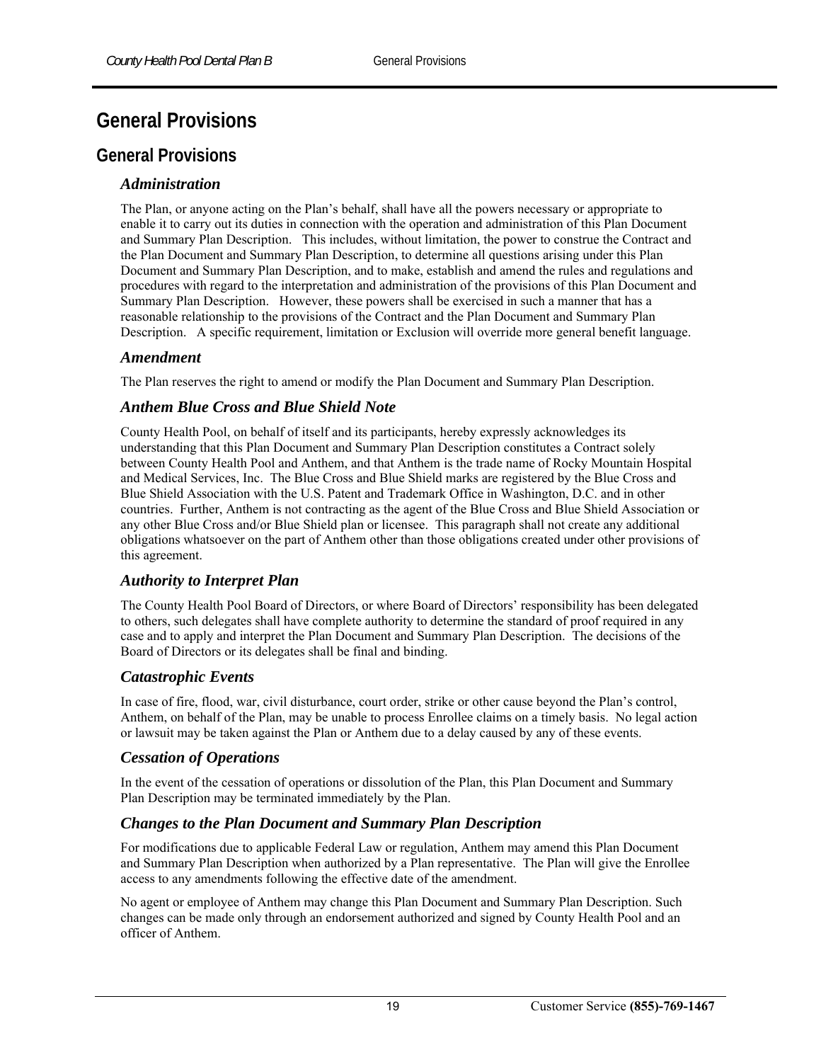# General Provisions

## General Provisions

### *Administration*

The Plan, or anyone acting on the Plan's behalf, shall have all the powers necessary or appropriate to enable it to carry out its duties in connection with the operation and administration of this Plan Document and Summary Plan Description. This includes, without limitation, the power to construe the Contract and the Plan Document and Summary Plan Description, to determine all questions arising under this Plan Document and Summary Plan Description, and to make, establish and amend the rules and regulations and procedures with regard to the interpretation and administration of the provisions of this Plan Document and Summary Plan Description. However, these powers shall be exercised in such a manner that has a reasonable relationship to the provisions of the Contract and the Plan Document and Summary Plan Description. A specific requirement, limitation or Exclusion will override more general benefit language.

### *Amendment*

The Plan reserves the right to amend or modify the Plan Document and Summary Plan Description.

### *Anthem Blue Cross and Blue Shield Note*

County Health Pool, on behalf of itself and its participants, hereby expressly acknowledges its understanding that this Plan Document and Summary Plan Description constitutes a Contract solely between County Health Pool and Anthem, and that Anthem is the trade name of Rocky Mountain Hospital and Medical Services, Inc. The Blue Cross and Blue Shield marks are registered by the Blue Cross and Blue Shield Association with the U.S. Patent and Trademark Office in Washington, D.C. and in other countries. Further, Anthem is not contracting as the agent of the Blue Cross and Blue Shield Association or any other Blue Cross and/or Blue Shield plan or licensee. This paragraph shall not create any additional obligations whatsoever on the part of Anthem other than those obligations created under other provisions of this agreement.

### *Authority to Interpret Plan*

The County Health Pool Board of Directors, or where Board of Directors' responsibility has been delegated to others, such delegates shall have complete authority to determine the standard of proof required in any case and to apply and interpret the Plan Document and Summary Plan Description. The decisions of the Board of Directors or its delegates shall be final and binding.

### *Catastrophic Events*

In case of fire, flood, war, civil disturbance, court order, strike or other cause beyond the Plan's control, Anthem, on behalf of the Plan, may be unable to process Enrollee claims on a timely basis. No legal action or lawsuit may be taken against the Plan or Anthem due to a delay caused by any of these events.

### *Cessation of Operations*

In the event of the cessation of operations or dissolution of the Plan, this Plan Document and Summary Plan Description may be terminated immediately by the Plan.

### *Changes to the Plan Document and Summary Plan Description*

For modifications due to applicable Federal Law or regulation, Anthem may amend this Plan Document and Summary Plan Description when authorized by a Plan representative. The Plan will give the Enrollee access to any amendments following the effective date of the amendment.

No agent or employee of Anthem may change this Plan Document and Summary Plan Description. Such changes can be made only through an endorsement authorized and signed by County Health Pool and an officer of Anthem.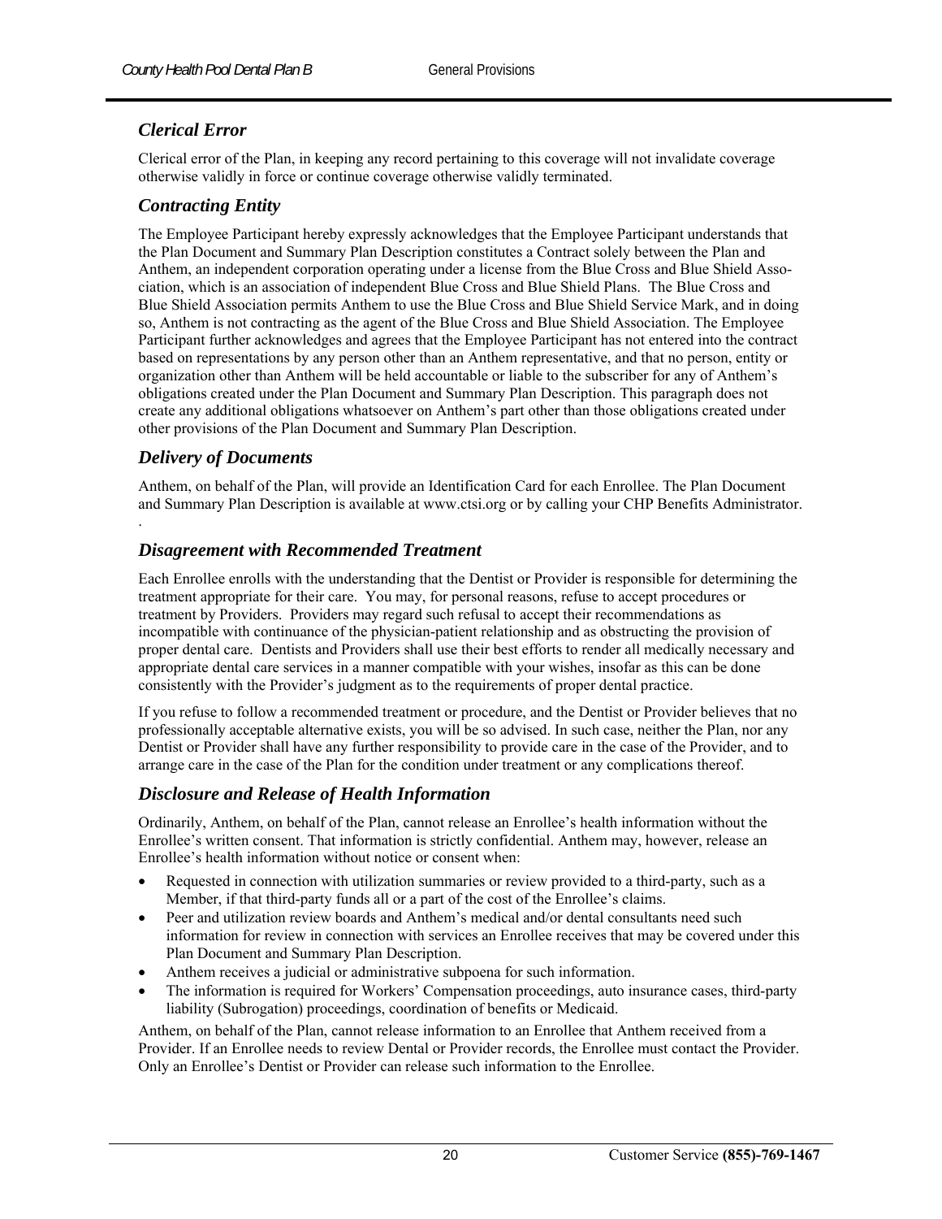## *Clerical Error*

Clerical error of the Plan, in keeping any record pertaining to this coverage will not invalidate coverage otherwise validly in force or continue coverage otherwise validly terminated.

## *Contracting Entity*

The Employee Participant hereby expressly acknowledges that the Employee Participant understands that the Plan Document and Summary Plan Description constitutes a Contract solely between the Plan and Anthem, an independent corporation operating under a license from the Blue Cross and Blue Shield Association, which is an association of independent Blue Cross and Blue Shield Plans. The Blue Cross and Blue Shield Association permits Anthem to use the Blue Cross and Blue Shield Service Mark, and in doing so, Anthem is not contracting as the agent of the Blue Cross and Blue Shield Association. The Employee Participant further acknowledges and agrees that the Employee Participant has not entered into the contract based on representations by any person other than an Anthem representative, and that no person, entity or organization other than Anthem will be held accountable or liable to the subscriber for any of Anthem's obligations created under the Plan Document and Summary Plan Description. This paragraph does not create any additional obligations whatsoever on Anthem's part other than those obligations created under other provisions of the Plan Document and Summary Plan Description.

## *Delivery of Documents*

Anthem, on behalf of the Plan, will provide an Identification Card for each Enrollee. The Plan Document and Summary Plan Description is available at www.ctsi.org or by calling your CHP Benefits Administrator.
.

## *Disagreement with Recommended Treatment*

Each Enrollee enrolls with the understanding that the Dentist or Provider is responsible for determining the treatment appropriate for their care. You may, for personal reasons, refuse to accept procedures or treatment by Providers. Providers may regard such refusal to accept their recommendations as incompatible with continuance of the physician-patient relationship and as obstructing the provision of proper dental care. Dentists and Providers shall use their best efforts to render all medically necessary and appropriate dental care services in a manner compatible with your wishes, insofar as this can be done consistently with the Provider's judgment as to the requirements of proper dental practice.

If you refuse to follow a recommended treatment or procedure, and the Dentist or Provider believes that no professionally acceptable alternative exists, you will be so advised. In such case, neither the Plan, nor any Dentist or Provider shall have any further responsibility to provide care in the case of the Provider, and to arrange care in the case of the Plan for the condition under treatment or any complications thereof.

## *Disclosure and Release of Health Information*

Ordinarily, Anthem, on behalf of the Plan, cannot release an Enrollee's health information without the Enrollee's written consent. That information is strictly confidential. Anthem may, however, release an Enrollee's health information without notice or consent when:

- Requested in connection with utilization summaries or review provided to a third-party, such as a Member, if that third-party funds all or a part of the cost of the Enrollee's claims.
- Peer and utilization review boards and Anthem's medical and/or dental consultants need such information for review in connection with services an Enrollee receives that may be covered under this Plan Document and Summary Plan Description.
- Anthem receives a judicial or administrative subpoena for such information.
- The information is required for Workers' Compensation proceedings, auto insurance cases, third-party liability (Subrogation) proceedings, coordination of benefits or Medicaid.

Anthem, on behalf of the Plan, cannot release information to an Enrollee that Anthem received from a Provider. If an Enrollee needs to review Dental or Provider records, the Enrollee must contact the Provider. Only an Enrollee's Dentist or Provider can release such information to the Enrollee.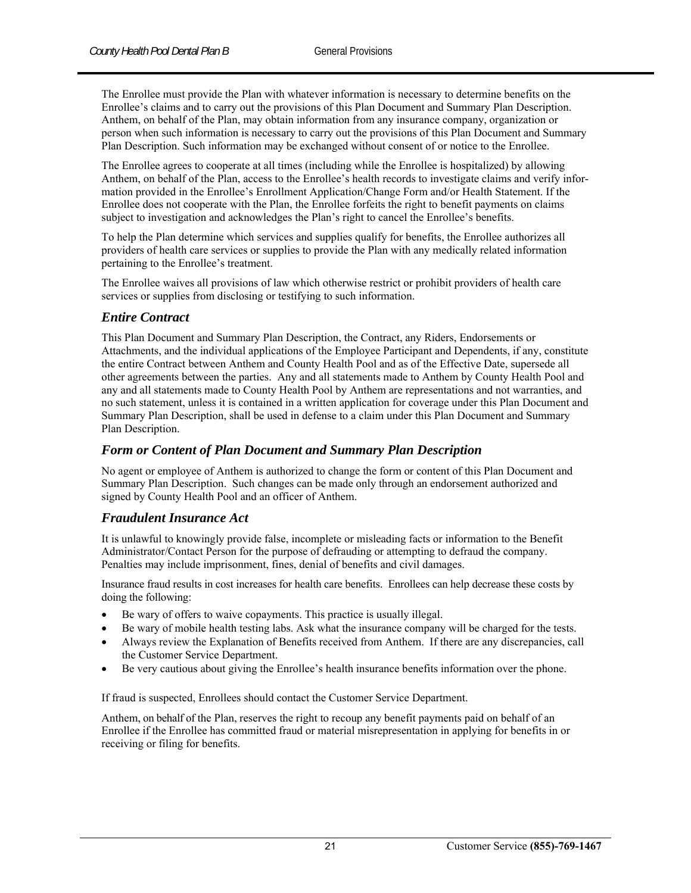The Enrollee must provide the Plan with whatever information is necessary to determine benefits on the Enrollee's claims and to carry out the provisions of this Plan Document and Summary Plan Description. Anthem, on behalf of the Plan, may obtain information from any insurance company, organization or person when such information is necessary to carry out the provisions of this Plan Document and Summary Plan Description. Such information may be exchanged without consent of or notice to the Enrollee.

The Enrollee agrees to cooperate at all times (including while the Enrollee is hospitalized) by allowing Anthem, on behalf of the Plan, access to the Enrollee's health records to investigate claims and verify information provided in the Enrollee's Enrollment Application/Change Form and/or Health Statement. If the Enrollee does not cooperate with the Plan, the Enrollee forfeits the right to benefit payments on claims subject to investigation and acknowledges the Plan's right to cancel the Enrollee's benefits.

To help the Plan determine which services and supplies qualify for benefits, the Enrollee authorizes all providers of health care services or supplies to provide the Plan with any medically related information pertaining to the Enrollee's treatment.

The Enrollee waives all provisions of law which otherwise restrict or prohibit providers of health care services or supplies from disclosing or testifying to such information.

### *Entire Contract*

This Plan Document and Summary Plan Description, the Contract, any Riders, Endorsements or Attachments, and the individual applications of the Employee Participant and Dependents, if any, constitute the entire Contract between Anthem and County Health Pool and as of the Effective Date, supersede all other agreements between the parties. Any and all statements made to Anthem by County Health Pool and any and all statements made to County Health Pool by Anthem are representations and not warranties, and no such statement, unless it is contained in a written application for coverage under this Plan Document and Summary Plan Description, shall be used in defense to a claim under this Plan Document and Summary Plan Description.

### *Form or Content of Plan Document and Summary Plan Description*

No agent or employee of Anthem is authorized to change the form or content of this Plan Document and Summary Plan Description. Such changes can be made only through an endorsement authorized and signed by County Health Pool and an officer of Anthem.

### *Fraudulent Insurance Act*

It is unlawful to knowingly provide false, incomplete or misleading facts or information to the Benefit Administrator/Contact Person for the purpose of defrauding or attempting to defraud the company. Penalties may include imprisonment, fines, denial of benefits and civil damages.

Insurance fraud results in cost increases for health care benefits. Enrollees can help decrease these costs by doing the following:

- Be wary of offers to waive copayments. This practice is usually illegal.
- Be wary of mobile health testing labs. Ask what the insurance company will be charged for the tests.
- Always review the Explanation of Benefits received from Anthem. If there are any discrepancies, call the Customer Service Department.
- Be very cautious about giving the Enrollee's health insurance benefits information over the phone.

If fraud is suspected, Enrollees should contact the Customer Service Department.

Anthem, on behalf of the Plan, reserves the right to recoup any benefit payments paid on behalf of an Enrollee if the Enrollee has committed fraud or material misrepresentation in applying for benefits in or receiving or filing for benefits.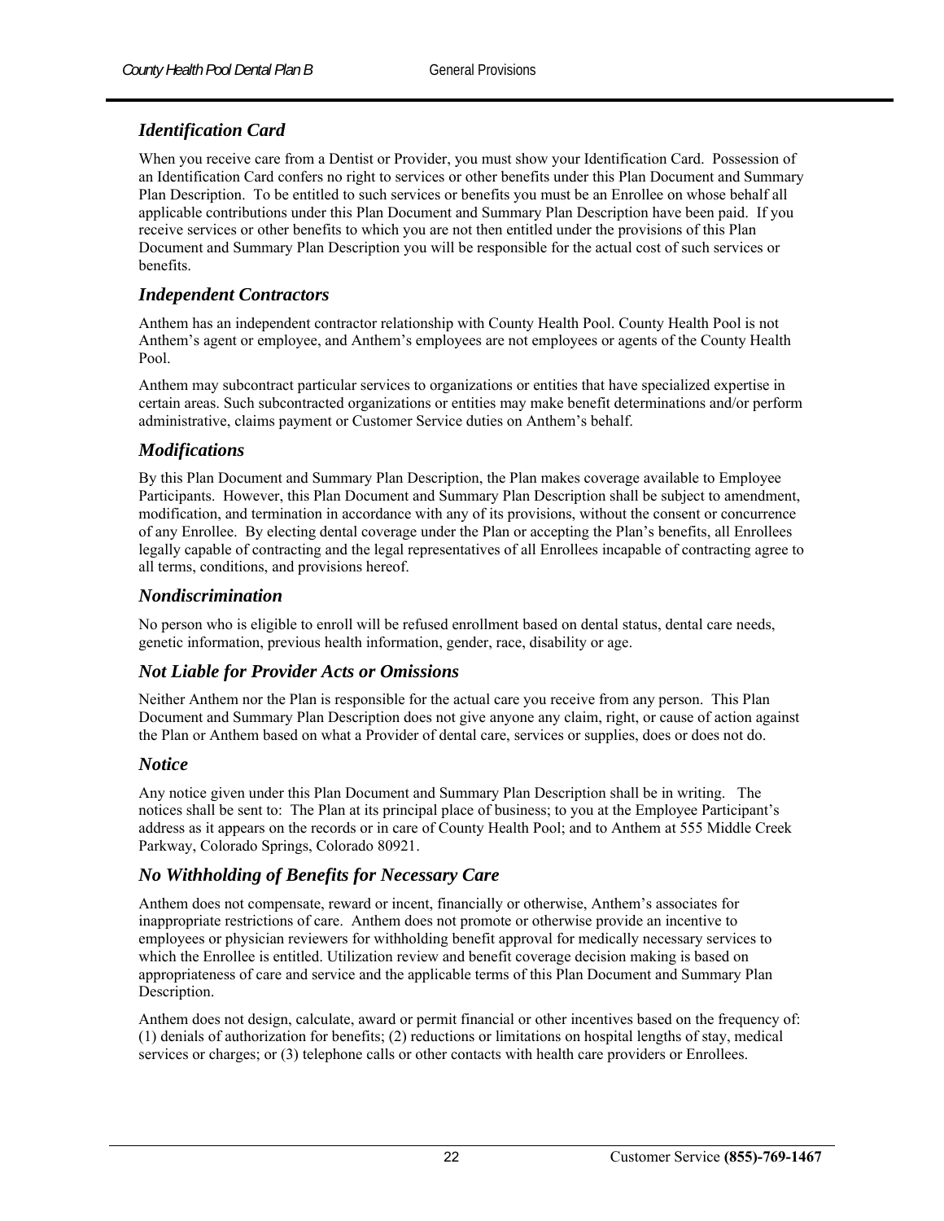### *Identification Card*

When you receive care from a Dentist or Provider, you must show your Identification Card. Possession of an Identification Card confers no right to services or other benefits under this Plan Document and Summary Plan Description. To be entitled to such services or benefits you must be an Enrollee on whose behalf all applicable contributions under this Plan Document and Summary Plan Description have been paid. If you receive services or other benefits to which you are not then entitled under the provisions of this Plan Document and Summary Plan Description you will be responsible for the actual cost of such services or benefits.

### *Independent Contractors*

Anthem has an independent contractor relationship with County Health Pool. County Health Pool is not Anthem's agent or employee, and Anthem's employees are not employees or agents of the County Health Pool.

Anthem may subcontract particular services to organizations or entities that have specialized expertise in certain areas. Such subcontracted organizations or entities may make benefit determinations and/or perform administrative, claims payment or Customer Service duties on Anthem's behalf.

### *Modifications*

By this Plan Document and Summary Plan Description, the Plan makes coverage available to Employee Participants. However, this Plan Document and Summary Plan Description shall be subject to amendment, modification, and termination in accordance with any of its provisions, without the consent or concurrence of any Enrollee. By electing dental coverage under the Plan or accepting the Plan's benefits, all Enrollees legally capable of contracting and the legal representatives of all Enrollees incapable of contracting agree to all terms, conditions, and provisions hereof.

### *Nondiscrimination*

No person who is eligible to enroll will be refused enrollment based on dental status, dental care needs, genetic information, previous health information, gender, race, disability or age.

### *Not Liable for Provider Acts or Omissions*

Neither Anthem nor the Plan is responsible for the actual care you receive from any person. This Plan Document and Summary Plan Description does not give anyone any claim, right, or cause of action against the Plan or Anthem based on what a Provider of dental care, services or supplies, does or does not do.

### *Notice*

Any notice given under this Plan Document and Summary Plan Description shall be in writing. The notices shall be sent to: The Plan at its principal place of business; to you at the Employee Participant's address as it appears on the records or in care of County Health Pool; and to Anthem at 555 Middle Creek Parkway, Colorado Springs, Colorado 80921.

### *No Withholding of Benefits for Necessary Care*

Anthem does not compensate, reward or incent, financially or otherwise, Anthem's associates for inappropriate restrictions of care. Anthem does not promote or otherwise provide an incentive to employees or physician reviewers for withholding benefit approval for medically necessary services to which the Enrollee is entitled. Utilization review and benefit coverage decision making is based on appropriateness of care and service and the applicable terms of this Plan Document and Summary Plan Description.

Anthem does not design, calculate, award or permit financial or other incentives based on the frequency of: (1) denials of authorization for benefits; (2) reductions or limitations on hospital lengths of stay, medical services or charges; or (3) telephone calls or other contacts with health care providers or Enrollees.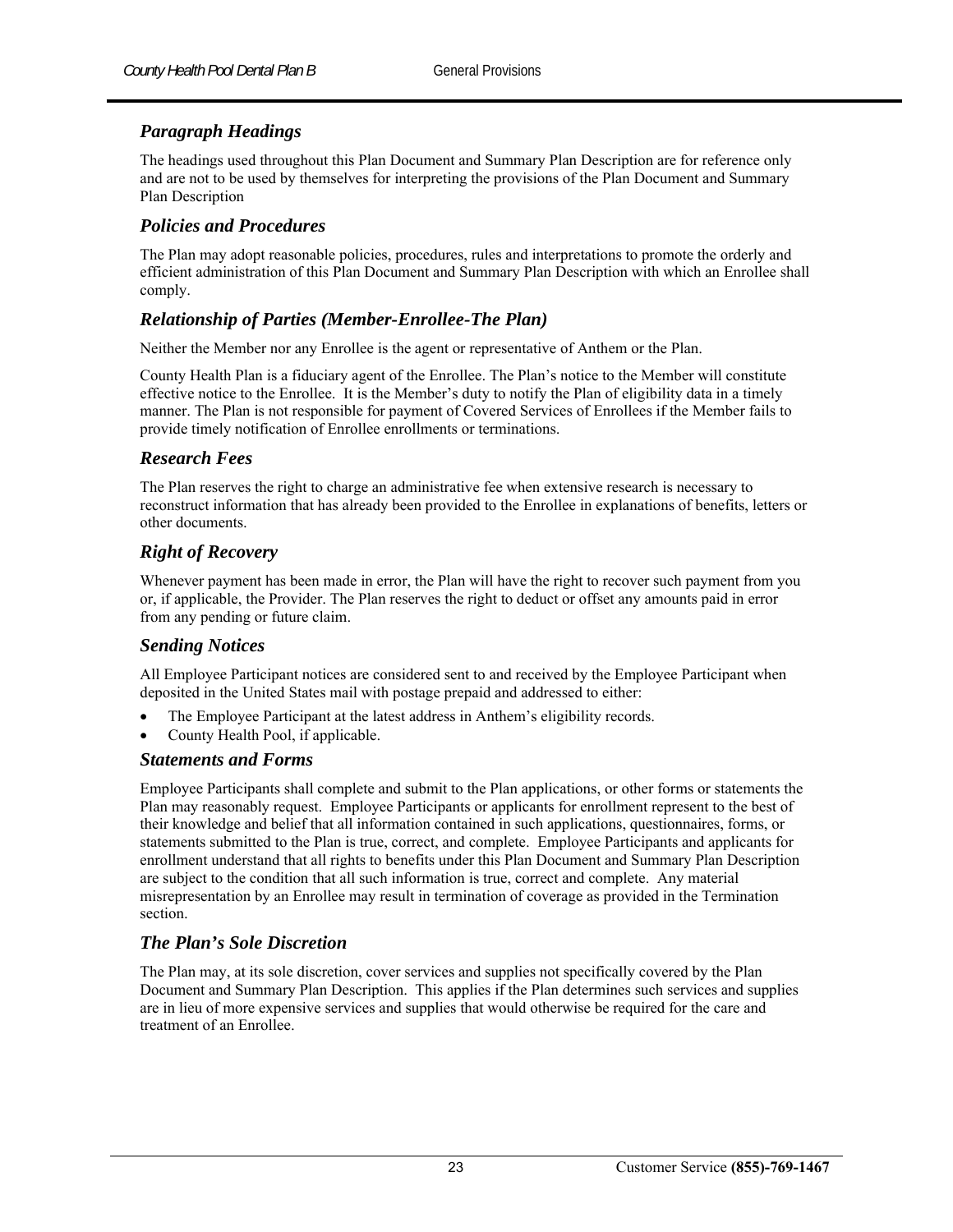### *Paragraph Headings*

The headings used throughout this Plan Document and Summary Plan Description are for reference only and are not to be used by themselves for interpreting the provisions of the Plan Document and Summary Plan Description

### *Policies and Procedures*

The Plan may adopt reasonable policies, procedures, rules and interpretations to promote the orderly and efficient administration of this Plan Document and Summary Plan Description with which an Enrollee shall comply.

### *Relationship of Parties (Member-Enrollee-The Plan)*

Neither the Member nor any Enrollee is the agent or representative of Anthem or the Plan.

County Health Plan is a fiduciary agent of the Enrollee. The Plan's notice to the Member will constitute effective notice to the Enrollee. It is the Member's duty to notify the Plan of eligibility data in a timely manner. The Plan is not responsible for payment of Covered Services of Enrollees if the Member fails to provide timely notification of Enrollee enrollments or terminations.

### *Research Fees*

The Plan reserves the right to charge an administrative fee when extensive research is necessary to reconstruct information that has already been provided to the Enrollee in explanations of benefits, letters or other documents.

### *Right of Recovery*

Whenever payment has been made in error, the Plan will have the right to recover such payment from you or, if applicable, the Provider. The Plan reserves the right to deduct or offset any amounts paid in error from any pending or future claim.

### *Sending Notices*

All Employee Participant notices are considered sent to and received by the Employee Participant when deposited in the United States mail with postage prepaid and addressed to either:

- The Employee Participant at the latest address in Anthem's eligibility records.
- County Health Pool, if applicable.

### *Statements and Forms*

Employee Participants shall complete and submit to the Plan applications, or other forms or statements the Plan may reasonably request. Employee Participants or applicants for enrollment represent to the best of their knowledge and belief that all information contained in such applications, questionnaires, forms, or statements submitted to the Plan is true, correct, and complete. Employee Participants and applicants for enrollment understand that all rights to benefits under this Plan Document and Summary Plan Description are subject to the condition that all such information is true, correct and complete. Any material misrepresentation by an Enrollee may result in termination of coverage as provided in the Termination section.

### *The Plan's Sole Discretion*

The Plan may, at its sole discretion, cover services and supplies not specifically covered by the Plan Document and Summary Plan Description. This applies if the Plan determines such services and supplies are in lieu of more expensive services and supplies that would otherwise be required for the care and treatment of an Enrollee.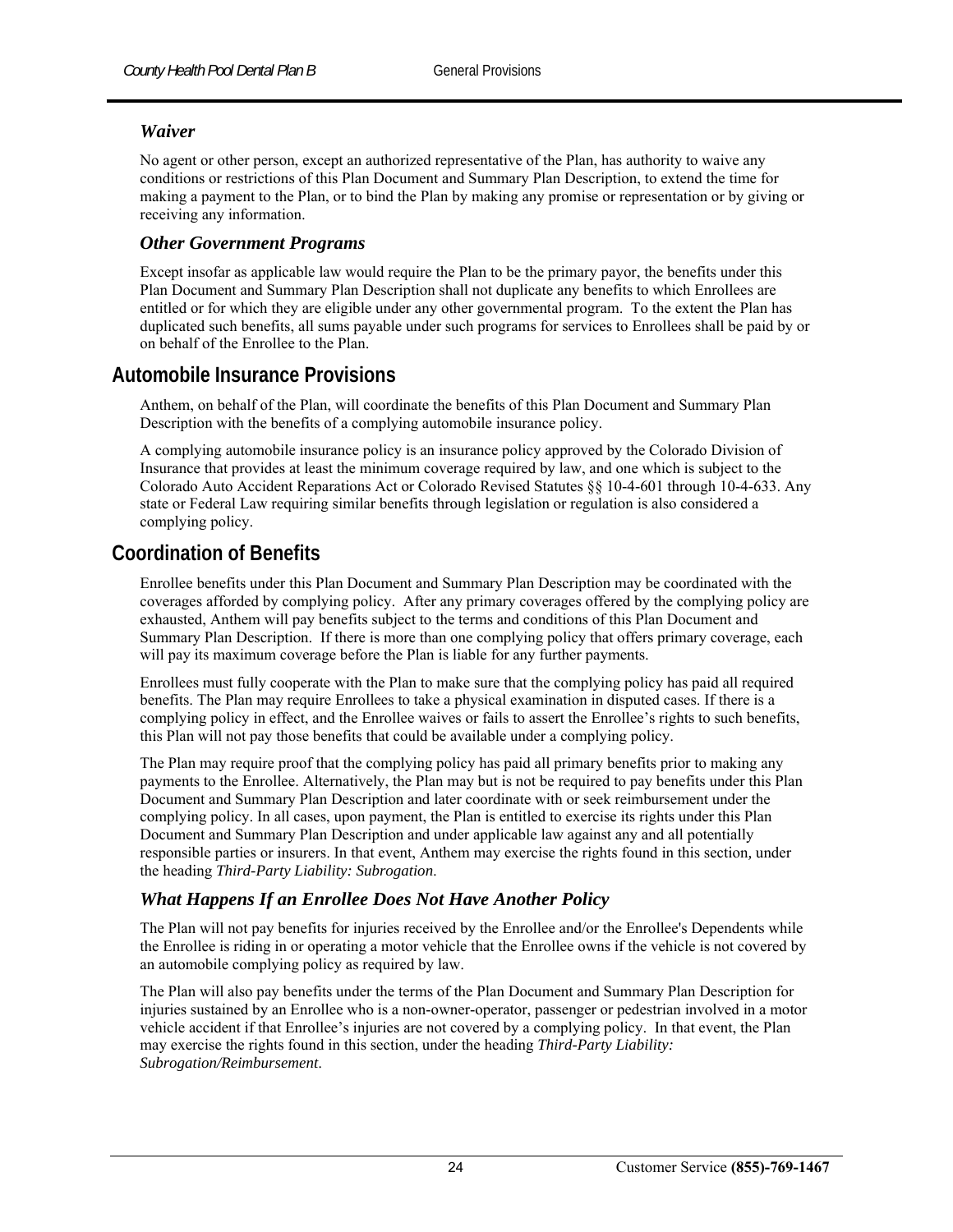### *Waiver*

No agent or other person, except an authorized representative of the Plan, has authority to waive any conditions or restrictions of this Plan Document and Summary Plan Description, to extend the time for making a payment to the Plan, or to bind the Plan by making any promise or representation or by giving or receiving any information.

### *Other Government Programs*

Except insofar as applicable law would require the Plan to be the primary payor, the benefits under this Plan Document and Summary Plan Description shall not duplicate any benefits to which Enrollees are entitled or for which they are eligible under any other governmental program. To the extent the Plan has duplicated such benefits, all sums payable under such programs for services to Enrollees shall be paid by or on behalf of the Enrollee to the Plan.

## Automobile Insurance Provisions

Anthem, on behalf of the Plan, will coordinate the benefits of this Plan Document and Summary Plan Description with the benefits of a complying automobile insurance policy.

A complying automobile insurance policy is an insurance policy approved by the Colorado Division of Insurance that provides at least the minimum coverage required by law, and one which is subject to the Colorado Auto Accident Reparations Act or Colorado Revised Statutes §§ 10-4-601 through 10-4-633. Any state or Federal Law requiring similar benefits through legislation or regulation is also considered a complying policy.

## Coordination of Benefits

Enrollee benefits under this Plan Document and Summary Plan Description may be coordinated with the coverages afforded by complying policy. After any primary coverages offered by the complying policy are exhausted, Anthem will pay benefits subject to the terms and conditions of this Plan Document and Summary Plan Description. If there is more than one complying policy that offers primary coverage, each will pay its maximum coverage before the Plan is liable for any further payments.

Enrollees must fully cooperate with the Plan to make sure that the complying policy has paid all required benefits. The Plan may require Enrollees to take a physical examination in disputed cases. If there is a complying policy in effect, and the Enrollee waives or fails to assert the Enrollee's rights to such benefits, this Plan will not pay those benefits that could be available under a complying policy.

The Plan may require proof that the complying policy has paid all primary benefits prior to making any payments to the Enrollee. Alternatively, the Plan may but is not be required to pay benefits under this Plan Document and Summary Plan Description and later coordinate with or seek reimbursement under the complying policy. In all cases, upon payment, the Plan is entitled to exercise its rights under this Plan Document and Summary Plan Description and under applicable law against any and all potentially responsible parties or insurers. In that event, Anthem may exercise the rights found in this section, under the heading *Third-Party Liability: Subrogation*.

### *What Happens If an Enrollee Does Not Have Another Policy*

The Plan will not pay benefits for injuries received by the Enrollee and/or the Enrollee's Dependents while the Enrollee is riding in or operating a motor vehicle that the Enrollee owns if the vehicle is not covered by an automobile complying policy as required by law.

The Plan will also pay benefits under the terms of the Plan Document and Summary Plan Description for injuries sustained by an Enrollee who is a non-owner-operator, passenger or pedestrian involved in a motor vehicle accident if that Enrollee's injuries are not covered by a complying policy. In that event, the Plan may exercise the rights found in this section, under the heading *Third-Party Liability: Subrogation/Reimbursement*.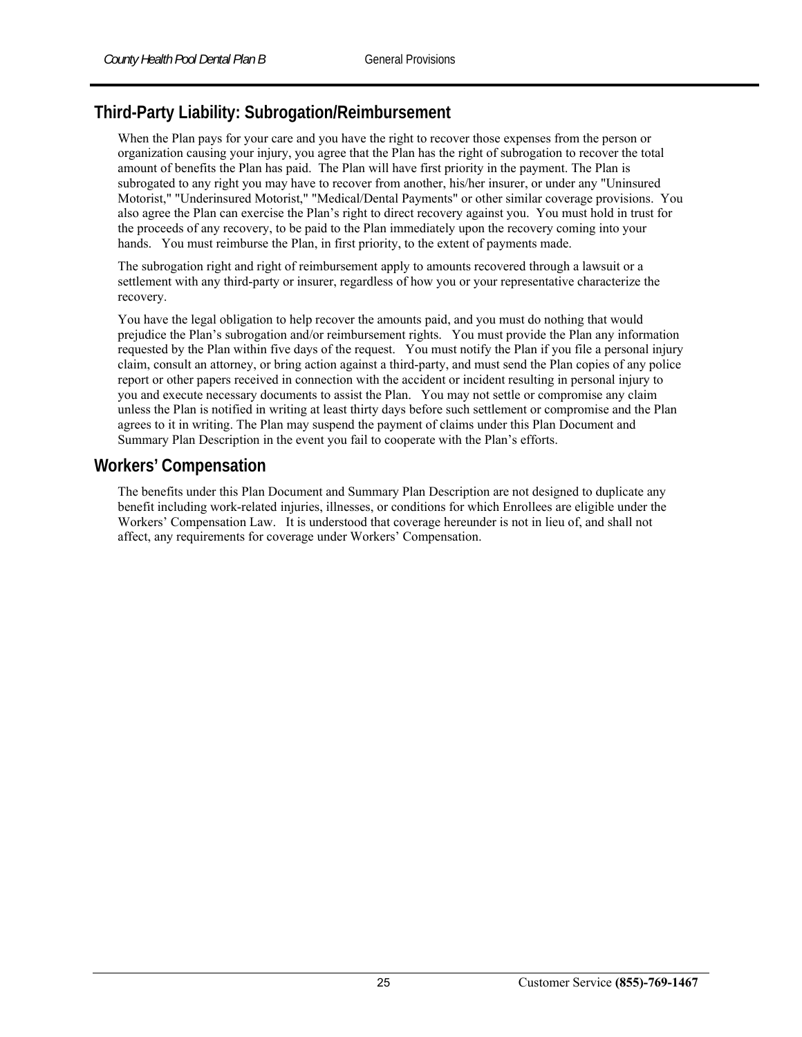## Third-Party Liability: Subrogation/Reimbursement

When the Plan pays for your care and you have the right to recover those expenses from the person or organization causing your injury, you agree that the Plan has the right of subrogation to recover the total amount of benefits the Plan has paid. The Plan will have first priority in the payment. The Plan is subrogated to any right you may have to recover from another, his/her insurer, or under any "Uninsured Motorist," "Underinsured Motorist," "Medical/Dental Payments" or other similar coverage provisions. You also agree the Plan can exercise the Plan's right to direct recovery against you. You must hold in trust for the proceeds of any recovery, to be paid to the Plan immediately upon the recovery coming into your hands. You must reimburse the Plan, in first priority, to the extent of payments made.

The subrogation right and right of reimbursement apply to amounts recovered through a lawsuit or a settlement with any third-party or insurer, regardless of how you or your representative characterize the recovery.

You have the legal obligation to help recover the amounts paid, and you must do nothing that would prejudice the Plan's subrogation and/or reimbursement rights. You must provide the Plan any information requested by the Plan within five days of the request. You must notify the Plan if you file a personal injury claim, consult an attorney, or bring action against a third-party, and must send the Plan copies of any police report or other papers received in connection with the accident or incident resulting in personal injury to you and execute necessary documents to assist the Plan. You may not settle or compromise any claim unless the Plan is notified in writing at least thirty days before such settlement or compromise and the Plan agrees to it in writing. The Plan may suspend the payment of claims under this Plan Document and Summary Plan Description in the event you fail to cooperate with the Plan's efforts.

## Workers' Compensation

The benefits under this Plan Document and Summary Plan Description are not designed to duplicate any benefit including work-related injuries, illnesses, or conditions for which Enrollees are eligible under the Workers' Compensation Law. It is understood that coverage hereunder is not in lieu of, and shall not affect, any requirements for coverage under Workers' Compensation.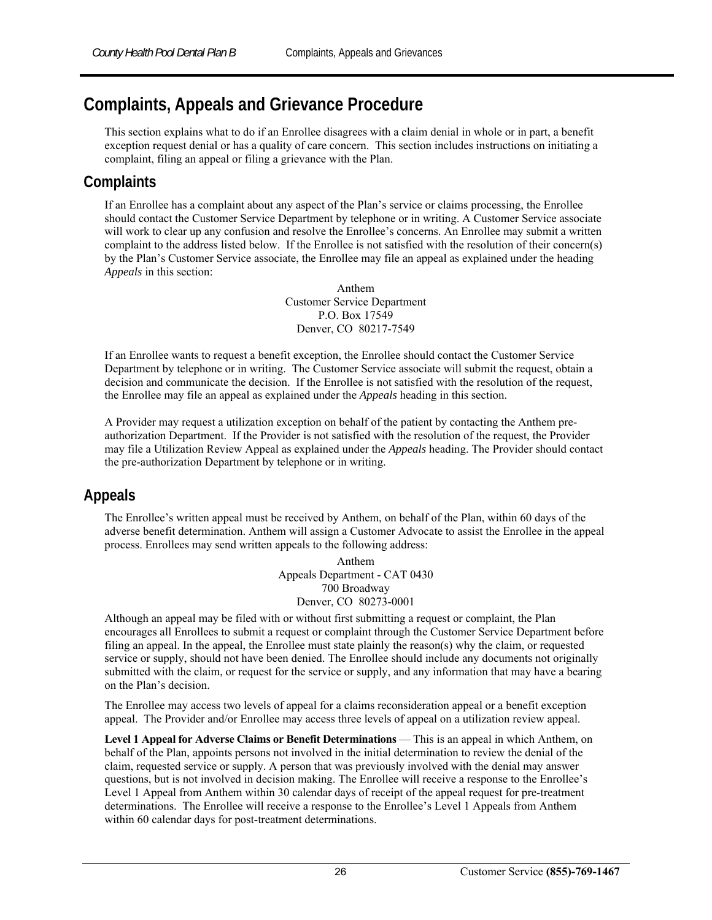# Complaints, Appeals and Grievance Procedure

This section explains what to do if an Enrollee disagrees with a claim denial in whole or in part, a benefit exception request denial or has a quality of care concern. This section includes instructions on initiating a complaint, filing an appeal or filing a grievance with the Plan.

## Complaints

If an Enrollee has a complaint about any aspect of the Plan's service or claims processing, the Enrollee should contact the Customer Service Department by telephone or in writing. A Customer Service associate will work to clear up any confusion and resolve the Enrollee's concerns. An Enrollee may submit a written complaint to the address listed below. If the Enrollee is not satisfied with the resolution of their concern(s) by the Plan's Customer Service associate, the Enrollee may file an appeal as explained under the heading *Appeals* in this section:

Anthem
Customer Service Department
P.O. Box 17549
Denver, CO 80217-7549

If an Enrollee wants to request a benefit exception, the Enrollee should contact the Customer Service Department by telephone or in writing. The Customer Service associate will submit the request, obtain a decision and communicate the decision. If the Enrollee is not satisfied with the resolution of the request, the Enrollee may file an appeal as explained under the *Appeals* heading in this section.

A Provider may request a utilization exception on behalf of the patient by contacting the Anthem pre-authorization Department. If the Provider is not satisfied with the resolution of the request, the Provider may file a Utilization Review Appeal as explained under the *Appeals* heading. The Provider should contact the pre-authorization Department by telephone or in writing.

## Appeals

The Enrollee's written appeal must be received by Anthem, on behalf of the Plan, within 60 days of the adverse benefit determination. Anthem will assign a Customer Advocate to assist the Enrollee in the appeal process. Enrollees may send written appeals to the following address:

Anthem
Appeals Department - CAT 0430
700 Broadway
Denver, CO 80273-0001

Although an appeal may be filed with or without first submitting a request or complaint, the Plan encourages all Enrollees to submit a request or complaint through the Customer Service Department before filing an appeal. In the appeal, the Enrollee must state plainly the reason(s) why the claim, or requested service or supply, should not have been denied. The Enrollee should include any documents not originally submitted with the claim, or request for the service or supply, and any information that may have a bearing on the Plan's decision.

The Enrollee may access two levels of appeal for a claims reconsideration appeal or a benefit exception appeal. The Provider and/or Enrollee may access three levels of appeal on a utilization review appeal.

**Level 1 Appeal for Adverse Claims or Benefit Determinations** — This is an appeal in which Anthem, on behalf of the Plan, appoints persons not involved in the initial determination to review the denial of the claim, requested service or supply. A person that was previously involved with the denial may answer questions, but is not involved in decision making. The Enrollee will receive a response to the Enrollee's Level 1 Appeal from Anthem within 30 calendar days of receipt of the appeal request for pre-treatment determinations. The Enrollee will receive a response to the Enrollee's Level 1 Appeals from Anthem within 60 calendar days for post-treatment determinations.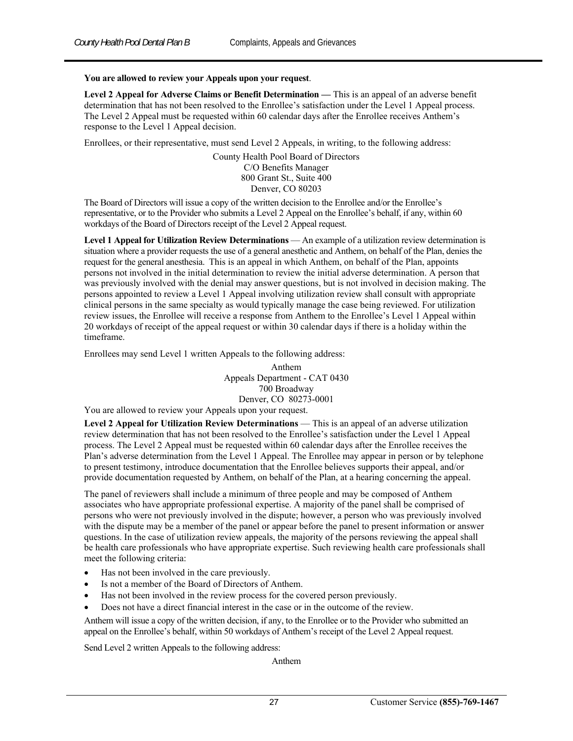**You are allowed to review your Appeals upon your request**.

**Level 2 Appeal for Adverse Claims or Benefit Determination —** This is an appeal of an adverse benefit determination that has not been resolved to the Enrollee's satisfaction under the Level 1 Appeal process. The Level 2 Appeal must be requested within 60 calendar days after the Enrollee receives Anthem's response to the Level 1 Appeal decision.

Enrollees, or their representative, must send Level 2 Appeals, in writing, to the following address:

County Health Pool Board of Directors
C/O Benefits Manager
800 Grant St., Suite 400
Denver, CO 80203

The Board of Directors will issue a copy of the written decision to the Enrollee and/or the Enrollee's representative, or to the Provider who submits a Level 2 Appeal on the Enrollee's behalf, if any, within 60 workdays of the Board of Directors receipt of the Level 2 Appeal request.

**Level 1 Appeal for Utilization Review Determinations** — An example of a utilization review determination is situation where a provider requests the use of a general anesthetic and Anthem, on behalf of the Plan, denies the request for the general anesthesia. This is an appeal in which Anthem, on behalf of the Plan, appoints persons not involved in the initial determination to review the initial adverse determination. A person that was previously involved with the denial may answer questions, but is not involved in decision making. The persons appointed to review a Level 1 Appeal involving utilization review shall consult with appropriate clinical persons in the same specialty as would typically manage the case being reviewed. For utilization review issues, the Enrollee will receive a response from Anthem to the Enrollee's Level 1 Appeal within 20 workdays of receipt of the appeal request or within 30 calendar days if there is a holiday within the timeframe.

Enrollees may send Level 1 written Appeals to the following address:

Anthem
Appeals Department - CAT 0430
700 Broadway
Denver, CO 80273-0001

You are allowed to review your Appeals upon your request.

**Level 2 Appeal for Utilization Review Determinations** — This is an appeal of an adverse utilization review determination that has not been resolved to the Enrollee's satisfaction under the Level 1 Appeal process. The Level 2 Appeal must be requested within 60 calendar days after the Enrollee receives the Plan's adverse determination from the Level 1 Appeal. The Enrollee may appear in person or by telephone to present testimony, introduce documentation that the Enrollee believes supports their appeal, and/or provide documentation requested by Anthem, on behalf of the Plan, at a hearing concerning the appeal.

The panel of reviewers shall include a minimum of three people and may be composed of Anthem associates who have appropriate professional expertise. A majority of the panel shall be comprised of persons who were not previously involved in the dispute; however, a person who was previously involved with the dispute may be a member of the panel or appear before the panel to present information or answer questions. In the case of utilization review appeals, the majority of the persons reviewing the appeal shall be health care professionals who have appropriate expertise. Such reviewing health care professionals shall meet the following criteria:

- Has not been involved in the care previously.
- Is not a member of the Board of Directors of Anthem.
- Has not been involved in the review process for the covered person previously.
- Does not have a direct financial interest in the case or in the outcome of the review.

Anthem will issue a copy of the written decision, if any, to the Enrollee or to the Provider who submitted an appeal on the Enrollee's behalf, within 50 workdays of Anthem's receipt of the Level 2 Appeal request.

Send Level 2 written Appeals to the following address:

Anthem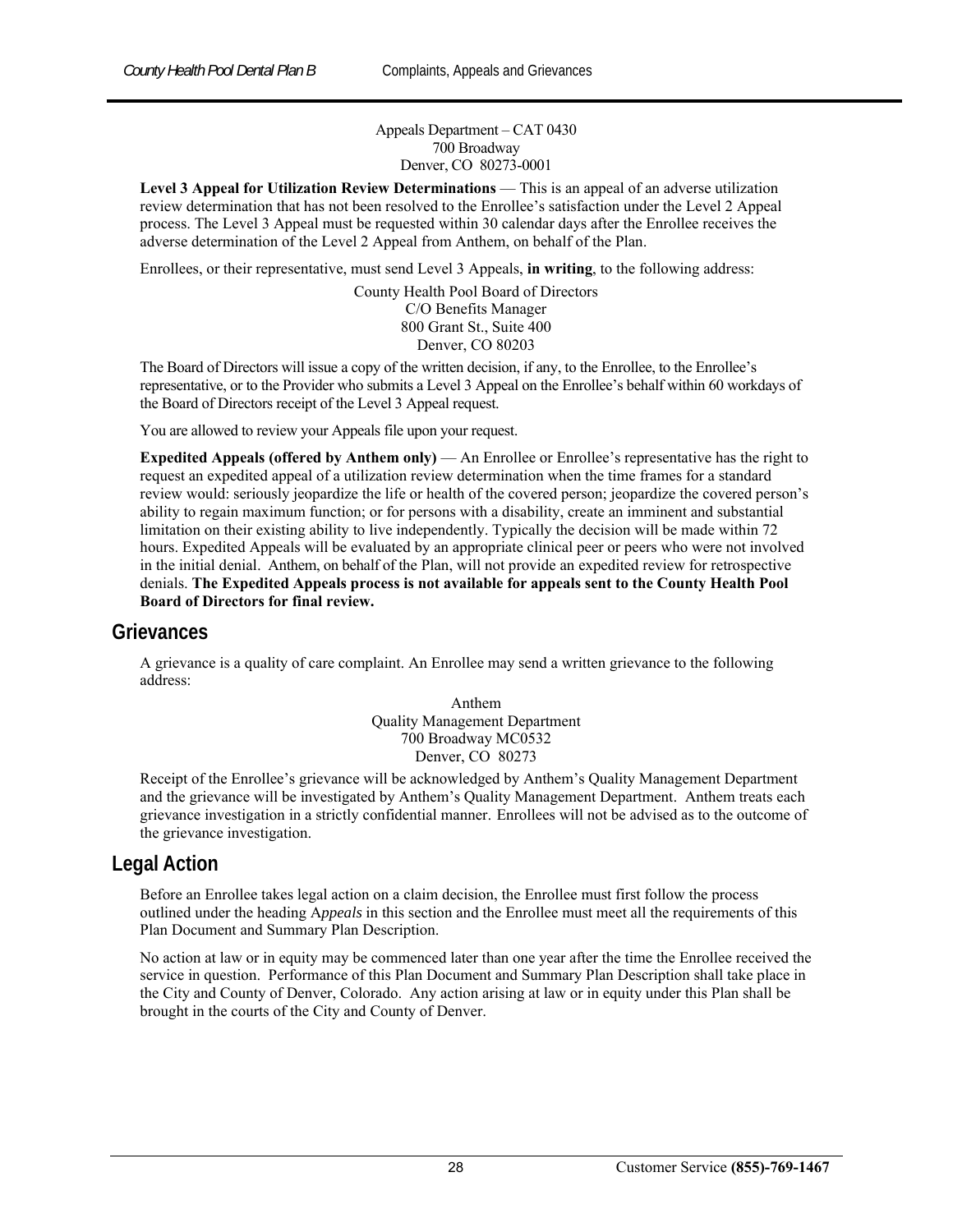Appeals Department – CAT 0430
700 Broadway
Denver, CO 80273-0001

**Level 3 Appeal for Utilization Review Determinations** — This is an appeal of an adverse utilization review determination that has not been resolved to the Enrollee's satisfaction under the Level 2 Appeal process. The Level 3 Appeal must be requested within 30 calendar days after the Enrollee receives the adverse determination of the Level 2 Appeal from Anthem, on behalf of the Plan.

Enrollees, or their representative, must send Level 3 Appeals, **in writing**, to the following address:

County Health Pool Board of Directors
C/O Benefits Manager
800 Grant St., Suite 400
Denver, CO 80203

The Board of Directors will issue a copy of the written decision, if any, to the Enrollee, to the Enrollee's representative, or to the Provider who submits a Level 3 Appeal on the Enrollee's behalf within 60 workdays of the Board of Directors receipt of the Level 3 Appeal request.

You are allowed to review your Appeals file upon your request.

**Expedited Appeals (offered by Anthem only)** — An Enrollee or Enrollee's representative has the right to request an expedited appeal of a utilization review determination when the time frames for a standard review would: seriously jeopardize the life or health of the covered person; jeopardize the covered person's ability to regain maximum function; or for persons with a disability, create an imminent and substantial limitation on their existing ability to live independently. Typically the decision will be made within 72 hours. Expedited Appeals will be evaluated by an appropriate clinical peer or peers who were not involved in the initial denial. Anthem, on behalf of the Plan, will not provide an expedited review for retrospective denials. **The Expedited Appeals process is not available for appeals sent to the County Health Pool Board of Directors for final review.**

## Grievances

A grievance is a quality of care complaint. An Enrollee may send a written grievance to the following address:

Anthem
Quality Management Department
700 Broadway MC0532
Denver, CO 80273

Receipt of the Enrollee's grievance will be acknowledged by Anthem's Quality Management Department and the grievance will be investigated by Anthem's Quality Management Department. Anthem treats each grievance investigation in a strictly confidential manner. Enrollees will not be advised as to the outcome of the grievance investigation.

## Legal Action

Before an Enrollee takes legal action on a claim decision, the Enrollee must first follow the process outlined under the heading A*ppeals* in this section and the Enrollee must meet all the requirements of this Plan Document and Summary Plan Description.

No action at law or in equity may be commenced later than one year after the time the Enrollee received the service in question. Performance of this Plan Document and Summary Plan Description shall take place in the City and County of Denver, Colorado. Any action arising at law or in equity under this Plan shall be brought in the courts of the City and County of Denver.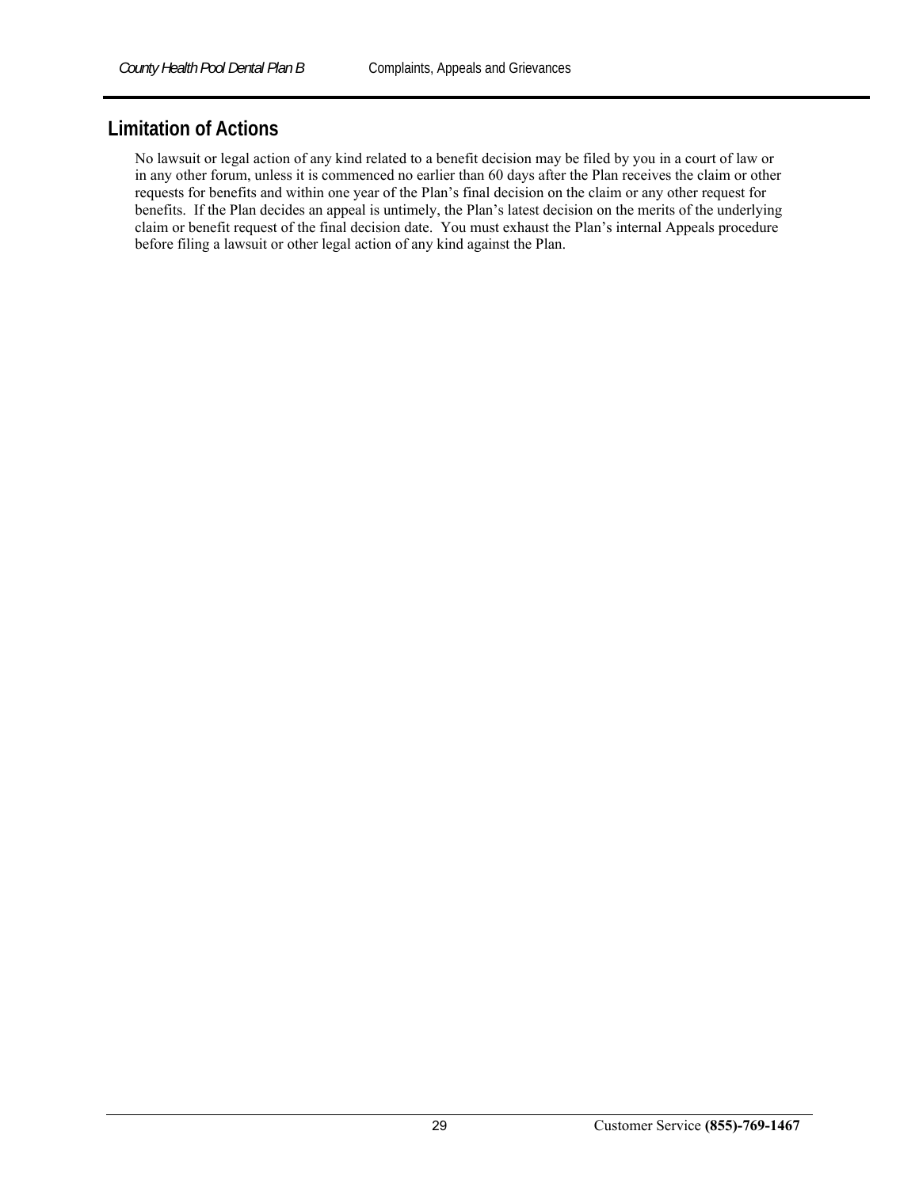## Limitation of Actions

No lawsuit or legal action of any kind related to a benefit decision may be filed by you in a court of law or in any other forum, unless it is commenced no earlier than 60 days after the Plan receives the claim or other requests for benefits and within one year of the Plan's final decision on the claim or any other request for benefits. If the Plan decides an appeal is untimely, the Plan's latest decision on the merits of the underlying claim or benefit request of the final decision date. You must exhaust the Plan's internal Appeals procedure before filing a lawsuit or other legal action of any kind against the Plan.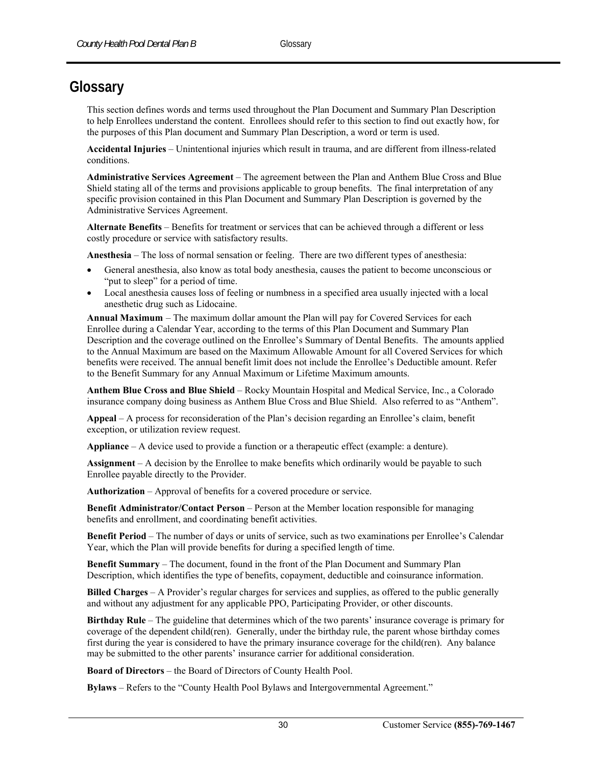# Glossary

This section defines words and terms used throughout the Plan Document and Summary Plan Description to help Enrollees understand the content. Enrollees should refer to this section to find out exactly how, for the purposes of this Plan document and Summary Plan Description, a word or term is used.

**Accidental Injuries** – Unintentional injuries which result in trauma, and are different from illness-related conditions.

**Administrative Services Agreement** – The agreement between the Plan and Anthem Blue Cross and Blue Shield stating all of the terms and provisions applicable to group benefits. The final interpretation of any specific provision contained in this Plan Document and Summary Plan Description is governed by the Administrative Services Agreement.

**Alternate Benefits** – Benefits for treatment or services that can be achieved through a different or less costly procedure or service with satisfactory results.

**Anesthesia** – The loss of normal sensation or feeling. There are two different types of anesthesia:

- General anesthesia, also know as total body anesthesia, causes the patient to become unconscious or "put to sleep" for a period of time.
- Local anesthesia causes loss of feeling or numbness in a specified area usually injected with a local anesthetic drug such as Lidocaine.

**Annual Maximum** – The maximum dollar amount the Plan will pay for Covered Services for each Enrollee during a Calendar Year, according to the terms of this Plan Document and Summary Plan Description and the coverage outlined on the Enrollee's Summary of Dental Benefits. The amounts applied to the Annual Maximum are based on the Maximum Allowable Amount for all Covered Services for which benefits were received. The annual benefit limit does not include the Enrollee's Deductible amount. Refer to the Benefit Summary for any Annual Maximum or Lifetime Maximum amounts.

**Anthem Blue Cross and Blue Shield** – Rocky Mountain Hospital and Medical Service, Inc., a Colorado insurance company doing business as Anthem Blue Cross and Blue Shield. Also referred to as "Anthem".

**Appeal** – A process for reconsideration of the Plan's decision regarding an Enrollee's claim, benefit exception, or utilization review request.

**Appliance** – A device used to provide a function or a therapeutic effect (example: a denture).

**Assignment** – A decision by the Enrollee to make benefits which ordinarily would be payable to such Enrollee payable directly to the Provider.

**Authorization** – Approval of benefits for a covered procedure or service.

**Benefit Administrator/Contact Person** – Person at the Member location responsible for managing benefits and enrollment, and coordinating benefit activities.

**Benefit Period** – The number of days or units of service, such as two examinations per Enrollee's Calendar Year, which the Plan will provide benefits for during a specified length of time.

**Benefit Summary** – The document, found in the front of the Plan Document and Summary Plan Description, which identifies the type of benefits, copayment, deductible and coinsurance information.

**Billed Charges** – A Provider's regular charges for services and supplies, as offered to the public generally and without any adjustment for any applicable PPO, Participating Provider, or other discounts.

**Birthday Rule** – The guideline that determines which of the two parents' insurance coverage is primary for coverage of the dependent child(ren). Generally, under the birthday rule, the parent whose birthday comes first during the year is considered to have the primary insurance coverage for the child(ren). Any balance may be submitted to the other parents' insurance carrier for additional consideration.

**Board of Directors** – the Board of Directors of County Health Pool.

**Bylaws** – Refers to the "County Health Pool Bylaws and Intergovernmental Agreement."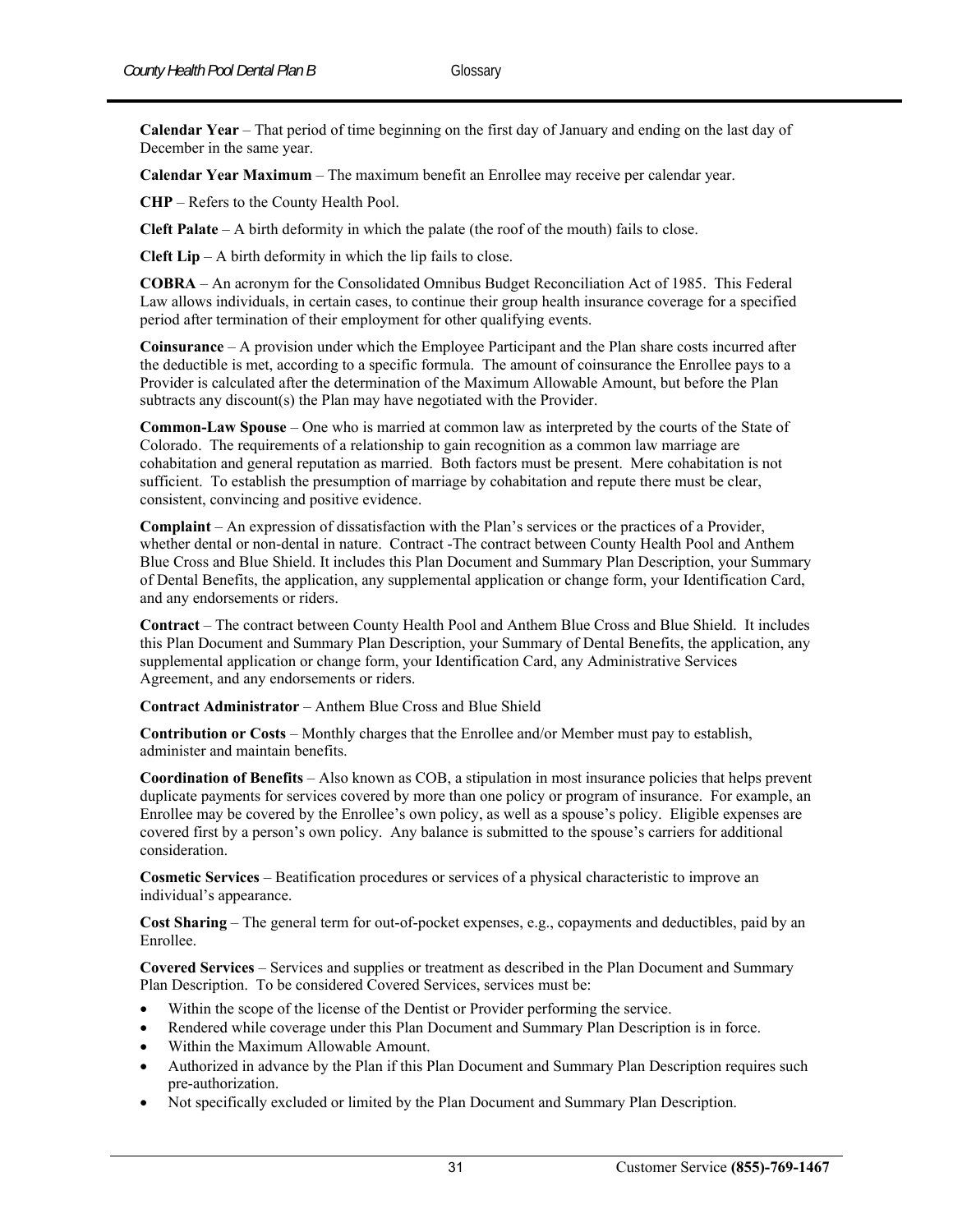**Calendar Year** – That period of time beginning on the first day of January and ending on the last day of December in the same year.

**Calendar Year Maximum** – The maximum benefit an Enrollee may receive per calendar year.

**CHP** – Refers to the County Health Pool.

**Cleft Palate** – A birth deformity in which the palate (the roof of the mouth) fails to close.

**Cleft Lip** – A birth deformity in which the lip fails to close.

**COBRA** – An acronym for the Consolidated Omnibus Budget Reconciliation Act of 1985. This Federal Law allows individuals, in certain cases, to continue their group health insurance coverage for a specified period after termination of their employment for other qualifying events.

**Coinsurance** – A provision under which the Employee Participant and the Plan share costs incurred after the deductible is met, according to a specific formula. The amount of coinsurance the Enrollee pays to a Provider is calculated after the determination of the Maximum Allowable Amount, but before the Plan subtracts any discount(s) the Plan may have negotiated with the Provider.

**Common-Law Spouse** – One who is married at common law as interpreted by the courts of the State of Colorado. The requirements of a relationship to gain recognition as a common law marriage are cohabitation and general reputation as married. Both factors must be present. Mere cohabitation is not sufficient. To establish the presumption of marriage by cohabitation and repute there must be clear, consistent, convincing and positive evidence.

**Complaint** – An expression of dissatisfaction with the Plan's services or the practices of a Provider, whether dental or non-dental in nature. Contract -The contract between County Health Pool and Anthem Blue Cross and Blue Shield. It includes this Plan Document and Summary Plan Description, your Summary of Dental Benefits, the application, any supplemental application or change form, your Identification Card, and any endorsements or riders.

**Contract** – The contract between County Health Pool and Anthem Blue Cross and Blue Shield. It includes this Plan Document and Summary Plan Description, your Summary of Dental Benefits, the application, any supplemental application or change form, your Identification Card, any Administrative Services Agreement, and any endorsements or riders.

**Contract Administrator** – Anthem Blue Cross and Blue Shield

**Contribution or Costs** – Monthly charges that the Enrollee and/or Member must pay to establish, administer and maintain benefits.

**Coordination of Benefits** – Also known as COB, a stipulation in most insurance policies that helps prevent duplicate payments for services covered by more than one policy or program of insurance. For example, an Enrollee may be covered by the Enrollee's own policy, as well as a spouse's policy. Eligible expenses are covered first by a person's own policy. Any balance is submitted to the spouse's carriers for additional consideration.

**Cosmetic Services** – Beatification procedures or services of a physical characteristic to improve an individual's appearance.

**Cost Sharing** – The general term for out-of-pocket expenses, e.g., copayments and deductibles, paid by an Enrollee.

**Covered Services** – Services and supplies or treatment as described in the Plan Document and Summary Plan Description. To be considered Covered Services, services must be:

- Within the scope of the license of the Dentist or Provider performing the service.
- Rendered while coverage under this Plan Document and Summary Plan Description is in force.
- Within the Maximum Allowable Amount.
- Authorized in advance by the Plan if this Plan Document and Summary Plan Description requires such pre-authorization.
- Not specifically excluded or limited by the Plan Document and Summary Plan Description.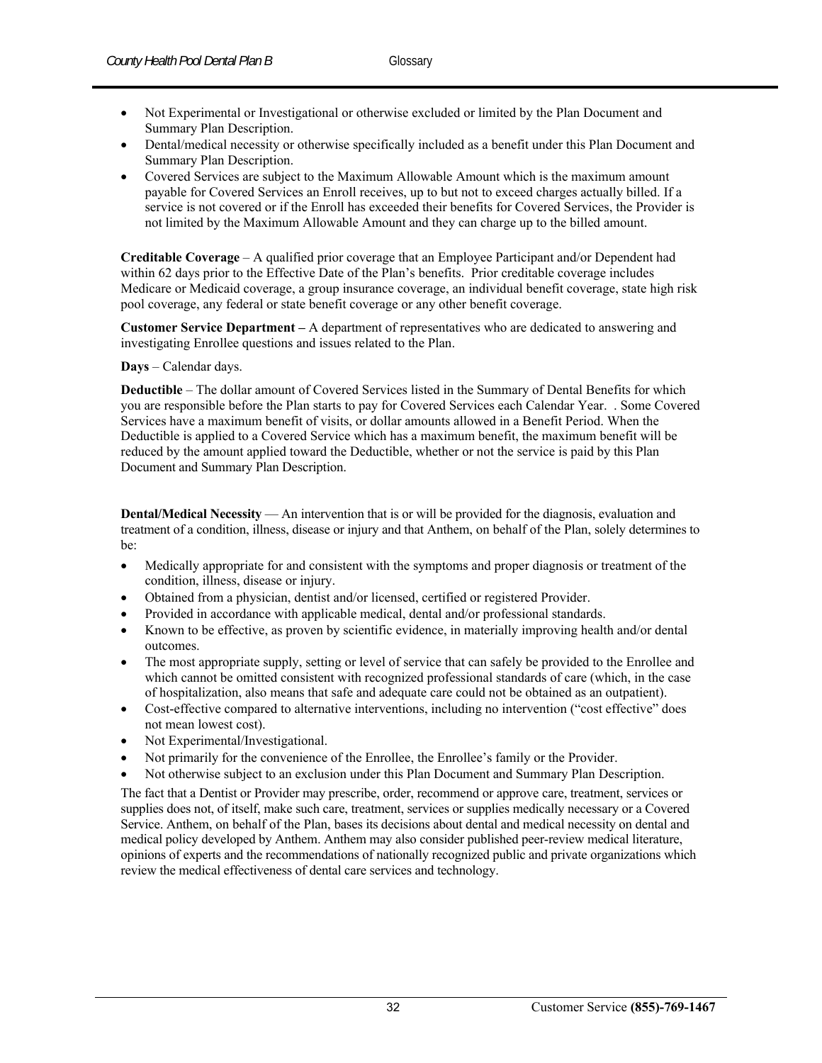- Not Experimental or Investigational or otherwise excluded or limited by the Plan Document and Summary Plan Description.
- Dental/medical necessity or otherwise specifically included as a benefit under this Plan Document and Summary Plan Description.
- Covered Services are subject to the Maximum Allowable Amount which is the maximum amount payable for Covered Services an Enroll receives, up to but not to exceed charges actually billed. If a service is not covered or if the Enroll has exceeded their benefits for Covered Services, the Provider is not limited by the Maximum Allowable Amount and they can charge up to the billed amount.

**Creditable Coverage** – A qualified prior coverage that an Employee Participant and/or Dependent had within 62 days prior to the Effective Date of the Plan's benefits. Prior creditable coverage includes Medicare or Medicaid coverage, a group insurance coverage, an individual benefit coverage, state high risk pool coverage, any federal or state benefit coverage or any other benefit coverage.

**Customer Service Department –** A department of representatives who are dedicated to answering and investigating Enrollee questions and issues related to the Plan.

**Days** – Calendar days.

**Deductible** – The dollar amount of Covered Services listed in the Summary of Dental Benefits for which you are responsible before the Plan starts to pay for Covered Services each Calendar Year. . Some Covered Services have a maximum benefit of visits, or dollar amounts allowed in a Benefit Period. When the Deductible is applied to a Covered Service which has a maximum benefit, the maximum benefit will be reduced by the amount applied toward the Deductible, whether or not the service is paid by this Plan Document and Summary Plan Description.

**Dental/Medical Necessity** — An intervention that is or will be provided for the diagnosis, evaluation and treatment of a condition, illness, disease or injury and that Anthem, on behalf of the Plan, solely determines to be:

- Medically appropriate for and consistent with the symptoms and proper diagnosis or treatment of the condition, illness, disease or injury.
- Obtained from a physician, dentist and/or licensed, certified or registered Provider.
- Provided in accordance with applicable medical, dental and/or professional standards.
- Known to be effective, as proven by scientific evidence, in materially improving health and/or dental outcomes.
- The most appropriate supply, setting or level of service that can safely be provided to the Enrollee and which cannot be omitted consistent with recognized professional standards of care (which, in the case of hospitalization, also means that safe and adequate care could not be obtained as an outpatient).
- Cost-effective compared to alternative interventions, including no intervention ("cost effective" does not mean lowest cost).
- Not Experimental/Investigational.
- Not primarily for the convenience of the Enrollee, the Enrollee's family or the Provider.
- Not otherwise subject to an exclusion under this Plan Document and Summary Plan Description.

The fact that a Dentist or Provider may prescribe, order, recommend or approve care, treatment, services or supplies does not, of itself, make such care, treatment, services or supplies medically necessary or a Covered Service. Anthem, on behalf of the Plan, bases its decisions about dental and medical necessity on dental and medical policy developed by Anthem. Anthem may also consider published peer-review medical literature, opinions of experts and the recommendations of nationally recognized public and private organizations which review the medical effectiveness of dental care services and technology.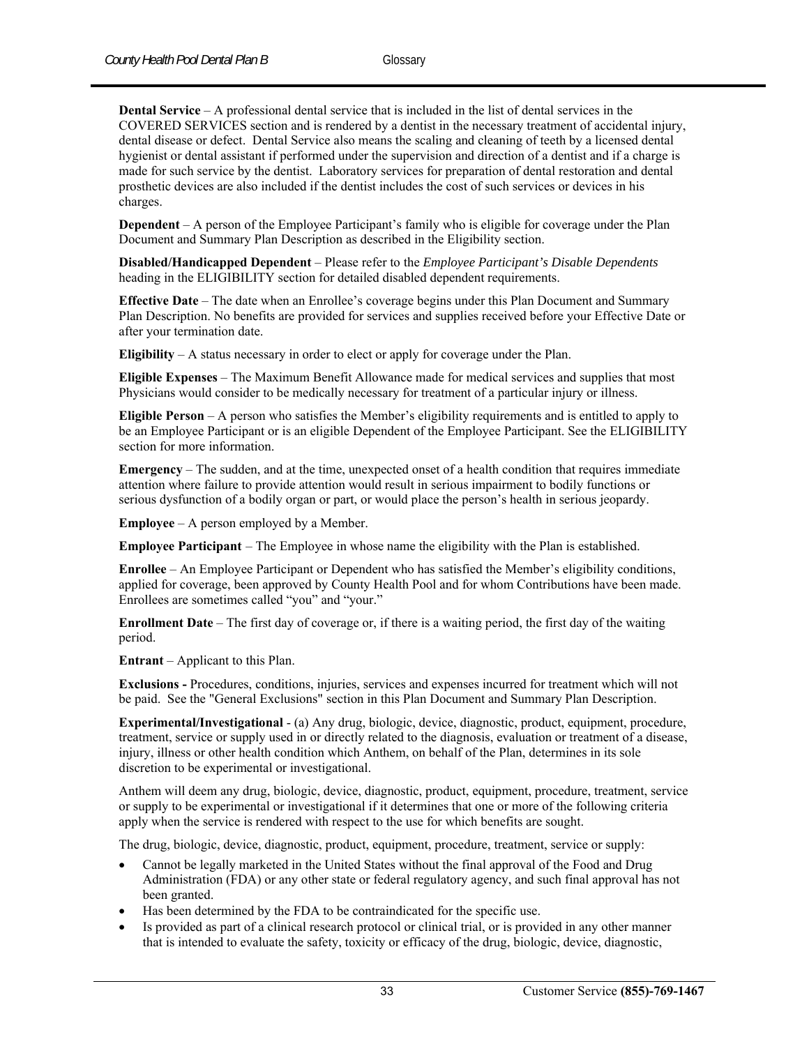**Dental Service** – A professional dental service that is included in the list of dental services in the COVERED SERVICES section and is rendered by a dentist in the necessary treatment of accidental injury, dental disease or defect. Dental Service also means the scaling and cleaning of teeth by a licensed dental hygienist or dental assistant if performed under the supervision and direction of a dentist and if a charge is made for such service by the dentist. Laboratory services for preparation of dental restoration and dental prosthetic devices are also included if the dentist includes the cost of such services or devices in his charges.

**Dependent** – A person of the Employee Participant's family who is eligible for coverage under the Plan Document and Summary Plan Description as described in the Eligibility section.

**Disabled/Handicapped Dependent** – Please refer to the *Employee Participant's Disable Dependents* heading in the ELIGIBILITY section for detailed disabled dependent requirements.

**Effective Date** – The date when an Enrollee's coverage begins under this Plan Document and Summary Plan Description. No benefits are provided for services and supplies received before your Effective Date or after your termination date.

**Eligibility** – A status necessary in order to elect or apply for coverage under the Plan.

**Eligible Expenses** – The Maximum Benefit Allowance made for medical services and supplies that most Physicians would consider to be medically necessary for treatment of a particular injury or illness.

**Eligible Person** – A person who satisfies the Member's eligibility requirements and is entitled to apply to be an Employee Participant or is an eligible Dependent of the Employee Participant. See the ELIGIBILITY section for more information.

**Emergency** – The sudden, and at the time, unexpected onset of a health condition that requires immediate attention where failure to provide attention would result in serious impairment to bodily functions or serious dysfunction of a bodily organ or part, or would place the person's health in serious jeopardy.

**Employee** – A person employed by a Member.

**Employee Participant** – The Employee in whose name the eligibility with the Plan is established.

**Enrollee** – An Employee Participant or Dependent who has satisfied the Member's eligibility conditions, applied for coverage, been approved by County Health Pool and for whom Contributions have been made. Enrollees are sometimes called "you" and "your."

**Enrollment Date** – The first day of coverage or, if there is a waiting period, the first day of the waiting period.

**Entrant** – Applicant to this Plan.

**Exclusions -** Procedures, conditions, injuries, services and expenses incurred for treatment which will not be paid. See the "General Exclusions" section in this Plan Document and Summary Plan Description.

**Experimental/Investigational** - (a) Any drug, biologic, device, diagnostic, product, equipment, procedure, treatment, service or supply used in or directly related to the diagnosis, evaluation or treatment of a disease, injury, illness or other health condition which Anthem, on behalf of the Plan, determines in its sole discretion to be experimental or investigational.

Anthem will deem any drug, biologic, device, diagnostic, product, equipment, procedure, treatment, service or supply to be experimental or investigational if it determines that one or more of the following criteria apply when the service is rendered with respect to the use for which benefits are sought.

The drug, biologic, device, diagnostic, product, equipment, procedure, treatment, service or supply:

- Cannot be legally marketed in the United States without the final approval of the Food and Drug Administration (FDA) or any other state or federal regulatory agency, and such final approval has not been granted.
- Has been determined by the FDA to be contraindicated for the specific use.
- Is provided as part of a clinical research protocol or clinical trial, or is provided in any other manner that is intended to evaluate the safety, toxicity or efficacy of the drug, biologic, device, diagnostic,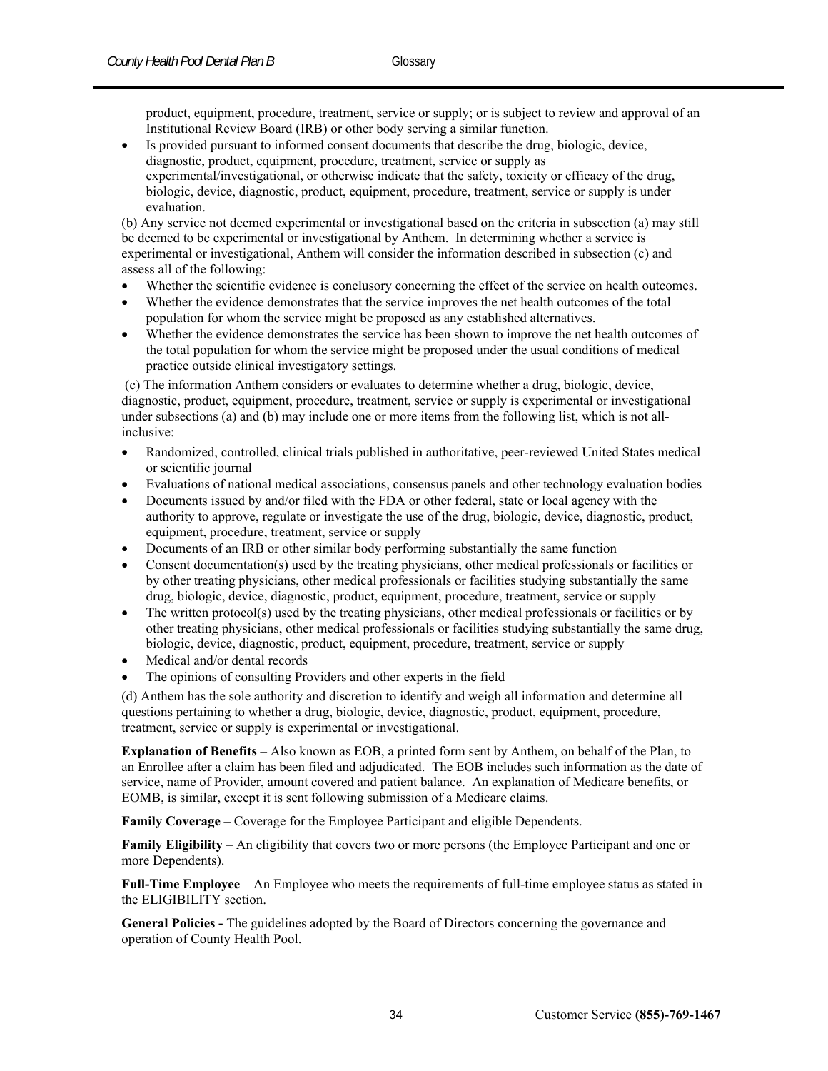product, equipment, procedure, treatment, service or supply; or is subject to review and approval of an Institutional Review Board (IRB) or other body serving a similar function.

- Is provided pursuant to informed consent documents that describe the drug, biologic, device, diagnostic, product, equipment, procedure, treatment, service or supply as experimental/investigational, or otherwise indicate that the safety, toxicity or efficacy of the drug, biologic, device, diagnostic, product, equipment, procedure, treatment, service or supply is under evaluation.

(b) Any service not deemed experimental or investigational based on the criteria in subsection (a) may still be deemed to be experimental or investigational by Anthem. In determining whether a service is experimental or investigational, Anthem will consider the information described in subsection (c) and assess all of the following:

- Whether the scientific evidence is conclusory concerning the effect of the service on health outcomes.
- Whether the evidence demonstrates that the service improves the net health outcomes of the total population for whom the service might be proposed as any established alternatives.
- Whether the evidence demonstrates the service has been shown to improve the net health outcomes of the total population for whom the service might be proposed under the usual conditions of medical practice outside clinical investigatory settings.

(c) The information Anthem considers or evaluates to determine whether a drug, biologic, device, diagnostic, product, equipment, procedure, treatment, service or supply is experimental or investigational under subsections (a) and (b) may include one or more items from the following list, which is not all-inclusive:

- Randomized, controlled, clinical trials published in authoritative, peer-reviewed United States medical or scientific journal
- Evaluations of national medical associations, consensus panels and other technology evaluation bodies
- Documents issued by and/or filed with the FDA or other federal, state or local agency with the authority to approve, regulate or investigate the use of the drug, biologic, device, diagnostic, product, equipment, procedure, treatment, service or supply
- Documents of an IRB or other similar body performing substantially the same function
- Consent documentation(s) used by the treating physicians, other medical professionals or facilities or by other treating physicians, other medical professionals or facilities studying substantially the same drug, biologic, device, diagnostic, product, equipment, procedure, treatment, service or supply
- The written protocol(s) used by the treating physicians, other medical professionals or facilities or by other treating physicians, other medical professionals or facilities studying substantially the same drug, biologic, device, diagnostic, product, equipment, procedure, treatment, service or supply
- Medical and/or dental records
- The opinions of consulting Providers and other experts in the field

(d) Anthem has the sole authority and discretion to identify and weigh all information and determine all questions pertaining to whether a drug, biologic, device, diagnostic, product, equipment, procedure, treatment, service or supply is experimental or investigational.

**Explanation of Benefits** – Also known as EOB, a printed form sent by Anthem, on behalf of the Plan, to an Enrollee after a claim has been filed and adjudicated. The EOB includes such information as the date of service, name of Provider, amount covered and patient balance. An explanation of Medicare benefits, or EOMB, is similar, except it is sent following submission of a Medicare claims.

**Family Coverage** – Coverage for the Employee Participant and eligible Dependents.

**Family Eligibility** – An eligibility that covers two or more persons (the Employee Participant and one or more Dependents).

**Full-Time Employee** – An Employee who meets the requirements of full-time employee status as stated in the ELIGIBILITY section.

**General Policies -** The guidelines adopted by the Board of Directors concerning the governance and operation of County Health Pool.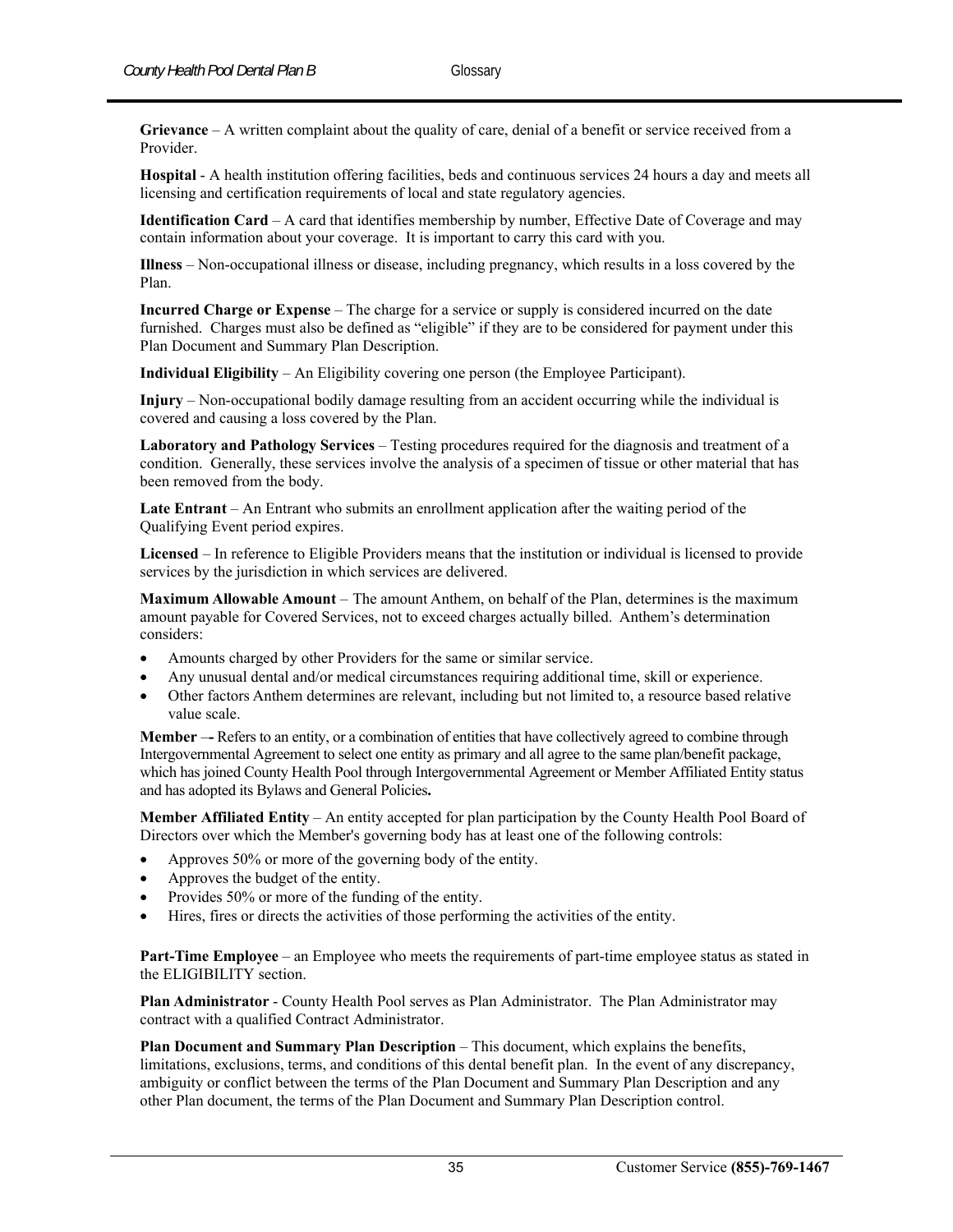**Grievance** – A written complaint about the quality of care, denial of a benefit or service received from a Provider.

**Hospital** - A health institution offering facilities, beds and continuous services 24 hours a day and meets all licensing and certification requirements of local and state regulatory agencies.

**Identification Card** – A card that identifies membership by number, Effective Date of Coverage and may contain information about your coverage. It is important to carry this card with you.

**Illness** – Non-occupational illness or disease, including pregnancy, which results in a loss covered by the Plan.

**Incurred Charge or Expense** – The charge for a service or supply is considered incurred on the date furnished. Charges must also be defined as "eligible" if they are to be considered for payment under this Plan Document and Summary Plan Description.

**Individual Eligibility** – An Eligibility covering one person (the Employee Participant).

**Injury** – Non-occupational bodily damage resulting from an accident occurring while the individual is covered and causing a loss covered by the Plan.

**Laboratory and Pathology Services** – Testing procedures required for the diagnosis and treatment of a condition. Generally, these services involve the analysis of a specimen of tissue or other material that has been removed from the body.

**Late Entrant** – An Entrant who submits an enrollment application after the waiting period of the Qualifying Event period expires.

**Licensed** – In reference to Eligible Providers means that the institution or individual is licensed to provide services by the jurisdiction in which services are delivered.

**Maximum Allowable Amount** – The amount Anthem, on behalf of the Plan, determines is the maximum amount payable for Covered Services, not to exceed charges actually billed. Anthem's determination considers:

- Amounts charged by other Providers for the same or similar service.
- Any unusual dental and/or medical circumstances requiring additional time, skill or experience.
- Other factors Anthem determines are relevant, including but not limited to, a resource based relative value scale.

**Member** –- Refers to an entity, or a combination of entities that have collectively agreed to combine through Intergovernmental Agreement to select one entity as primary and all agree to the same plan/benefit package, which has joined County Health Pool through Intergovernmental Agreement or Member Affiliated Entity status and has adopted its Bylaws and General Policies**.**

**Member Affiliated Entity** – An entity accepted for plan participation by the County Health Pool Board of Directors over which the Member's governing body has at least one of the following controls:

- Approves 50% or more of the governing body of the entity.
- Approves the budget of the entity.
- Provides 50% or more of the funding of the entity.
- Hires, fires or directs the activities of those performing the activities of the entity.

**Part-Time Employee** – an Employee who meets the requirements of part-time employee status as stated in the ELIGIBILITY section.

**Plan Administrator** - County Health Pool serves as Plan Administrator. The Plan Administrator may contract with a qualified Contract Administrator.

**Plan Document and Summary Plan Description** – This document, which explains the benefits, limitations, exclusions, terms, and conditions of this dental benefit plan. In the event of any discrepancy, ambiguity or conflict between the terms of the Plan Document and Summary Plan Description and any other Plan document, the terms of the Plan Document and Summary Plan Description control.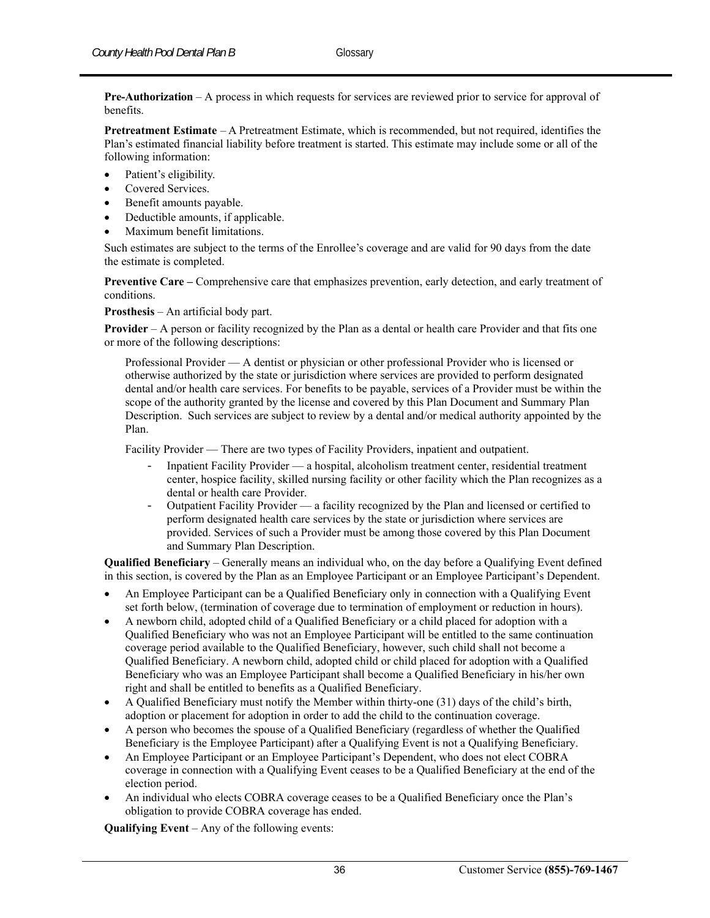**Pre-Authorization** – A process in which requests for services are reviewed prior to service for approval of benefits.

**Pretreatment Estimate** – A Pretreatment Estimate, which is recommended, but not required, identifies the Plan's estimated financial liability before treatment is started. This estimate may include some or all of the following information:

- Patient's eligibility.
- Covered Services.
- Benefit amounts payable.
- Deductible amounts, if applicable.
- Maximum benefit limitations.

Such estimates are subject to the terms of the Enrollee's coverage and are valid for 90 days from the date the estimate is completed.

**Preventive Care –** Comprehensive care that emphasizes prevention, early detection, and early treatment of conditions.

**Prosthesis** – An artificial body part.

**Provider** – A person or facility recognized by the Plan as a dental or health care Provider and that fits one or more of the following descriptions:

Professional Provider — A dentist or physician or other professional Provider who is licensed or otherwise authorized by the state or jurisdiction where services are provided to perform designated dental and/or health care services. For benefits to be payable, services of a Provider must be within the scope of the authority granted by the license and covered by this Plan Document and Summary Plan Description. Such services are subject to review by a dental and/or medical authority appointed by the Plan.

Facility Provider — There are two types of Facility Providers, inpatient and outpatient.

- Inpatient Facility Provider — a hospital, alcoholism treatment center, residential treatment center, hospice facility, skilled nursing facility or other facility which the Plan recognizes as a dental or health care Provider.
- Outpatient Facility Provider — a facility recognized by the Plan and licensed or certified to perform designated health care services by the state or jurisdiction where services are provided. Services of such a Provider must be among those covered by this Plan Document and Summary Plan Description.

**Qualified Beneficiary** – Generally means an individual who, on the day before a Qualifying Event defined in this section, is covered by the Plan as an Employee Participant or an Employee Participant's Dependent.

- An Employee Participant can be a Qualified Beneficiary only in connection with a Qualifying Event set forth below, (termination of coverage due to termination of employment or reduction in hours).
- A newborn child, adopted child of a Qualified Beneficiary or a child placed for adoption with a Qualified Beneficiary who was not an Employee Participant will be entitled to the same continuation coverage period available to the Qualified Beneficiary, however, such child shall not become a Qualified Beneficiary. A newborn child, adopted child or child placed for adoption with a Qualified Beneficiary who was an Employee Participant shall become a Qualified Beneficiary in his/her own right and shall be entitled to benefits as a Qualified Beneficiary.
- A Qualified Beneficiary must notify the Member within thirty-one (31) days of the child's birth, adoption or placement for adoption in order to add the child to the continuation coverage.
- A person who becomes the spouse of a Qualified Beneficiary (regardless of whether the Qualified Beneficiary is the Employee Participant) after a Qualifying Event is not a Qualifying Beneficiary.
- An Employee Participant or an Employee Participant's Dependent, who does not elect COBRA coverage in connection with a Qualifying Event ceases to be a Qualified Beneficiary at the end of the election period.
- An individual who elects COBRA coverage ceases to be a Qualified Beneficiary once the Plan's obligation to provide COBRA coverage has ended.

**Qualifying Event** – Any of the following events: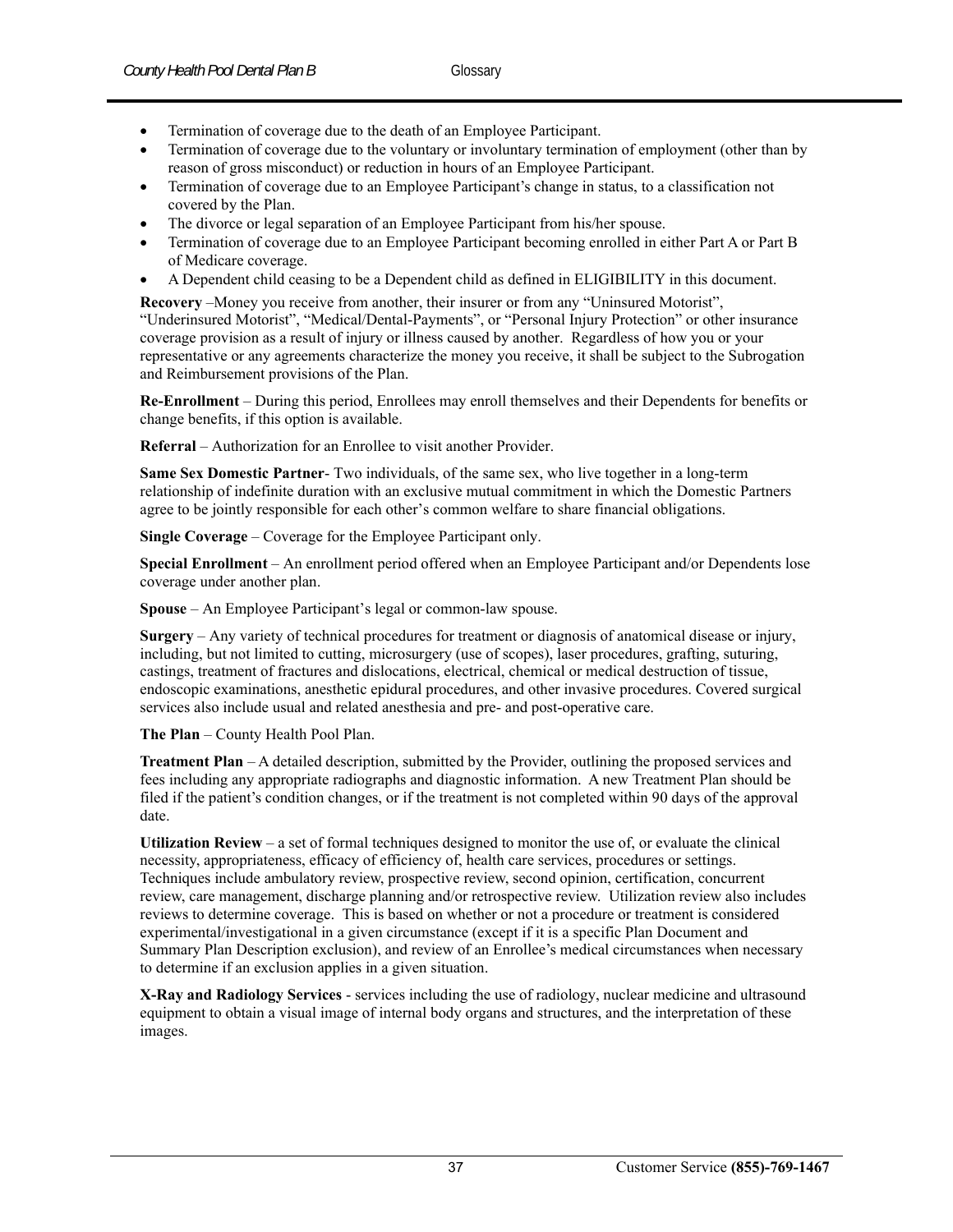- Termination of coverage due to the death of an Employee Participant.
- Termination of coverage due to the voluntary or involuntary termination of employment (other than by reason of gross misconduct) or reduction in hours of an Employee Participant.
- Termination of coverage due to an Employee Participant's change in status, to a classification not covered by the Plan.
- The divorce or legal separation of an Employee Participant from his/her spouse.
- Termination of coverage due to an Employee Participant becoming enrolled in either Part A or Part B of Medicare coverage.
- A Dependent child ceasing to be a Dependent child as defined in ELIGIBILITY in this document.

**Recovery** –Money you receive from another, their insurer or from any "Uninsured Motorist", "Underinsured Motorist", "Medical/Dental-Payments", or "Personal Injury Protection" or other insurance coverage provision as a result of injury or illness caused by another. Regardless of how you or your representative or any agreements characterize the money you receive, it shall be subject to the Subrogation and Reimbursement provisions of the Plan.

**Re-Enrollment** – During this period, Enrollees may enroll themselves and their Dependents for benefits or change benefits, if this option is available.

**Referral** – Authorization for an Enrollee to visit another Provider.

**Same Sex Domestic Partner**- Two individuals, of the same sex, who live together in a long-term relationship of indefinite duration with an exclusive mutual commitment in which the Domestic Partners agree to be jointly responsible for each other's common welfare to share financial obligations.

**Single Coverage** – Coverage for the Employee Participant only.

**Special Enrollment** – An enrollment period offered when an Employee Participant and/or Dependents lose coverage under another plan.

**Spouse** – An Employee Participant's legal or common-law spouse.

**Surgery** – Any variety of technical procedures for treatment or diagnosis of anatomical disease or injury, including, but not limited to cutting, microsurgery (use of scopes), laser procedures, grafting, suturing, castings, treatment of fractures and dislocations, electrical, chemical or medical destruction of tissue, endoscopic examinations, anesthetic epidural procedures, and other invasive procedures. Covered surgical services also include usual and related anesthesia and pre- and post-operative care.

**The Plan** – County Health Pool Plan.

**Treatment Plan** – A detailed description, submitted by the Provider, outlining the proposed services and fees including any appropriate radiographs and diagnostic information. A new Treatment Plan should be filed if the patient's condition changes, or if the treatment is not completed within 90 days of the approval date.

**Utilization Review** – a set of formal techniques designed to monitor the use of, or evaluate the clinical necessity, appropriateness, efficacy of efficiency of, health care services, procedures or settings. Techniques include ambulatory review, prospective review, second opinion, certification, concurrent review, care management, discharge planning and/or retrospective review. Utilization review also includes reviews to determine coverage. This is based on whether or not a procedure or treatment is considered experimental/investigational in a given circumstance (except if it is a specific Plan Document and Summary Plan Description exclusion), and review of an Enrollee's medical circumstances when necessary to determine if an exclusion applies in a given situation.

**X-Ray and Radiology Services** - services including the use of radiology, nuclear medicine and ultrasound equipment to obtain a visual image of internal body organs and structures, and the interpretation of these images.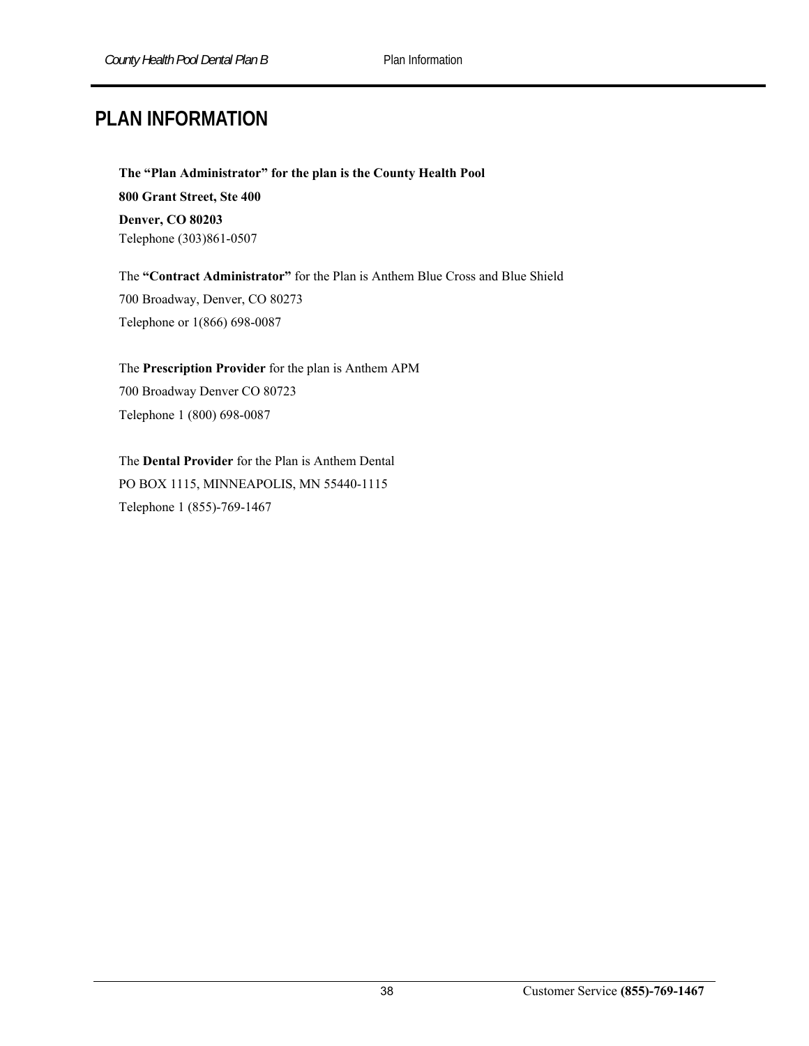# PLAN INFORMATION

**The "Plan Administrator" for the plan is the County Health Pool**

**800 Grant Street, Ste 400**

**Denver, CO 80203**
Telephone (303)861-0507

The **"Contract Administrator"** for the Plan is Anthem Blue Cross and Blue Shield

700 Broadway, Denver, CO 80273

Telephone or 1(866) 698-0087

The **Prescription Provider** for the plan is Anthem APM

700 Broadway Denver CO 80723

Telephone 1 (800) 698-0087

The **Dental Provider** for the Plan is Anthem Dental

PO BOX 1115, MINNEAPOLIS, MN 55440-1115

Telephone 1 (855)-769-1467